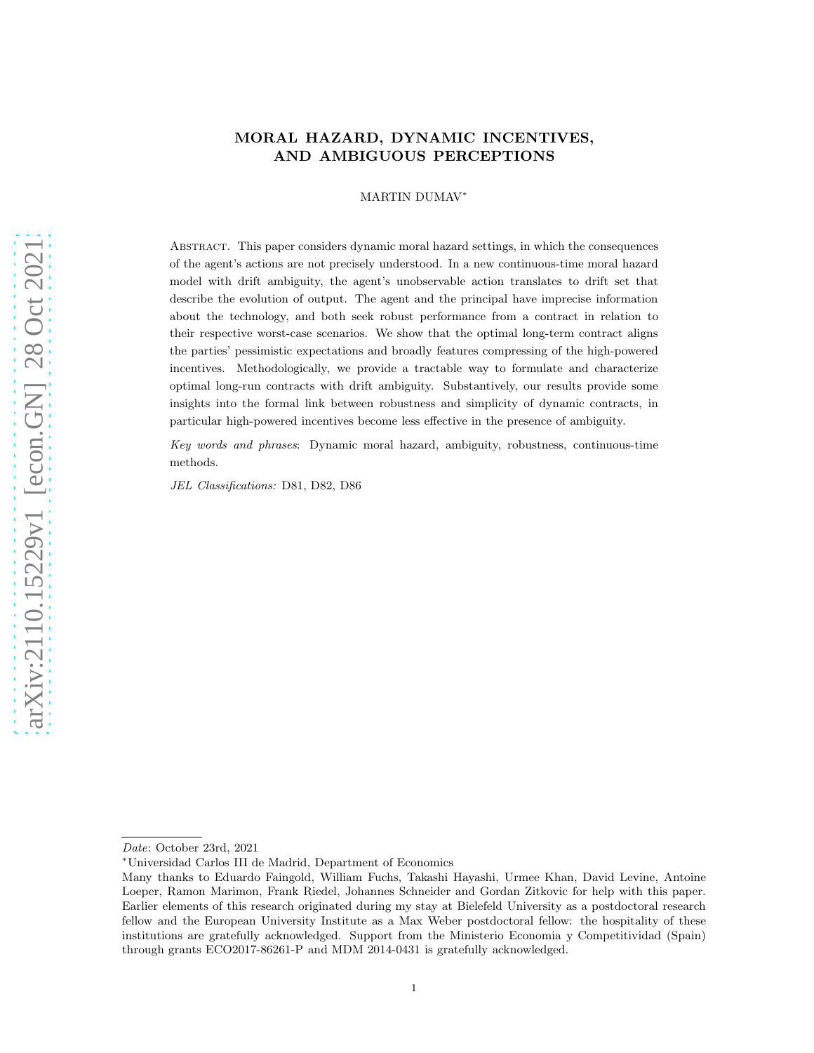# MORAL HAZARD, DYNAMIC INCENTIVES, AND AMBIGUOUS PERCEPTIONS

MARTIN DUMAV*

ABSTRACT. This paper considers dynamic moral hazard settings, in which the consequences of the agent's actions are not precisely understood. In a new continuous-time moral hazard model with drift ambiguity, the agent's unobservable action translates to drift set that describe the evolution of output. The agent and the principal have imprecise information about the technology, and both seek robust performance from a contract in relation to their respective worst-case scenarios. We show that the optimal long-term contract aligns the parties' pessimistic expectations and broadly features compressing of the high-powered incentives. Methodologically, we provide a tractable way to formulate and characterize optimal long-run contracts with drift ambiguity. Substantively, our results provide some insights into the formal link between robustness and simplicity of dynamic contracts, in particular high-powered incentives become less effective in the presence of ambiguity.

*Key words and phrases*: Dynamic moral hazard, ambiguity, robustness, continuous-time methods.

*JEL Classifications:* D81, D82, D86

---

*Date*: October 23rd, 2021

*Universidad Carlos III de Madrid, Department of Economics

Many thanks to Eduardo Faingold, William Fuchs, Takashi Hayashi, Urmee Khan, David Levine, Antoine Loeper, Ramon Marimon, Frank Riedel, Johannes Schneider and Gordan Zitkovic for help with this paper. Earlier elements of this research originated during my stay at Bielefeld University as a postdoctoral research fellow and the European University Institute as a Max Weber postdoctoral fellow: the hospitality of these institutions are gratefully acknowledged. Support from the Ministerio Economia y Competitividad (Spain) through grants ECO2017-86261-P and MDM 2014-0431 is gratefully acknowledged.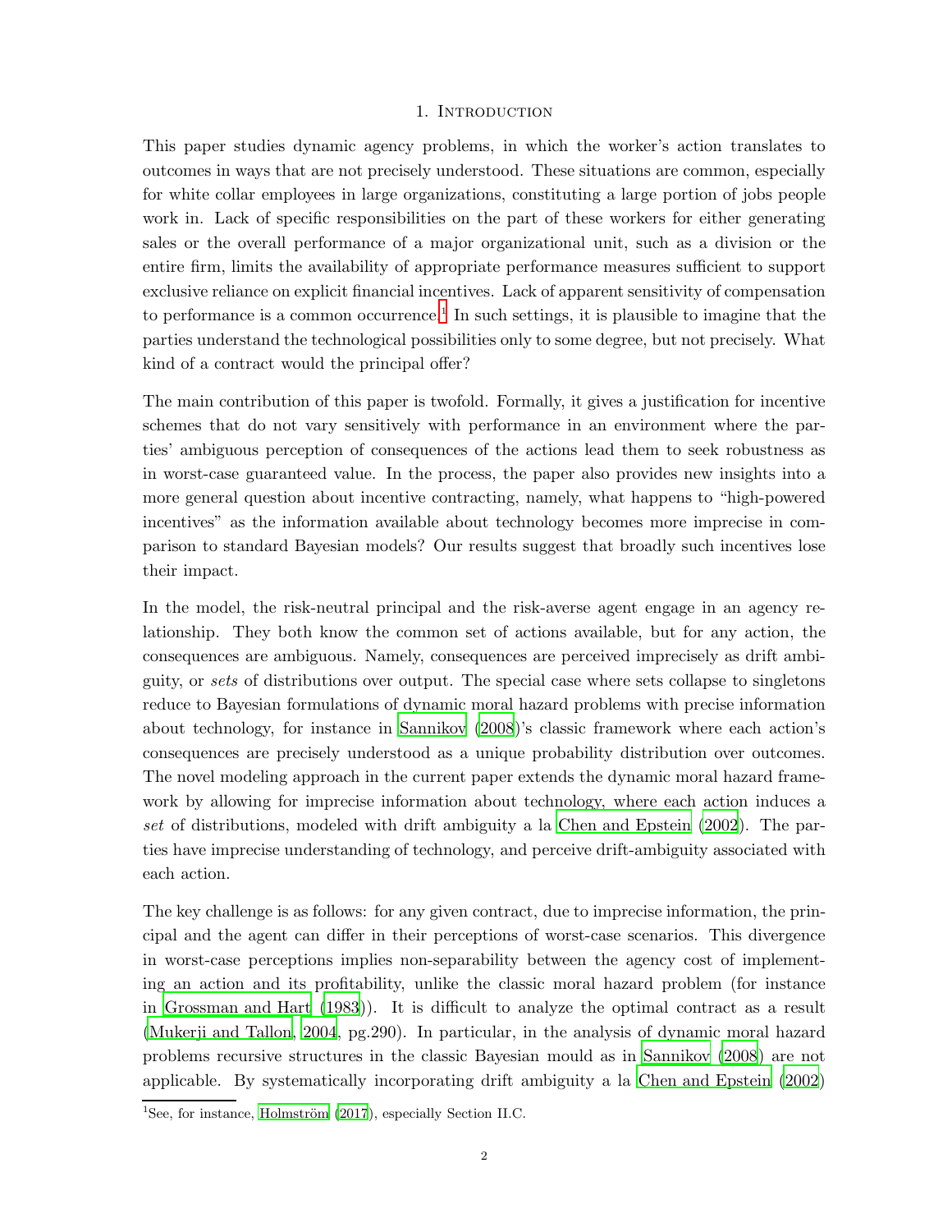## 1. Introduction

This paper studies dynamic agency problems, in which the worker's action translates to outcomes in ways that are not precisely understood. These situations are common, especially for white collar employees in large organizations, constituting a large portion of jobs people work in. Lack of specific responsibilities on the part of these workers for either generating sales or the overall performance of a major organizational unit, such as a division or the entire firm, limits the availability of appropriate performance measures sufficient to support exclusive reliance on explicit financial incentives. Lack of apparent sensitivity of compensation to performance is a common occurrence.[1] In such settings, it is plausible to imagine that the parties understand the technological possibilities only to some degree, but not precisely. What kind of a contract would the principal offer?

The main contribution of this paper is twofold. Formally, it gives a justification for incentive schemes that do not vary sensitively with performance in an environment where the parties' ambiguous perception of consequences of the actions lead them to seek robustness as in worst-case guaranteed value. In the process, the paper also provides new insights into a more general question about incentive contracting, namely, what happens to "high-powered incentives" as the information available about technology becomes more imprecise in comparison to standard Bayesian models? Our results suggest that broadly such incentives lose their impact.

In the model, the risk-neutral principal and the risk-averse agent engage in an agency relationship. They both know the common set of actions available, but for any action, the consequences are ambiguous. Namely, consequences are perceived imprecisely as drift ambiguity, or *sets* of distributions over output. The special case where sets collapse to singletons reduce to Bayesian formulations of dynamic moral hazard problems with precise information about technology, for instance in Sannikov (2008)'s classic framework where each action's consequences are precisely understood as a unique probability distribution over outcomes. The novel modeling approach in the current paper extends the dynamic moral hazard framework by allowing for imprecise information about technology, where each action induces a *set* of distributions, modeled with drift ambiguity a la Chen and Epstein (2002). The parties have imprecise understanding of technology, and perceive drift-ambiguity associated with each action.

The key challenge is as follows: for any given contract, due to imprecise information, the principal and the agent can differ in their perceptions of worst-case scenarios. This divergence in worst-case perceptions implies non-separability between the agency cost of implementing an action and its profitability, unlike the classic moral hazard problem (for instance in Grossman and Hart (1983)). It is difficult to analyze the optimal contract as a result (Mukerji and Tallon, 2004, pg.290). In particular, in the analysis of dynamic moral hazard problems recursive structures in the classic Bayesian mould as in Sannikov (2008) are not applicable. By systematically incorporating drift ambiguity a la Chen and Epstein (2002)

[1] See, for instance, Holmström (2017), especially Section II.C.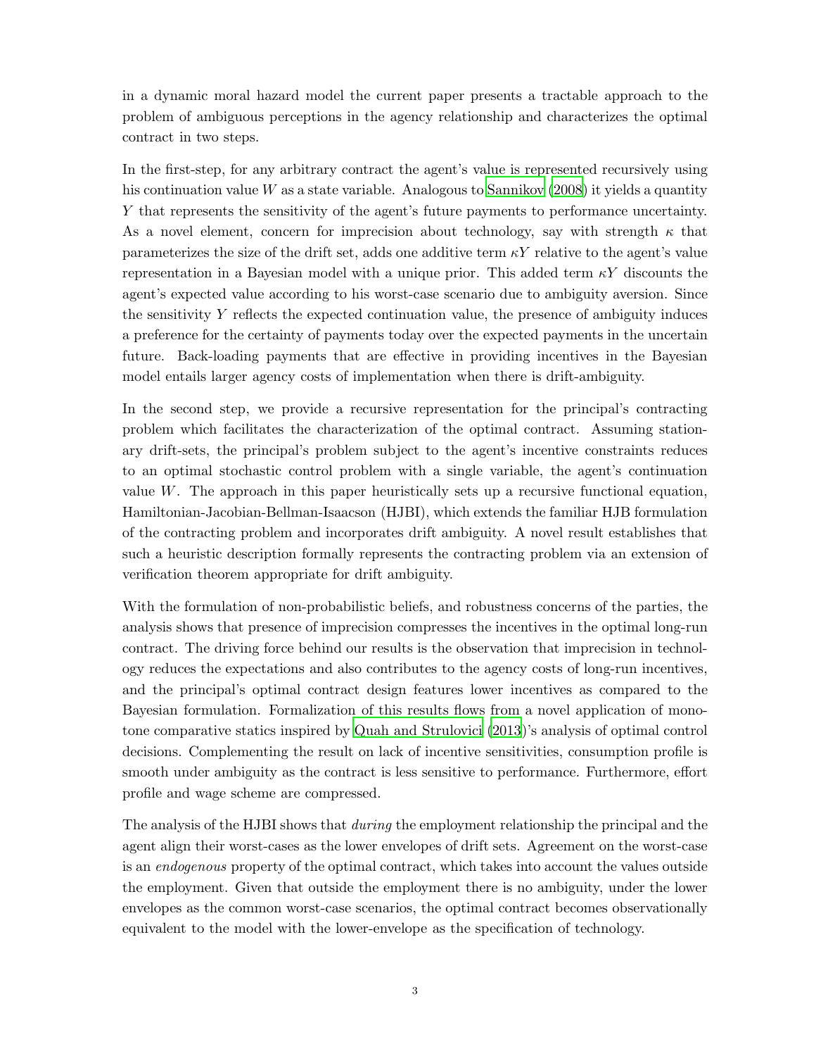in a dynamic moral hazard model the current paper presents a tractable approach to the problem of ambiguous perceptions in the agency relationship and characterizes the optimal contract in two steps.

In the first-step, for any arbitrary contract the agent's value is represented recursively using his continuation value $W$ as a state variable. Analogous to Sannikov (2008) it yields a quantity $Y$ that represents the sensitivity of the agent's future payments to performance uncertainty. As a novel element, concern for imprecision about technology, say with strength $\kappa$ that parameterizes the size of the drift set, adds one additive term $\kappa Y$ relative to the agent's value representation in a Bayesian model with a unique prior. This added term $\kappa Y$ discounts the agent's expected value according to his worst-case scenario due to ambiguity aversion. Since the sensitivity $Y$ reflects the expected continuation value, the presence of ambiguity induces a preference for the certainty of payments today over the expected payments in the uncertain future. Back-loading payments that are effective in providing incentives in the Bayesian model entails larger agency costs of implementation when there is drift-ambiguity.

In the second step, we provide a recursive representation for the principal's contracting problem which facilitates the characterization of the optimal contract. Assuming stationary drift-sets, the principal's problem subject to the agent's incentive constraints reduces to an optimal stochastic control problem with a single variable, the agent's continuation value $W$. The approach in this paper heuristically sets up a recursive functional equation, Hamiltonian-Jacobian-Bellman-Isaacson (HJBI), which extends the familiar HJB formulation of the contracting problem and incorporates drift ambiguity. A novel result establishes that such a heuristic description formally represents the contracting problem via an extension of verification theorem appropriate for drift ambiguity.

With the formulation of non-probabilistic beliefs, and robustness concerns of the parties, the analysis shows that presence of imprecision compresses the incentives in the optimal long-run contract. The driving force behind our results is the observation that imprecision in technology reduces the expectations and also contributes to the agency costs of long-run incentives, and the principal's optimal contract design features lower incentives as compared to the Bayesian formulation. Formalization of this results flows from a novel application of monotone comparative statics inspired by Quah and Strulovici (2013)'s analysis of optimal control decisions. Complementing the result on lack of incentive sensitivities, consumption profile is smooth under ambiguity as the contract is less sensitive to performance. Furthermore, effort profile and wage scheme are compressed.

The analysis of the HJBI shows that *during* the employment relationship the principal and the agent align their worst-cases as the lower envelopes of drift sets. Agreement on the worst-case is an *endogenous* property of the optimal contract, which takes into account the values outside the employment. Given that outside the employment there is no ambiguity, under the lower envelopes as the common worst-case scenarios, the optimal contract becomes observationally equivalent to the model with the lower-envelope as the specification of technology.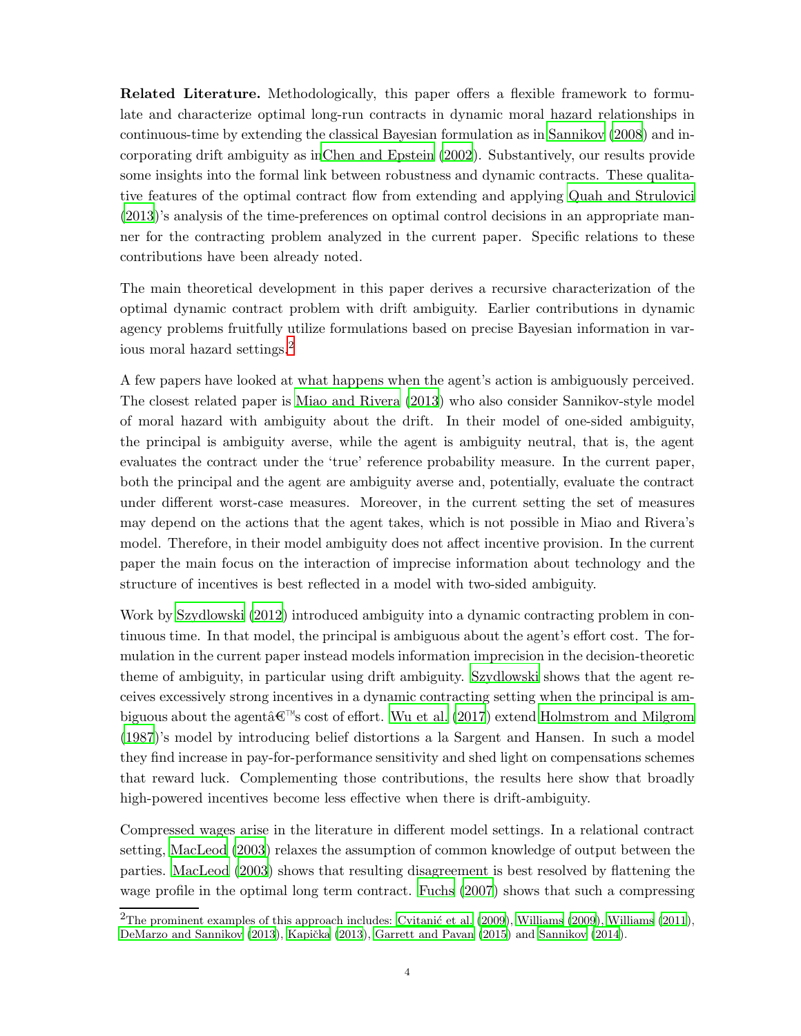**Related Literature.** Methodologically, this paper offers a flexible framework to formulate and characterize optimal long-run contracts in dynamic moral hazard relationships in continuous-time by extending the classical Bayesian formulation as in Sannikov (2008) and incorporating drift ambiguity as inChen and Epstein (2002). Substantively, our results provide some insights into the formal link between robustness and dynamic contracts. These qualitative features of the optimal contract flow from extending and applying Quah and Strulovici (2013)'s analysis of the time-preferences on optimal control decisions in an appropriate manner for the contracting problem analyzed in the current paper. Specific relations to these contributions have been already noted.

The main theoretical development in this paper derives a recursive characterization of the optimal dynamic contract problem with drift ambiguity. Earlier contributions in dynamic agency problems fruitfully utilize formulations based on precise Bayesian information in various moral hazard settings.[2]

A few papers have looked at what happens when the agent's action is ambiguously perceived. The closest related paper is Miao and Rivera (2013) who also consider Sannikov-style model of moral hazard with ambiguity about the drift. In their model of one-sided ambiguity, the principal is ambiguity averse, while the agent is ambiguity neutral, that is, the agent evaluates the contract under the 'true' reference probability measure. In the current paper, both the principal and the agent are ambiguity averse and, potentially, evaluate the contract under different worst-case measures. Moreover, in the current setting the set of measures may depend on the actions that the agent takes, which is not possible in Miao and Rivera's model. Therefore, in their model ambiguity does not affect incentive provision. In the current paper the main focus on the interaction of imprecise information about technology and the structure of incentives is best reflected in a model with two-sided ambiguity.

Work by Szydlowski (2012) introduced ambiguity into a dynamic contracting problem in continuous time. In that model, the principal is ambiguous about the agent's effort cost. The formulation in the current paper instead models information imprecision in the decision-theoretic theme of ambiguity, in particular using drift ambiguity. Szydlowski shows that the agent receives excessively strong incentives in a dynamic contracting setting when the principal is ambiguous about the agentâ€™s cost of effort. Wu et al. (2017) extend Holmstrom and Milgrom (1987)'s model by introducing belief distortions a la Sargent and Hansen. In such a model they find increase in pay-for-performance sensitivity and shed light on compensations schemes that reward luck. Complementing those contributions, the results here show that broadly high-powered incentives become less effective when there is drift-ambiguity.

Compressed wages arise in the literature in different model settings. In a relational contract setting, MacLeod (2003) relaxes the assumption of common knowledge of output between the parties. MacLeod (2003) shows that resulting disagreement is best resolved by flattening the wage profile in the optimal long term contract. Fuchs (2007) shows that such a compressing

[2] The prominent examples of this approach includes: Cvitanić et al. (2009), Williams (2009), Williams (2011), DeMarzo and Sannikov (2013), Kapička (2013), Garrett and Pavan (2015) and Sannikov (2014).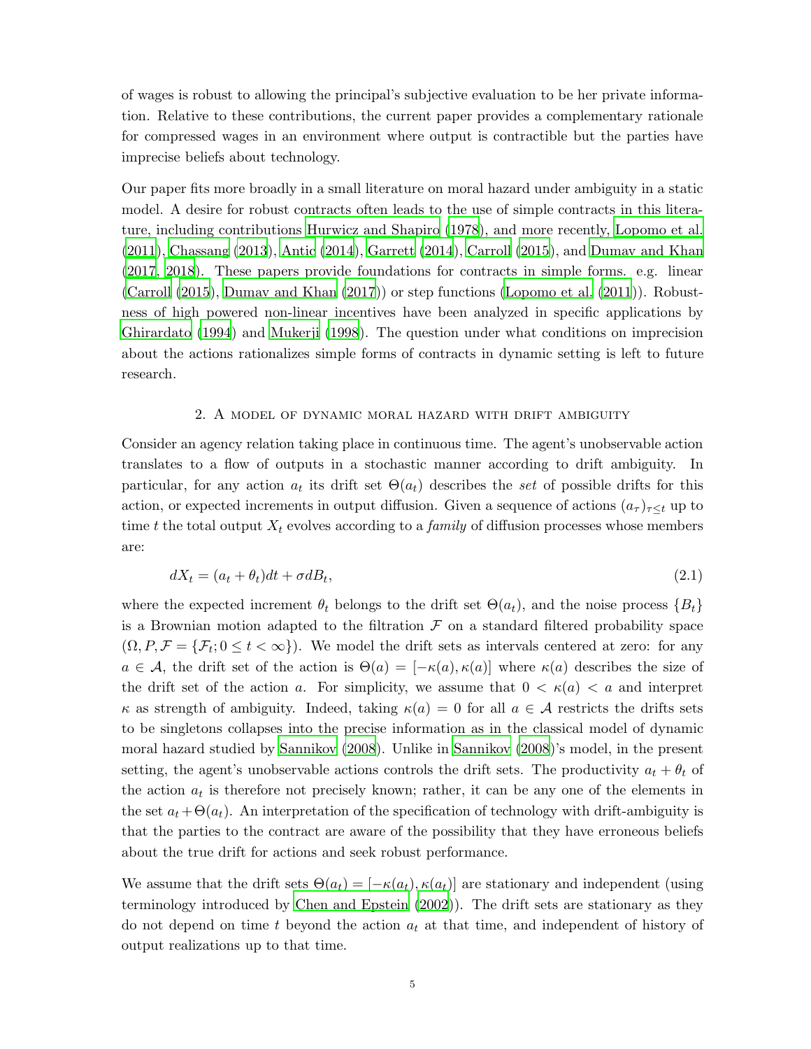of wages is robust to allowing the principal's subjective evaluation to be her private information. Relative to these contributions, the current paper provides a complementary rationale for compressed wages in an environment where output is contractible but the parties have imprecise beliefs about technology.

Our paper fits more broadly in a small literature on moral hazard under ambiguity in a static model. A desire for robust contracts often leads to the use of simple contracts in this literature, including contributions Hurwicz and Shapiro (1978), and more recently, Lopomo et al. (2011), Chassang (2013), Antic (2014), Garrett (2014), Carroll (2015), and Dumav and Khan (2017, 2018). These papers provide foundations for contracts in simple forms. e.g. linear (Carroll (2015), Dumav and Khan (2017)) or step functions (Lopomo et al. (2011)). Robustness of high powered non-linear incentives have been analyzed in specific applications by Ghirardato (1994) and Mukerji (1998). The question under what conditions on imprecision about the actions rationalizes simple forms of contracts in dynamic setting is left to future research.

## 2. A model of dynamic moral hazard with drift ambiguity

Consider an agency relation taking place in continuous time. The agent's unobservable action translates to a flow of outputs in a stochastic manner according to drift ambiguity. In particular, for any action $a_t$ its drift set $\Theta(a_t)$ describes the *set* of possible drifts for this action, or expected increments in output diffusion. Given a sequence of actions $(a_\tau)_{\tau \leq t}$ up to time $t$ the total output $X_t$ evolves according to a *family* of diffusion processes whose members are:

$$dX_t = (a_t + \theta_t)dt + \sigma dB_t, \tag{2.1}$$

where the expected increment $\theta_t$ belongs to the drift set $\Theta(a_t)$, and the noise process $\{B_t\}$ is a Brownian motion adapted to the filtration $\mathcal{F}$ on a standard filtered probability space $(\Omega, P, \mathcal{F} = \{\mathcal{F}_t; 0 \leq t < \infty\})$. We model the drift sets as intervals centered at zero: for any $a \in \mathcal{A}$, the drift set of the action is $\Theta(a) = [-\kappa(a), \kappa(a)]$ where $\kappa(a)$ describes the size of the drift set of the action $a$. For simplicity, we assume that $0 < \kappa(a) < a$ and interpret $\kappa$ as strength of ambiguity. Indeed, taking $\kappa(a) = 0$ for all $a \in \mathcal{A}$ restricts the drifts sets to be singletons collapses into the precise information as in the classical model of dynamic moral hazard studied by Sannikov (2008). Unlike in Sannikov (2008)'s model, in the present setting, the agent's unobservable actions controls the drift sets. The productivity $a_t + \theta_t$ of the action $a_t$ is therefore not precisely known; rather, it can be any one of the elements in the set $a_t + \Theta(a_t)$. An interpretation of the specification of technology with drift-ambiguity is that the parties to the contract are aware of the possibility that they have erroneous beliefs about the true drift for actions and seek robust performance.

We assume that the drift sets $\Theta(a_t) = [-\kappa(a_t), \kappa(a_t)]$ are stationary and independent (using terminology introduced by Chen and Epstein (2002)). The drift sets are stationary as they do not depend on time $t$ beyond the action $a_t$ at that time, and independent of history of output realizations up to that time.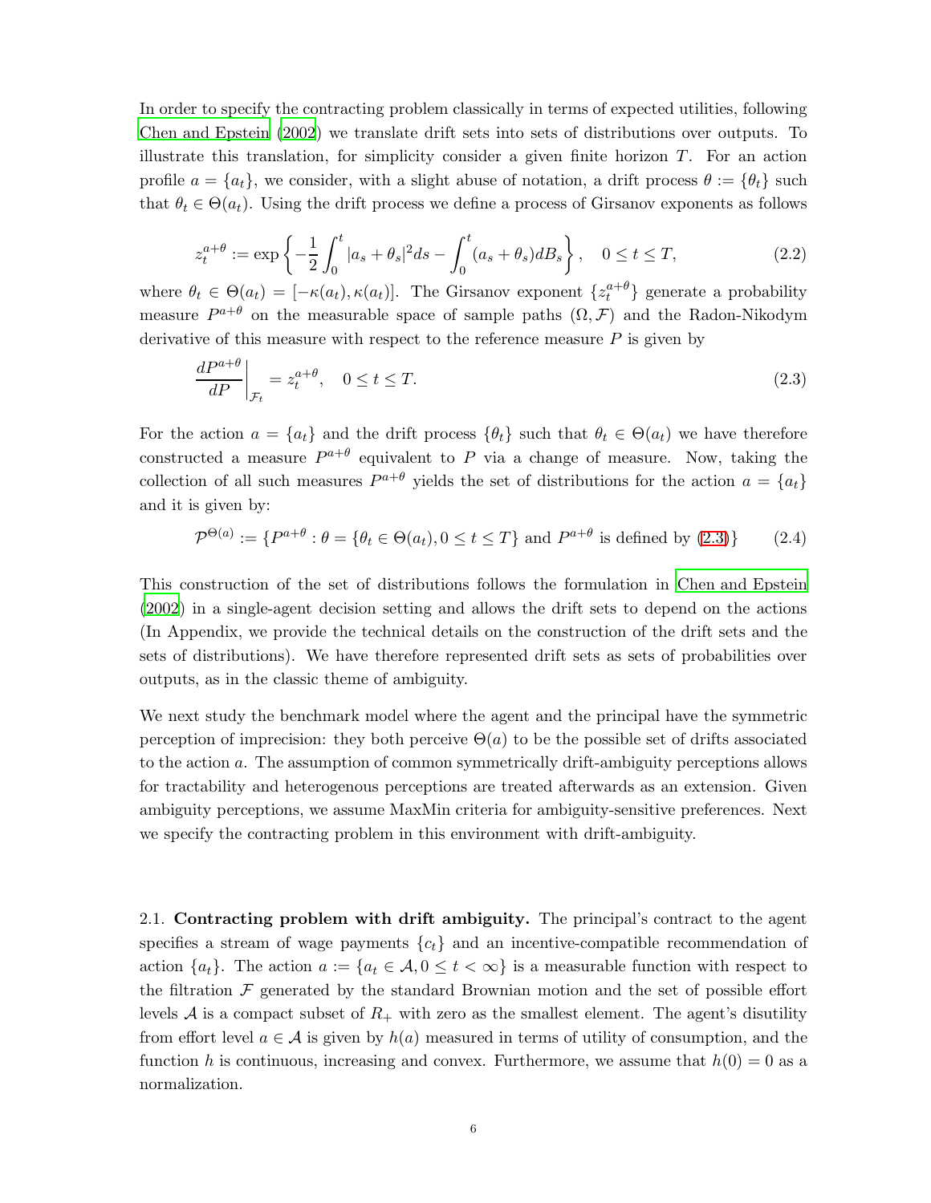In order to specify the contracting problem classically in terms of expected utilities, following Chen and Epstein (2002) we translate drift sets into sets of distributions over outputs. To illustrate this translation, for simplicity consider a given finite horizon $T$. For an action profile $a = \{a_t\}$, we consider, with a slight abuse of notation, a drift process $\theta := \{\theta_t\}$ such that $\theta_t \in \Theta(a_t)$. Using the drift process we define a process of Girsanov exponents as follows

$$z_t^{a+\theta} := \exp\left\{-\frac{1}{2}\int_0^t |a_s + \theta_s|^2 ds - \int_0^t (a_s + \theta_s) dB_s\right\}, \quad 0 \leq t \leq T, \tag{2.2}$$

where $\theta_t \in \Theta(a_t) = [-\kappa(a_t), \kappa(a_t)]$. The Girsanov exponent $\{z_t^{a+\theta}\}$ generate a probability measure $P^{a+\theta}$ on the measurable space of sample paths $(\Omega, \mathcal{F})$ and the Radon-Nikodym derivative of this measure with respect to the reference measure $P$ is given by

$$\left.\frac{dP^{a+\theta}}{dP}\right|_{\mathcal{F}_t} = z_t^{a+\theta}, \quad 0 \leq t \leq T. \tag{2.3}$$

For the action $a = \{a_t\}$ and the drift process $\{\theta_t\}$ such that $\theta_t \in \Theta(a_t)$ we have therefore constructed a measure $P^{a+\theta}$ equivalent to $P$ via a change of measure. Now, taking the collection of all such measures $P^{a+\theta}$ yields the set of distributions for the action $a = \{a_t\}$ and it is given by:

$$\mathcal{P}^{\Theta(a)} := \{P^{a+\theta} : \theta = \{\theta_t \in \Theta(a_t), 0 \leq t \leq T\} \text{ and } P^{a+\theta} \text{ is defined by (2.3)}\} \tag{2.4}$$

This construction of the set of distributions follows the formulation in Chen and Epstein (2002) in a single-agent decision setting and allows the drift sets to depend on the actions (In Appendix, we provide the technical details on the construction of the drift sets and the sets of distributions). We have therefore represented drift sets as sets of probabilities over outputs, as in the classic theme of ambiguity.

We next study the benchmark model where the agent and the principal have the symmetric perception of imprecision: they both perceive $\Theta(a)$ to be the possible set of drifts associated to the action $a$. The assumption of common symmetrically drift-ambiguity perceptions allows for tractability and heterogenous perceptions are treated afterwards as an extension. Given ambiguity perceptions, we assume MaxMin criteria for ambiguity-sensitive preferences. Next we specify the contracting problem in this environment with drift-ambiguity.

2.1. **Contracting problem with drift ambiguity.** The principal's contract to the agent specifies a stream of wage payments $\{c_t\}$ and an incentive-compatible recommendation of action $\{a_t\}$. The action $a := \{a_t \in \mathcal{A}, 0 \leq t < \infty\}$ is a measurable function with respect to the filtration $\mathcal{F}$ generated by the standard Brownian motion and the set of possible effort levels $\mathcal{A}$ is a compact subset of $R_+$ with zero as the smallest element. The agent's disutility from effort level $a \in \mathcal{A}$ is given by $h(a)$ measured in terms of utility of consumption, and the function $h$ is continuous, increasing and convex. Furthermore, we assume that $h(0) = 0$ as a normalization.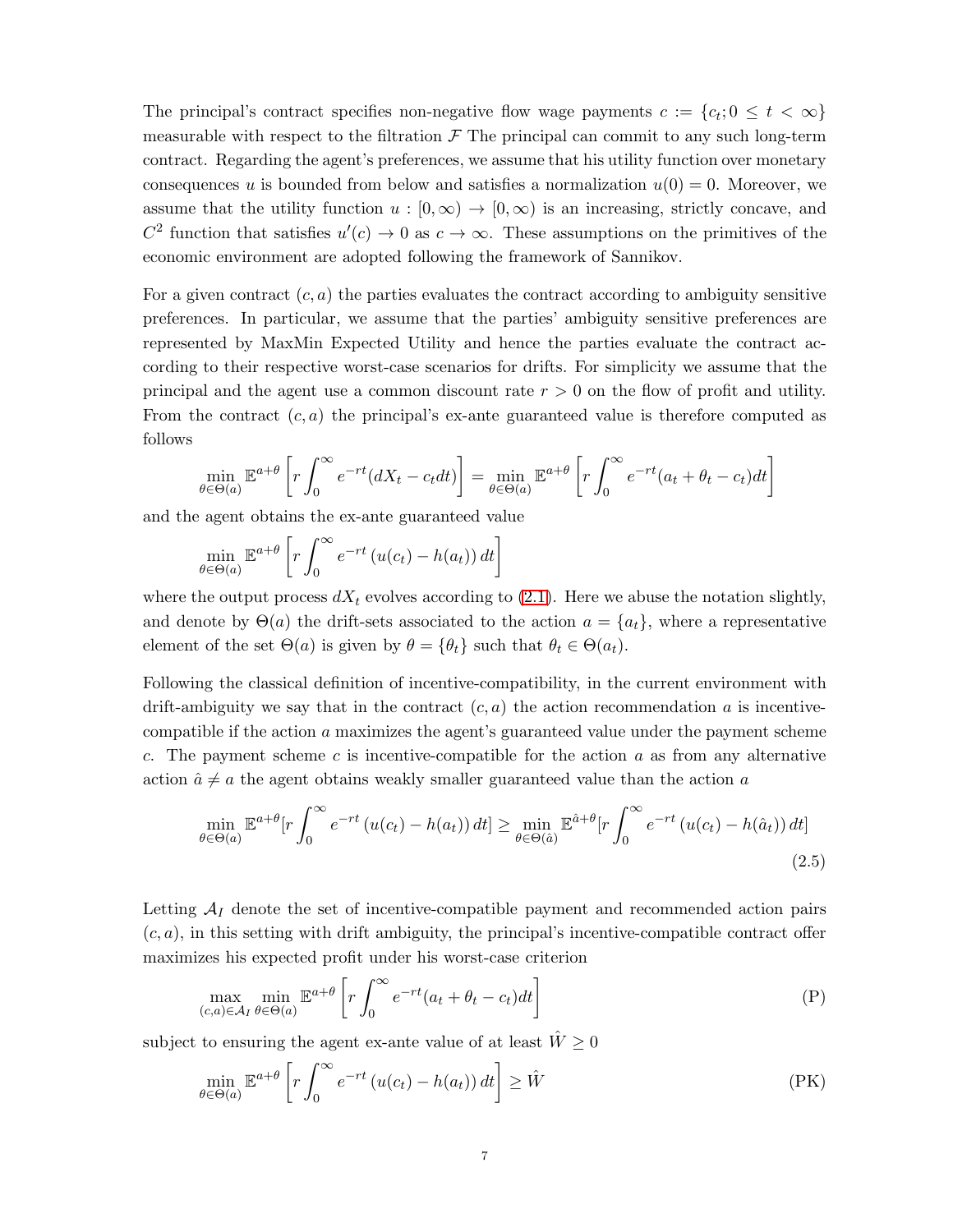The principal's contract specifies non-negative flow wage payments $c := \{c_t; 0 \leq t < \infty\}$ measurable with respect to the filtration $\mathcal{F}$ The principal can commit to any such long-term contract. Regarding the agent's preferences, we assume that his utility function over monetary consequences $u$ is bounded from below and satisfies a normalization $u(0) = 0$. Moreover, we assume that the utility function $u : [0, \infty) \to [0, \infty)$ is an increasing, strictly concave, and $C^2$ function that satisfies $u'(c) \to 0$ as $c \to \infty$. These assumptions on the primitives of the economic environment are adopted following the framework of Sannikov.

For a given contract $(c, a)$ the parties evaluates the contract according to ambiguity sensitive preferences. In particular, we assume that the parties' ambiguity sensitive preferences are represented by MaxMin Expected Utility and hence the parties evaluate the contract according to their respective worst-case scenarios for drifts. For simplicity we assume that the principal and the agent use a common discount rate $r > 0$ on the flow of profit and utility. From the contract $(c, a)$ the principal's ex-ante guaranteed value is therefore computed as follows

$$\min_{\theta \in \Theta(a)} \mathbb{E}^{a+\theta}\left[r \int_0^\infty e^{-rt}(dX_t - c_t dt)\right] = \min_{\theta \in \Theta(a)} \mathbb{E}^{a+\theta}\left[r \int_0^\infty e^{-rt}(a_t + \theta_t - c_t)dt\right]$$

and the agent obtains the ex-ante guaranteed value

$$\min_{\theta \in \Theta(a)} \mathbb{E}^{a+\theta}\left[r \int_0^\infty e^{-rt}\left(u(c_t) - h(a_t)\right)dt\right]$$

where the output process $dX_t$ evolves according to (2.1). Here we abuse the notation slightly, and denote by $\Theta(a)$ the drift-sets associated to the action $a = \{a_t\}$, where a representative element of the set $\Theta(a)$ is given by $\theta = \{\theta_t\}$ such that $\theta_t \in \Theta(a_t)$.

Following the classical definition of incentive-compatibility, in the current environment with drift-ambiguity we say that in the contract $(c, a)$ the action recommendation $a$ is incentive-compatible if the action $a$ maximizes the agent's guaranteed value under the payment scheme $c$. The payment scheme $c$ is incentive-compatible for the action $a$ as from any alternative action $\hat{a} \neq a$ the agent obtains weakly smaller guaranteed value than the action $a$

$$\min_{\theta \in \Theta(a)} \mathbb{E}^{a+\theta}[r \int_0^\infty e^{-rt}\left(u(c_t) - h(a_t)\right)dt] \geq \min_{\theta \in \Theta(\hat{a})} \mathbb{E}^{\hat{a}+\theta}[r \int_0^\infty e^{-rt}\left(u(c_t) - h(\hat{a}_t)\right)dt] \tag{2.5}$$

Letting $\mathcal{A}_I$ denote the set of incentive-compatible payment and recommended action pairs $(c, a)$, in this setting with drift ambiguity, the principal's incentive-compatible contract offer maximizes his expected profit under his worst-case criterion

$$\max_{(c,a) \in \mathcal{A}_I} \min_{\theta \in \Theta(a)} \mathbb{E}^{a+\theta}\left[r \int_0^\infty e^{-rt}(a_t + \theta_t - c_t)dt\right] \tag{P}$$

subject to ensuring the agent ex-ante value of at least $\hat{W} \geq 0$

$$\min_{\theta \in \Theta(a)} \mathbb{E}^{a+\theta}\left[r \int_0^\infty e^{-rt}\left(u(c_t) - h(a_t)\right)dt\right] \geq \hat{W} \tag{PK}$$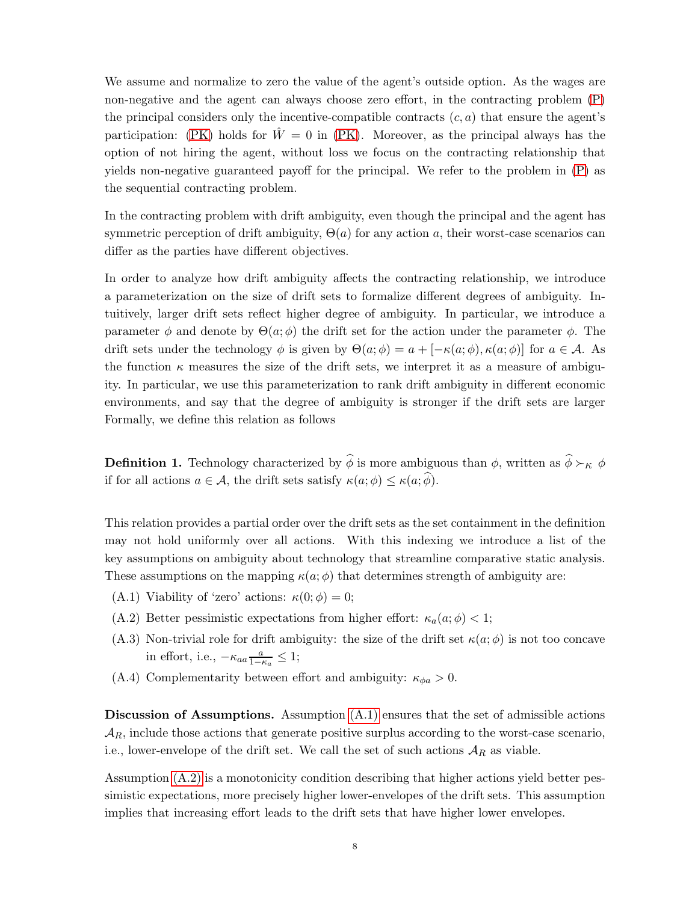We assume and normalize to zero the value of the agent's outside option. As the wages are non-negative and the agent can always choose zero effort, in the contracting problem (P) the principal considers only the incentive-compatible contracts $(c, a)$ that ensure the agent's participation: (PK) holds for $\hat{W} = 0$ in (PK). Moreover, as the principal always has the option of not hiring the agent, without loss we focus on the contracting relationship that yields non-negative guaranteed payoff for the principal. We refer to the problem in (P) as the sequential contracting problem.

In the contracting problem with drift ambiguity, even though the principal and the agent has symmetric perception of drift ambiguity, $\Theta(a)$ for any action $a$, their worst-case scenarios can differ as the parties have different objectives.

In order to analyze how drift ambiguity affects the contracting relationship, we introduce a parameterization on the size of drift sets to formalize different degrees of ambiguity. Intuitively, larger drift sets reflect higher degree of ambiguity. In particular, we introduce a parameter $\phi$ and denote by $\Theta(a; \phi)$ the drift set for the action under the parameter $\phi$. The drift sets under the technology $\phi$ is given by $\Theta(a; \phi) = a + [-\kappa(a; \phi), \kappa(a; \phi)]$ for $a \in \mathcal{A}$. As the function $\kappa$ measures the size of the drift sets, we interpret it as a measure of ambiguity. In particular, we use this parameterization to rank drift ambiguity in different economic environments, and say that the degree of ambiguity is stronger if the drift sets are larger Formally, we define this relation as follows

**Definition 1.** Technology characterized by $\widehat{\phi}$ is more ambiguous than $\phi$, written as $\widehat{\phi} \succ_{\kappa} \phi$ if for all actions $a \in \mathcal{A}$, the drift sets satisfy $\kappa(a; \phi) \leq \kappa(a; \widehat{\phi})$.

This relation provides a partial order over the drift sets as the set containment in the definition may not hold uniformly over all actions. With this indexing we introduce a list of the key assumptions on ambiguity about technology that streamline comparative static analysis. These assumptions on the mapping $\kappa(a; \phi)$ that determines strength of ambiguity are:

(A.1) Viability of 'zero' actions: $\kappa(0; \phi) = 0$;

(A.2) Better pessimistic expectations from higher effort: $\kappa_a(a; \phi) < 1$;

(A.3) Non-trivial role for drift ambiguity: the size of the drift set $\kappa(a; \phi)$ is not too concave in effort, i.e., $-\kappa_{aa} \frac{a}{1-\kappa_a} \leq 1$;

(A.4) Complementarity between effort and ambiguity: $\kappa_{\phi a} > 0$.

**Discussion of Assumptions.** Assumption (A.1) ensures that the set of admissible actions $\mathcal{A}_R$, include those actions that generate positive surplus according to the worst-case scenario, i.e., lower-envelope of the drift set. We call the set of such actions $\mathcal{A}_R$ as viable.

Assumption (A.2) is a monotonicity condition describing that higher actions yield better pessimistic expectations, more precisely higher lower-envelopes of the drift sets. This assumption implies that increasing effort leads to the drift sets that have higher lower envelopes.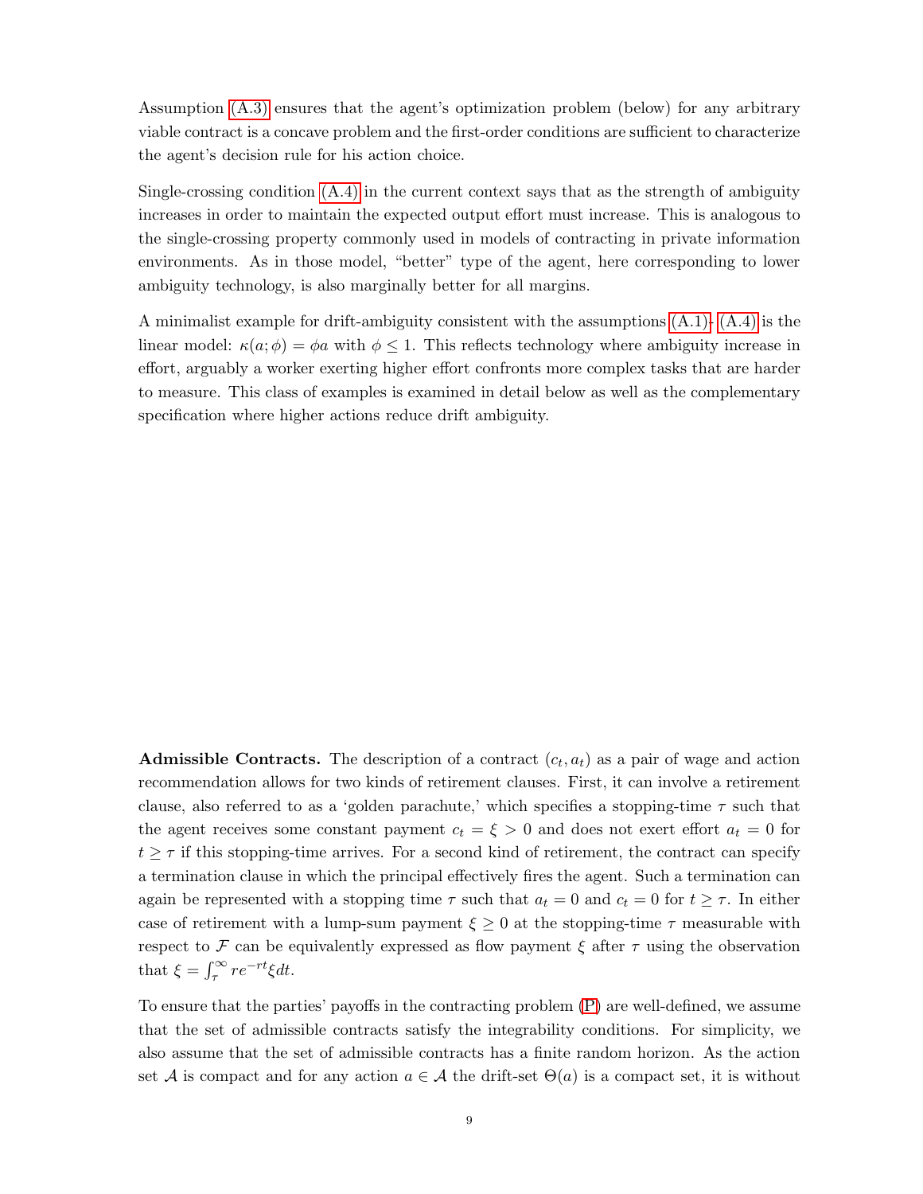Assumption (A.3) ensures that the agent's optimization problem (below) for any arbitrary viable contract is a concave problem and the first-order conditions are sufficient to characterize the agent's decision rule for his action choice.

Single-crossing condition (A.4) in the current context says that as the strength of ambiguity increases in order to maintain the expected output effort must increase. This is analogous to the single-crossing property commonly used in models of contracting in private information environments. As in those model, "better" type of the agent, here corresponding to lower ambiguity technology, is also marginally better for all margins.

A minimalist example for drift-ambiguity consistent with the assumptions (A.1)–(A.4) is the linear model: $\kappa(a; \phi) = \phi a$ with $\phi \leq 1$. This reflects technology where ambiguity increase in effort, arguably a worker exerting higher effort confronts more complex tasks that are harder to measure. This class of examples is examined in detail below as well as the complementary specification where higher actions reduce drift ambiguity.

**Admissible Contracts.** The description of a contract $(c_t, a_t)$ as a pair of wage and action recommendation allows for two kinds of retirement clauses. First, it can involve a retirement clause, also referred to as a 'golden parachute,' which specifies a stopping-time $\tau$ such that the agent receives some constant payment $c_t = \xi > 0$ and does not exert effort $a_t = 0$ for $t \geq \tau$ if this stopping-time arrives. For a second kind of retirement, the contract can specify a termination clause in which the principal effectively fires the agent. Such a termination can again be represented with a stopping time $\tau$ such that $a_t = 0$ and $c_t = 0$ for $t \geq \tau$. In either case of retirement with a lump-sum payment $\xi \geq 0$ at the stopping-time $\tau$ measurable with respect to $\mathcal{F}$ can be equivalently expressed as flow payment $\xi$ after $\tau$ using the observation that $\xi = \int_\tau^\infty re^{-rt}\xi dt$.

To ensure that the parties' payoffs in the contracting problem (P) are well-defined, we assume that the set of admissible contracts satisfy the integrability conditions. For simplicity, we also assume that the set of admissible contracts has a finite random horizon. As the action set $\mathcal{A}$ is compact and for any action $a \in \mathcal{A}$ the drift-set $\Theta(a)$ is a compact set, it is without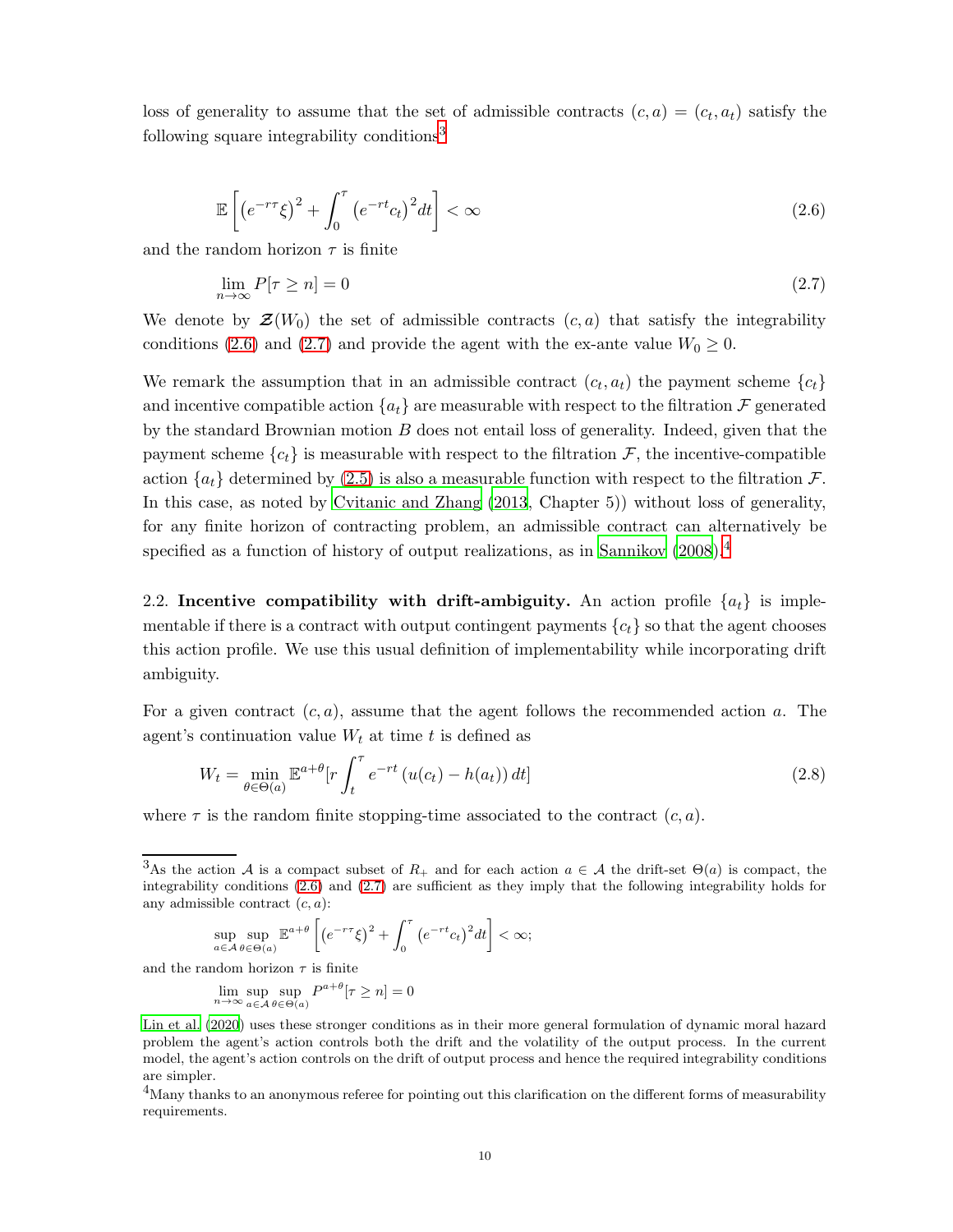loss of generality to assume that the set of admissible contracts $(c, a) = (c_t, a_t)$ satisfy the following square integrability conditions[3]

$$\mathbb{E}\left[\left(e^{-r\tau}\xi\right)^2 + \int_0^\tau \left(e^{-rt}c_t\right)^2 dt\right] < \infty \tag{2.6}$$

and the random horizon $\tau$ is finite

$$\lim_{n\to\infty} P[\tau \geq n] = 0 \tag{2.7}$$

We denote by $\boldsymbol{\mathcal{Z}}(W_0)$ the set of admissible contracts $(c, a)$ that satisfy the integrability conditions (2.6) and (2.7) and provide the agent with the ex-ante value $W_0 \geq 0$.

We remark the assumption that in an admissible contract $(c_t, a_t)$ the payment scheme $\{c_t\}$ and incentive compatible action $\{a_t\}$ are measurable with respect to the filtration $\mathcal{F}$ generated by the standard Brownian motion $B$ does not entail loss of generality. Indeed, given that the payment scheme $\{c_t\}$ is measurable with respect to the filtration $\mathcal{F}$, the incentive-compatible action $\{a_t\}$ determined by (2.5) is also a measurable function with respect to the filtration $\mathcal{F}$. In this case, as noted by Cvitanic and Zhang (2013, Chapter 5)) without loss of generality, for any finite horizon of contracting problem, an admissible contract can alternatively be specified as a function of history of output realizations, as in Sannikov (2008).[4]

2.2. **Incentive compatibility with drift-ambiguity.** An action profile $\{a_t\}$ is implementable if there is a contract with output contingent payments $\{c_t\}$ so that the agent chooses this action profile. We use this usual definition of implementability while incorporating drift ambiguity.

For a given contract $(c, a)$, assume that the agent follows the recommended action $a$. The agent's continuation value $W_t$ at time $t$ is defined as

$$W_t = \min_{\theta\in\Theta(a)} \mathbb{E}^{a+\theta}[r\int_t^\tau e^{-rt}\left(u(c_t) - h(a_t)\right)dt] \tag{2.8}$$

where $\tau$ is the random finite stopping-time associated to the contract $(c, a)$.

---

[3]As the action $\mathcal{A}$ is a compact subset of $R_+$ and for each action $a \in \mathcal{A}$ the drift-set $\Theta(a)$ is compact, the integrability conditions (2.6) and (2.7) are sufficient as they imply that the following integrability holds for any admissible contract $(c, a)$:

$$\sup_{a\in\mathcal{A}}\sup_{\theta\in\Theta(a)} \mathbb{E}^{a+\theta}\left[\left(e^{-r\tau}\xi\right)^2 + \int_0^\tau \left(e^{-rt}c_t\right)^2 dt\right] < \infty;$$

and the random horizon $\tau$ is finite

$$\lim_{n\to\infty}\sup_{a\in\mathcal{A}}\sup_{\theta\in\Theta(a)} P^{a+\theta}[\tau \geq n] = 0$$

Lin et al. (2020) uses these stronger conditions as in their more general formulation of dynamic moral hazard problem the agent's action controls both the drift and the volatility of the output process. In the current model, the agent's action controls on the drift of output process and hence the required integrability conditions are simpler.

[4]Many thanks to an anonymous referee for pointing out this clarification on the different forms of measurability requirements.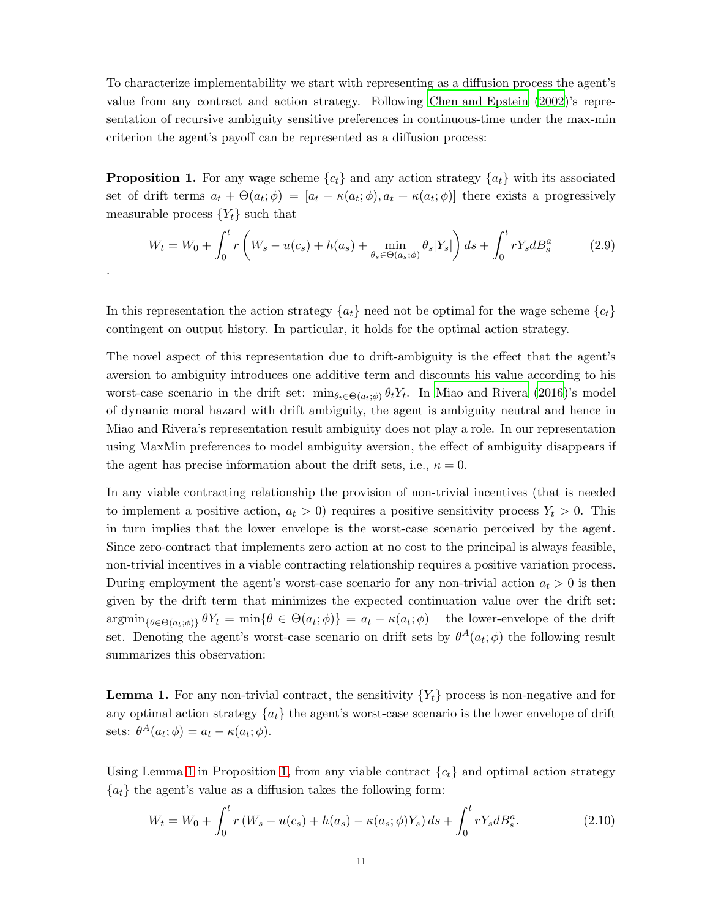To characterize implementability we start with representing as a diffusion process the agent's value from any contract and action strategy. Following Chen and Epstein (2002)'s representation of recursive ambiguity sensitive preferences in continuous-time under the max-min criterion the agent's payoff can be represented as a diffusion process:

**Proposition 1.** For any wage scheme $\{c_t\}$ and any action strategy $\{a_t\}$ with its associated set of drift terms $a_t + \Theta(a_t;\phi) = [a_t - \kappa(a_t;\phi), a_t + \kappa(a_t;\phi)]$ there exists a progressively measurable process $\{Y_t\}$ such that

$$W_t = W_0 + \int_0^t r\left(W_s - u(c_s) + h(a_s) + \min_{\theta_s \in \Theta(a_s;\phi)} \theta_s |Y_s|\right) ds + \int_0^t rY_s dB_s^a \tag{2.9}$$

.

In this representation the action strategy $\{a_t\}$ need not be optimal for the wage scheme $\{c_t\}$ contingent on output history. In particular, it holds for the optimal action strategy.

The novel aspect of this representation due to drift-ambiguity is the effect that the agent's aversion to ambiguity introduces one additive term and discounts his value according to his worst-case scenario in the drift set: $\min_{\theta_t \in \Theta(a_t;\phi)} \theta_t Y_t$. In Miao and Rivera (2016)'s model of dynamic moral hazard with drift ambiguity, the agent is ambiguity neutral and hence in Miao and Rivera's representation result ambiguity does not play a role. In our representation using MaxMin preferences to model ambiguity aversion, the effect of ambiguity disappears if the agent has precise information about the drift sets, i.e., $\kappa = 0$.

In any viable contracting relationship the provision of non-trivial incentives (that is needed to implement a positive action, $a_t > 0$) requires a positive sensitivity process $Y_t > 0$. This in turn implies that the lower envelope is the worst-case scenario perceived by the agent. Since zero-contract that implements zero action at no cost to the principal is always feasible, non-trivial incentives in a viable contracting relationship requires a positive variation process. During employment the agent's worst-case scenario for any non-trivial action $a_t > 0$ is then given by the drift term that minimizes the expected continuation value over the drift set: $\operatorname{argmin}_{\{\theta \in \Theta(a_t;\phi)\}} \theta Y_t = \min\{\theta \in \Theta(a_t;\phi)\} = a_t - \kappa(a_t;\phi)$ – the lower-envelope of the drift set. Denoting the agent's worst-case scenario on drift sets by $\theta^A(a_t;\phi)$ the following result summarizes this observation:

**Lemma 1.** For any non-trivial contract, the sensitivity $\{Y_t\}$ process is non-negative and for any optimal action strategy $\{a_t\}$ the agent's worst-case scenario is the lower envelope of drift sets: $\theta^A(a_t;\phi) = a_t - \kappa(a_t;\phi)$.

Using Lemma 1 in Proposition 1, from any viable contract $\{c_t\}$ and optimal action strategy $\{a_t\}$ the agent's value as a diffusion takes the following form:

$$W_t = W_0 + \int_0^t r\left(W_s - u(c_s) + h(a_s) - \kappa(a_s;\phi)Y_s\right) ds + \int_0^t rY_s dB_s^a. \tag{2.10}$$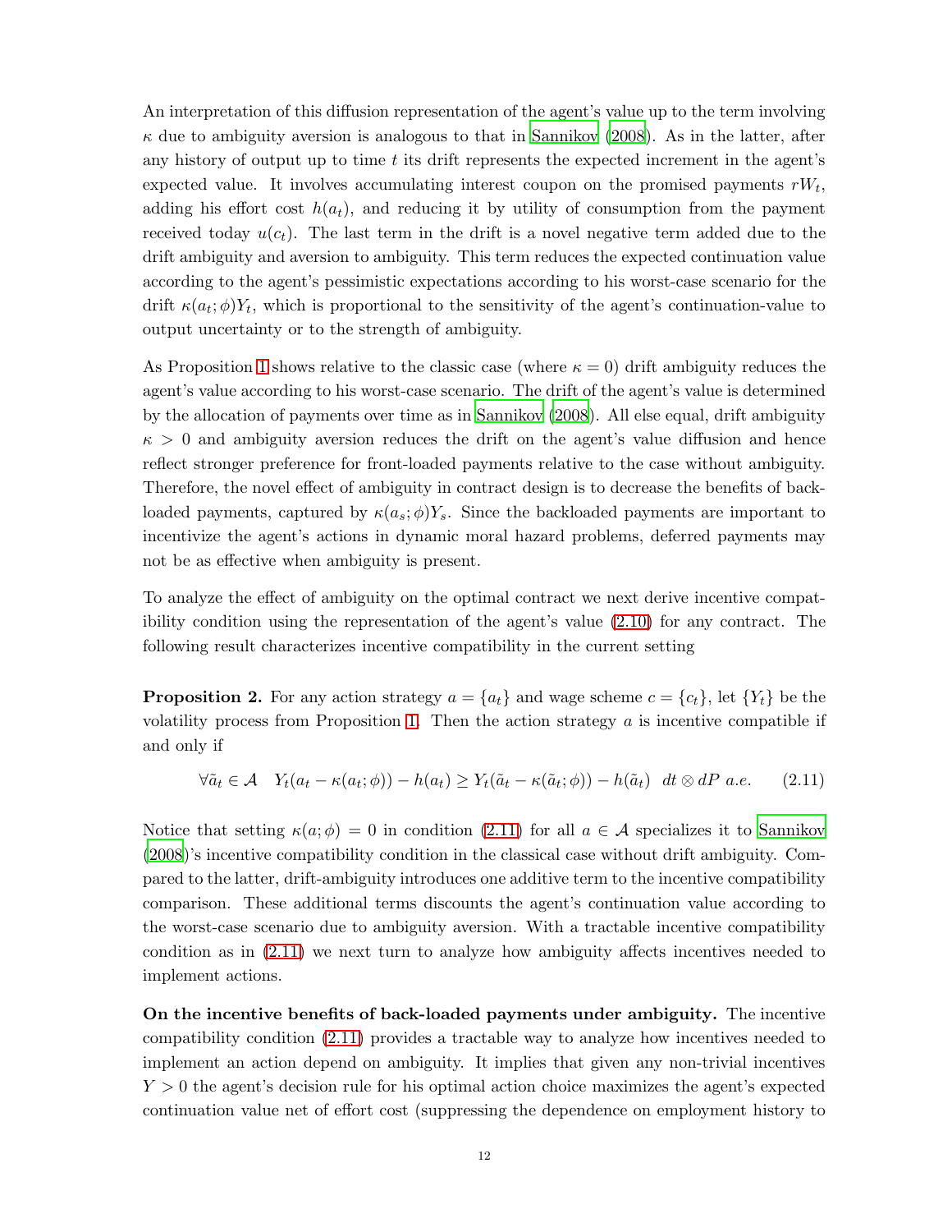An interpretation of this diffusion representation of the agent's value up to the term involving $\kappa$ due to ambiguity aversion is analogous to that in Sannikov (2008). As in the latter, after any history of output up to time $t$ its drift represents the expected increment in the agent's expected value. It involves accumulating interest coupon on the promised payments $rW_t$, adding his effort cost $h(a_t)$, and reducing it by utility of consumption from the payment received today $u(c_t)$. The last term in the drift is a novel negative term added due to the drift ambiguity and aversion to ambiguity. This term reduces the expected continuation value according to the agent's pessimistic expectations according to his worst-case scenario for the drift $\kappa(a_t;\phi)Y_t$, which is proportional to the sensitivity of the agent's continuation-value to output uncertainty or to the strength of ambiguity.

As Proposition 1 shows relative to the classic case (where $\kappa = 0$) drift ambiguity reduces the agent's value according to his worst-case scenario. The drift of the agent's value is determined by the allocation of payments over time as in Sannikov (2008). All else equal, drift ambiguity $\kappa > 0$ and ambiguity aversion reduces the drift on the agent's value diffusion and hence reflect stronger preference for front-loaded payments relative to the case without ambiguity. Therefore, the novel effect of ambiguity in contract design is to decrease the benefits of back-loaded payments, captured by $\kappa(a_s;\phi)Y_s$. Since the backloaded payments are important to incentivize the agent's actions in dynamic moral hazard problems, deferred payments may not be as effective when ambiguity is present.

To analyze the effect of ambiguity on the optimal contract we next derive incentive compatibility condition using the representation of the agent's value (2.10) for any contract. The following result characterizes incentive compatibility in the current setting

**Proposition 2.** For any action strategy $a = \{a_t\}$ and wage scheme $c = \{c_t\}$, let $\{Y_t\}$ be the volatility process from Proposition 1. Then the action strategy $a$ is incentive compatible if and only if

$$\forall \tilde{a}_t \in \mathcal{A} \quad Y_t(a_t - \kappa(a_t;\phi)) - h(a_t) \geq Y_t(\tilde{a}_t - \kappa(\tilde{a}_t;\phi)) - h(\tilde{a}_t) \quad dt \otimes dP \ a.e. \tag{2.11}$$

Notice that setting $\kappa(a;\phi) = 0$ in condition (2.11) for all $a \in \mathcal{A}$ specializes it to Sannikov (2008)'s incentive compatibility condition in the classical case without drift ambiguity. Compared to the latter, drift-ambiguity introduces one additive term to the incentive compatibility comparison. These additional terms discounts the agent's continuation value according to the worst-case scenario due to ambiguity aversion. With a tractable incentive compatibility condition as in (2.11) we next turn to analyze how ambiguity affects incentives needed to implement actions.

**On the incentive benefits of back-loaded payments under ambiguity.** The incentive compatibility condition (2.11) provides a tractable way to analyze how incentives needed to implement an action depend on ambiguity. It implies that given any non-trivial incentives $Y > 0$ the agent's decision rule for his optimal action choice maximizes the agent's expected continuation value net of effort cost (suppressing the dependence on employment history to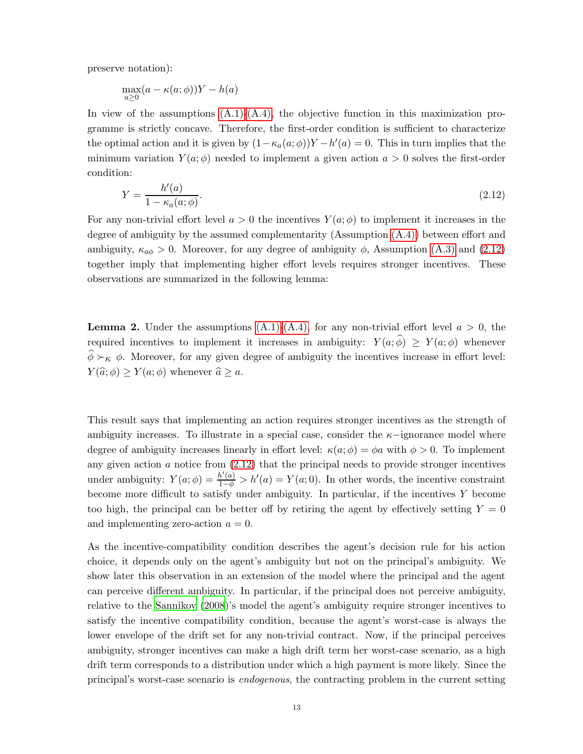preserve notation):

$$\max_{a \geq 0} (a - \kappa(a;\phi))Y - h(a)$$

In view of the assumptions (A.1)-(A.4), the objective function in this maximization programme is strictly concave. Therefore, the first-order condition is sufficient to characterize the optimal action and it is given by $(1 - \kappa_a(a;\phi))Y - h'(a) = 0$. This in turn implies that the minimum variation $Y(a;\phi)$ needed to implement a given action $a > 0$ solves the first-order condition:

$$Y = \frac{h'(a)}{1 - \kappa_a(a;\phi)}. \tag{2.12}$$

For any non-trivial effort level $a > 0$ the incentives $Y(a;\phi)$ to implement it increases in the degree of ambiguity by the assumed complementarity (Assumption (A.4)) between effort and ambiguity, $\kappa_{a\phi} > 0$. Moreover, for any degree of ambiguity $\phi$, Assumption (A.3) and (2.12) together imply that implementing higher effort levels requires stronger incentives. These observations are summarized in the following lemma:

**Lemma 2.** *Under the assumptions (A.1)-(A.4), for any non-trivial effort level $a > 0$, the required incentives to implement it increases in ambiguity: $Y(a;\widehat{\phi}) \geq Y(a;\phi)$ whenever $\widehat{\phi} \succ_\kappa \phi$. Moreover, for any given degree of ambiguity the incentives increase in effort level: $Y(\widehat{a};\phi) \geq Y(a;\phi)$ whenever $\widehat{a} \geq a$.*

This result says that implementing an action requires stronger incentives as the strength of ambiguity increases. To illustrate in a special case, consider the $\kappa$−ignorance model where degree of ambiguity increases linearly in effort level: $\kappa(a;\phi) = \phi a$ with $\phi > 0$. To implement any given action $a$ notice from (2.12) that the principal needs to provide stronger incentives under ambiguity: $Y(a;\phi) = \frac{h'(a)}{1-\phi} > h'(a) = Y(a;0)$. In other words, the incentive constraint become more difficult to satisfy under ambiguity. In particular, if the incentives $Y$ become too high, the principal can be better off by retiring the agent by effectively setting $Y = 0$ and implementing zero-action $a = 0$.

As the incentive-compatibility condition describes the agent's decision rule for his action choice, it depends only on the agent's ambiguity but not on the principal's ambiguity. We show later this observation in an extension of the model where the principal and the agent can perceive different ambiguity. In particular, if the principal does not perceive ambiguity, relative to the Sannikov (2008)'s model the agent's ambiguity require stronger incentives to satisfy the incentive compatibility condition, because the agent's worst-case is always the lower envelope of the drift set for any non-trivial contract. Now, if the principal perceives ambiguity, stronger incentives can make a high drift term her worst-case scenario, as a high drift term corresponds to a distribution under which a high payment is more likely. Since the principal's worst-case scenario is *endogenous*, the contracting problem in the current setting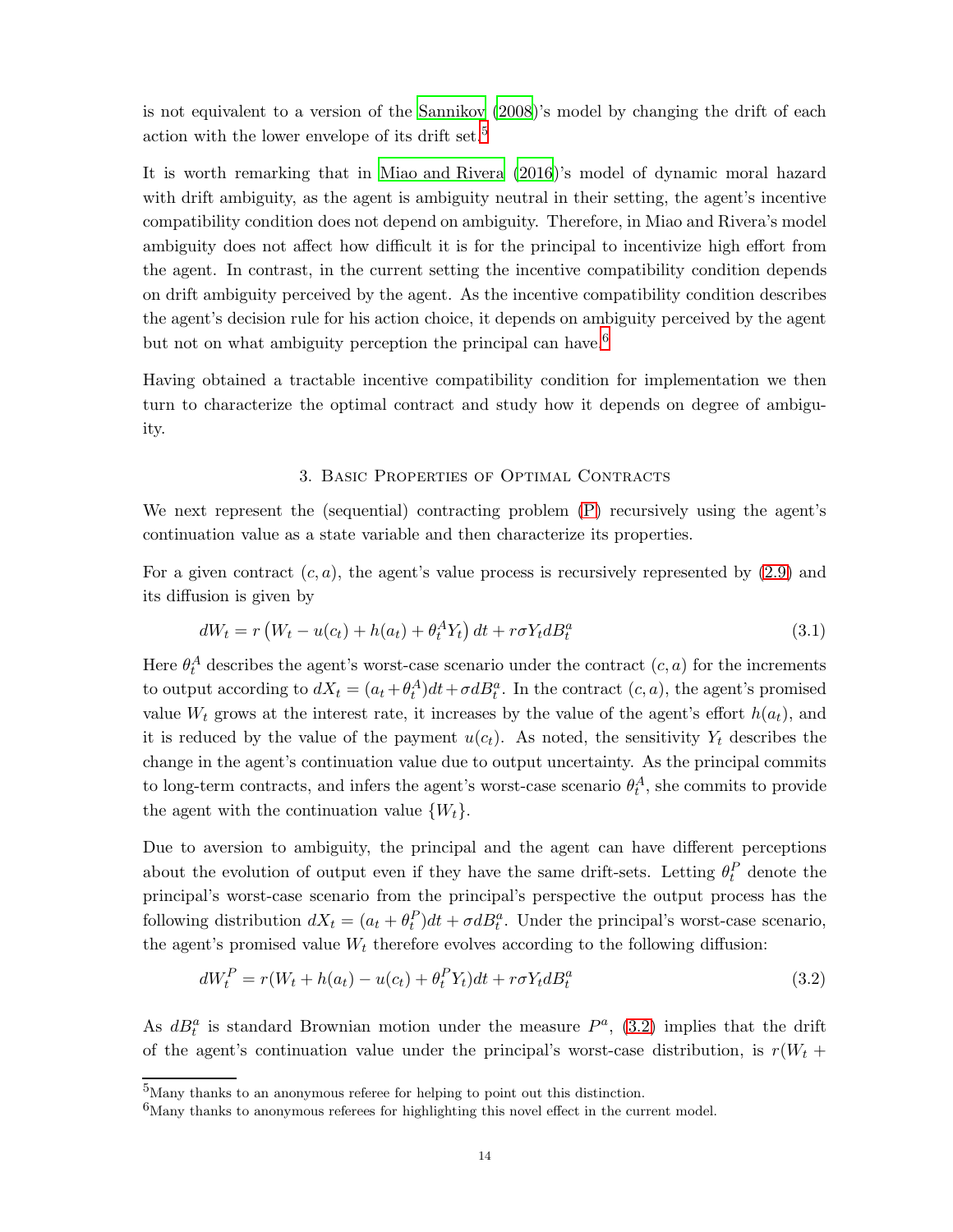is not equivalent to a version of the Sannikov (2008)'s model by changing the drift of each action with the lower envelope of its drift set.[5]

It is worth remarking that in Miao and Rivera (2016)'s model of dynamic moral hazard with drift ambiguity, as the agent is ambiguity neutral in their setting, the agent's incentive compatibility condition does not depend on ambiguity. Therefore, in Miao and Rivera's model ambiguity does not affect how difficult it is for the principal to incentivize high effort from the agent. In contrast, in the current setting the incentive compatibility condition depends on drift ambiguity perceived by the agent. As the incentive compatibility condition describes the agent's decision rule for his action choice, it depends on ambiguity perceived by the agent but not on what ambiguity perception the principal can have.[6]

Having obtained a tractable incentive compatibility condition for implementation we then turn to characterize the optimal contract and study how it depends on degree of ambiguity.

## 3. Basic Properties of Optimal Contracts

We next represent the (sequential) contracting problem (P) recursively using the agent's continuation value as a state variable and then characterize its properties.

For a given contract $(c, a)$, the agent's value process is recursively represented by (2.9) and its diffusion is given by

$$dW_t = r\left(W_t - u(c_t) + h(a_t) + \theta_t^A Y_t\right)dt + r\sigma Y_t dB_t^a \tag{3.1}$$

Here $\theta_t^A$ describes the agent's worst-case scenario under the contract $(c, a)$ for the increments to output according to $dX_t = (a_t + \theta_t^A)dt + \sigma dB_t^a$. In the contract $(c, a)$, the agent's promised value $W_t$ grows at the interest rate, it increases by the value of the agent's effort $h(a_t)$, and it is reduced by the value of the payment $u(c_t)$. As noted, the sensitivity $Y_t$ describes the change in the agent's continuation value due to output uncertainty. As the principal commits to long-term contracts, and infers the agent's worst-case scenario $\theta_t^A$, she commits to provide the agent with the continuation value $\{W_t\}$.

Due to aversion to ambiguity, the principal and the agent can have different perceptions about the evolution of output even if they have the same drift-sets. Letting $\theta_t^P$ denote the principal's worst-case scenario from the principal's perspective the output process has the following distribution $dX_t = (a_t + \theta_t^P)dt + \sigma dB_t^a$. Under the principal's worst-case scenario, the agent's promised value $W_t$ therefore evolves according to the following diffusion:

$$dW_t^P = r(W_t + h(a_t) - u(c_t) + \theta_t^P Y_t)dt + r\sigma Y_t dB_t^a \tag{3.2}$$

As $dB_t^a$ is standard Brownian motion under the measure $P^a$, (3.2) implies that the drift of the agent's continuation value under the principal's worst-case distribution, is $r(W_t +$

[5] Many thanks to an anonymous referee for helping to point out this distinction.

[6] Many thanks to anonymous referees for highlighting this novel effect in the current model.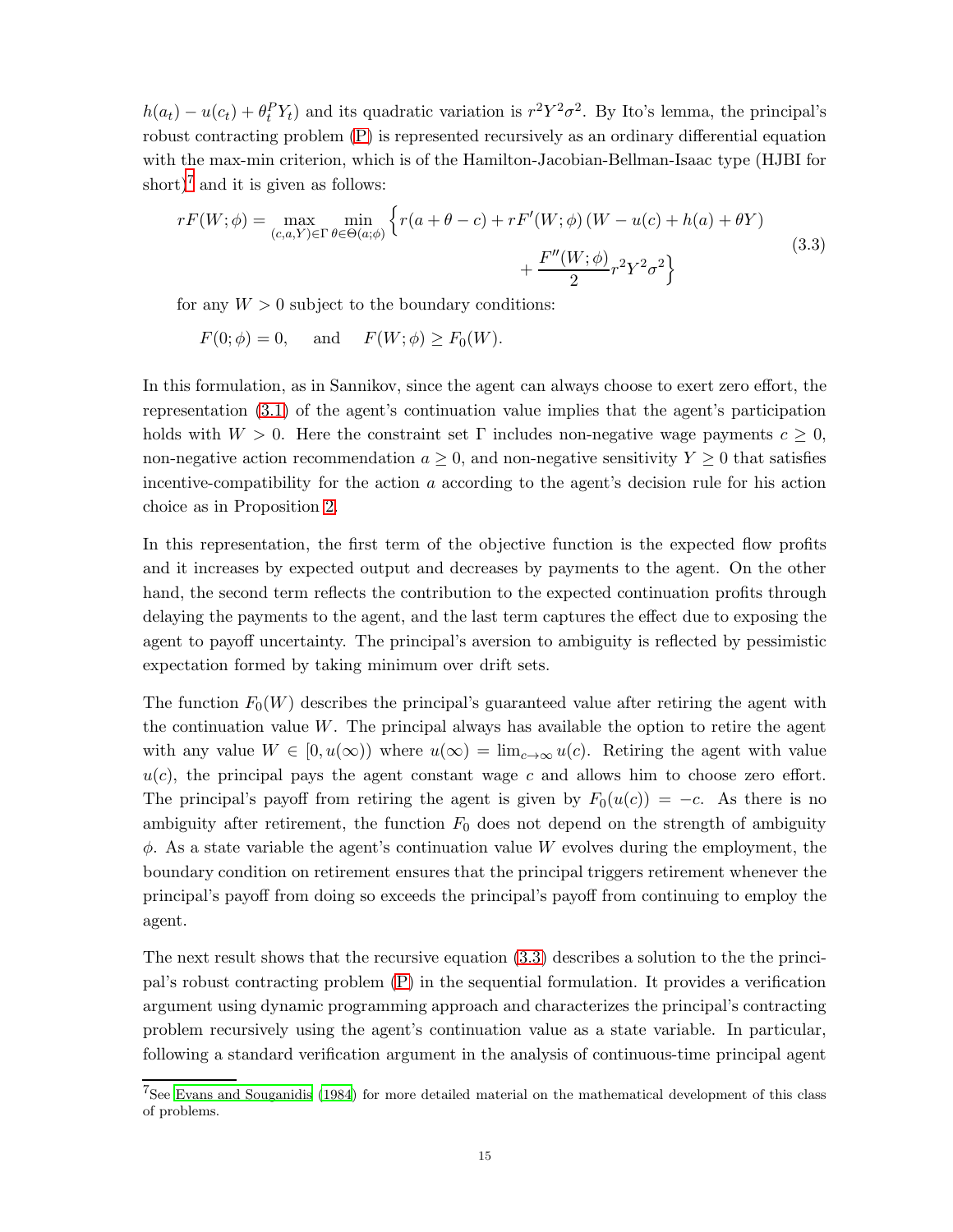$h(a_t) - u(c_t) + \theta_t^P Y_t)$ and its quadratic variation is $r^2 Y^2 \sigma^2$. By Ito's lemma, the principal's robust contracting problem (P) is represented recursively as an ordinary differential equation with the max-min criterion, which is of the Hamilton-Jacobian-Bellman-Isaac type (HJBI for short)[7] and it is given as follows:

$$
\begin{aligned}
rF(W;\phi) = \max_{(c,a,Y)\in\Gamma} \min_{\theta\in\Theta(a;\phi)} \Big\{ & r(a+\theta-c) + rF'(W;\phi)\left(W - u(c) + h(a) + \theta Y\right) \\
& + \frac{F''(W;\phi)}{2} r^2 Y^2 \sigma^2 \Big\}
\end{aligned}
\tag{3.3}
$$

for any $W > 0$ subject to the boundary conditions:

$$
F(0;\phi) = 0, \quad \text{and} \quad F(W;\phi) \geq F_0(W).
$$

In this formulation, as in Sannikov, since the agent can always choose to exert zero effort, the representation (3.1) of the agent's continuation value implies that the agent's participation holds with $W > 0$. Here the constraint set $\Gamma$ includes non-negative wage payments $c \geq 0$, non-negative action recommendation $a \geq 0$, and non-negative sensitivity $Y \geq 0$ that satisfies incentive-compatibility for the action $a$ according to the agent's decision rule for his action choice as in Proposition 2.

In this representation, the first term of the objective function is the expected flow profits and it increases by expected output and decreases by payments to the agent. On the other hand, the second term reflects the contribution to the expected continuation profits through delaying the payments to the agent, and the last term captures the effect due to exposing the agent to payoff uncertainty. The principal's aversion to ambiguity is reflected by pessimistic expectation formed by taking minimum over drift sets.

The function $F_0(W)$ describes the principal's guaranteed value after retiring the agent with the continuation value $W$. The principal always has available the option to retire the agent with any value $W \in [0, u(\infty))$ where $u(\infty) = \lim_{c\to\infty} u(c)$. Retiring the agent with value $u(c)$, the principal pays the agent constant wage $c$ and allows him to choose zero effort. The principal's payoff from retiring the agent is given by $F_0(u(c)) = -c$. As there is no ambiguity after retirement, the function $F_0$ does not depend on the strength of ambiguity $\phi$. As a state variable the agent's continuation value $W$ evolves during the employment, the boundary condition on retirement ensures that the principal triggers retirement whenever the principal's payoff from doing so exceeds the principal's payoff from continuing to employ the agent.

The next result shows that the recursive equation (3.3) describes a solution to the the principal's robust contracting problem (P) in the sequential formulation. It provides a verification argument using dynamic programming approach and characterizes the principal's contracting problem recursively using the agent's continuation value as a state variable. In particular, following a standard verification argument in the analysis of continuous-time principal agent

[7] See Evans and Souganidis (1984) for more detailed material on the mathematical development of this class of problems.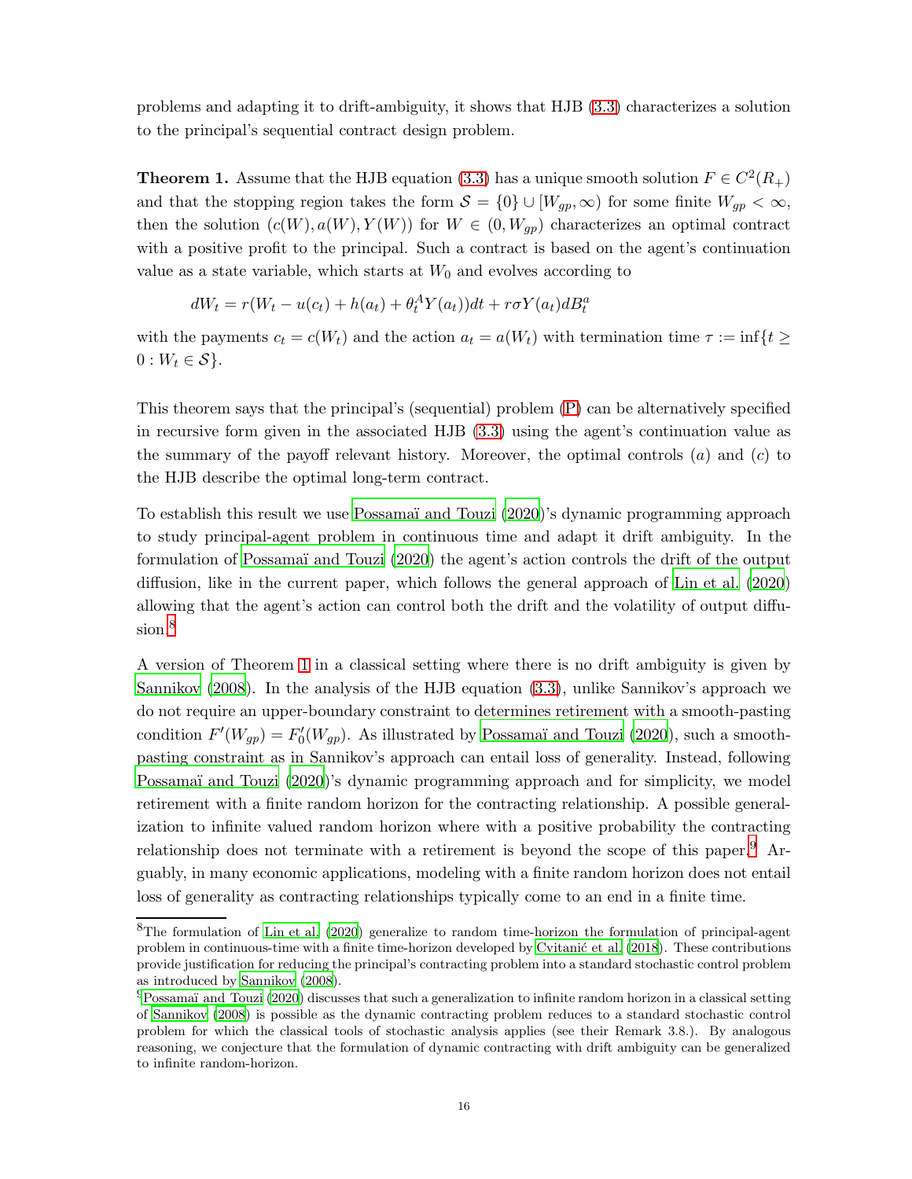problems and adapting it to drift-ambiguity, it shows that HJB (3.3) characterizes a solution to the principal's sequential contract design problem.

**Theorem 1.** Assume that the HJB equation (3.3) has a unique smooth solution $F \in C^2(R_+)$ and that the stopping region takes the form $\mathcal{S} = \{0\} \cup [W_{gp}, \infty)$ for some finite $W_{gp} < \infty$, then the solution $(c(W), a(W), Y(W))$ for $W \in (0, W_{gp})$ characterizes an optimal contract with a positive profit to the principal. Such a contract is based on the agent's continuation value as a state variable, which starts at $W_0$ and evolves according to

$$dW_t = r(W_t - u(c_t) + h(a_t) + \theta_t^A Y(a_t))dt + r\sigma Y(a_t) dB_t^a$$

with the payments $c_t = c(W_t)$ and the action $a_t = a(W_t)$ with termination time $\tau := \inf\{t \geq 0 : W_t \in \mathcal{S}\}$.

This theorem says that the principal's (sequential) problem (P) can be alternatively specified in recursive form given in the associated HJB (3.3) using the agent's continuation value as the summary of the payoff relevant history. Moreover, the optimal controls $(a)$ and $(c)$ to the HJB describe the optimal long-term contract.

To establish this result we use Possamaï and Touzi (2020)'s dynamic programming approach to study principal-agent problem in continuous time and adapt it drift ambiguity. In the formulation of Possamaï and Touzi (2020) the agent's action controls the drift of the output diffusion, like in the current paper, which follows the general approach of Lin et al. (2020) allowing that the agent's action can control both the drift and the volatility of output diffusion.[8]

A version of Theorem 1 in a classical setting where there is no drift ambiguity is given by Sannikov (2008). In the analysis of the HJB equation (3.3), unlike Sannikov's approach we do not require an upper-boundary constraint to determines retirement with a smooth-pasting condition $F'(W_{gp}) = F_0'(W_{gp})$. As illustrated by Possamaï and Touzi (2020), such a smooth-pasting constraint as in Sannikov's approach can entail loss of generality. Instead, following Possamaï and Touzi (2020)'s dynamic programming approach and for simplicity, we model retirement with a finite random horizon for the contracting relationship. A possible generalization to infinite valued random horizon where with a positive probability the contracting relationship does not terminate with a retirement is beyond the scope of this paper.[9] Arguably, in many economic applications, modeling with a finite random horizon does not entail loss of generality as contracting relationships typically come to an end in a finite time.

[8] The formulation of Lin et al. (2020) generalize to random time-horizon the formulation of principal-agent problem in continuous-time with a finite time-horizon developed by Cvitanić et al. (2018). These contributions provide justification for reducing the principal's contracting problem into a standard stochastic control problem as introduced by Sannikov (2008).

[9] Possamaï and Touzi (2020) discusses that such a generalization to infinite random horizon in a classical setting of Sannikov (2008) is possible as the dynamic contracting problem reduces to a standard stochastic control problem for which the classical tools of stochastic analysis applies (see their Remark 3.8.). By analogous reasoning, we conjecture that the formulation of dynamic contracting with drift ambiguity can be generalized to infinite random-horizon.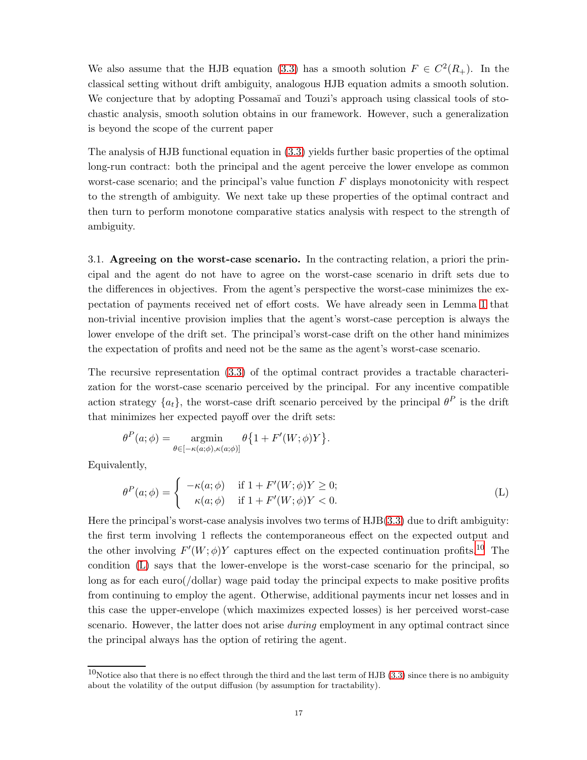We also assume that the HJB equation (3.3) has a smooth solution $F \in C^2(R_+)$. In the classical setting without drift ambiguity, analogous HJB equation admits a smooth solution. We conjecture that by adopting Possamaï and Touzi's approach using classical tools of stochastic analysis, smooth solution obtains in our framework. However, such a generalization is beyond the scope of the current paper

The analysis of HJB functional equation in (3.3) yields further basic properties of the optimal long-run contract: both the principal and the agent perceive the lower envelope as common worst-case scenario; and the principal's value function $F$ displays monotonicity with respect to the strength of ambiguity. We next take up these properties of the optimal contract and then turn to perform monotone comparative statics analysis with respect to the strength of ambiguity.

3.1. **Agreeing on the worst-case scenario.** In the contracting relation, a priori the principal and the agent do not have to agree on the worst-case scenario in drift sets due to the differences in objectives. From the agent's perspective the worst-case minimizes the expectation of payments received net of effort costs. We have already seen in Lemma 1 that non-trivial incentive provision implies that the agent's worst-case perception is always the lower envelope of the drift set. The principal's worst-case drift on the other hand minimizes the expectation of profits and need not be the same as the agent's worst-case scenario.

The recursive representation (3.3) of the optimal contract provides a tractable characterization for the worst-case scenario perceived by the principal. For any incentive compatible action strategy $\{a_t\}$, the worst-case drift scenario perceived by the principal $\theta^P$ is the drift that minimizes her expected payoff over the drift sets:

$$\theta^P(a;\phi) = \underset{\theta \in [-\kappa(a;\phi), \kappa(a;\phi)]}{\operatorname{argmin}} \theta\big\{1 + F'(W;\phi)Y\big\}.$$

Equivalently,

$$\theta^P(a;\phi) = \begin{cases} -\kappa(a;\phi) & \text{if } 1 + F'(W;\phi)Y \geq 0; \\ \kappa(a;\phi) & \text{if } 1 + F'(W;\phi)Y < 0. \end{cases} \tag{L}$$

Here the principal's worst-case analysis involves two terms of HJB(3.3) due to drift ambiguity: the first term involving 1 reflects the contemporaneous effect on the expected output and the other involving $F'(W;\phi)Y$ captures effect on the expected continuation profits.[10] The condition (L) says that the lower-envelope is the worst-case scenario for the principal, so long as for each euro(/dollar) wage paid today the principal expects to make positive profits from continuing to employ the agent. Otherwise, additional payments incur net losses and in this case the upper-envelope (which maximizes expected losses) is her perceived worst-case scenario. However, the latter does not arise *during* employment in any optimal contract since the principal always has the option of retiring the agent.

[10]Notice also that there is no effect through the third and the last term of HJB (3.3) since there is no ambiguity about the volatility of the output diffusion (by assumption for tractability).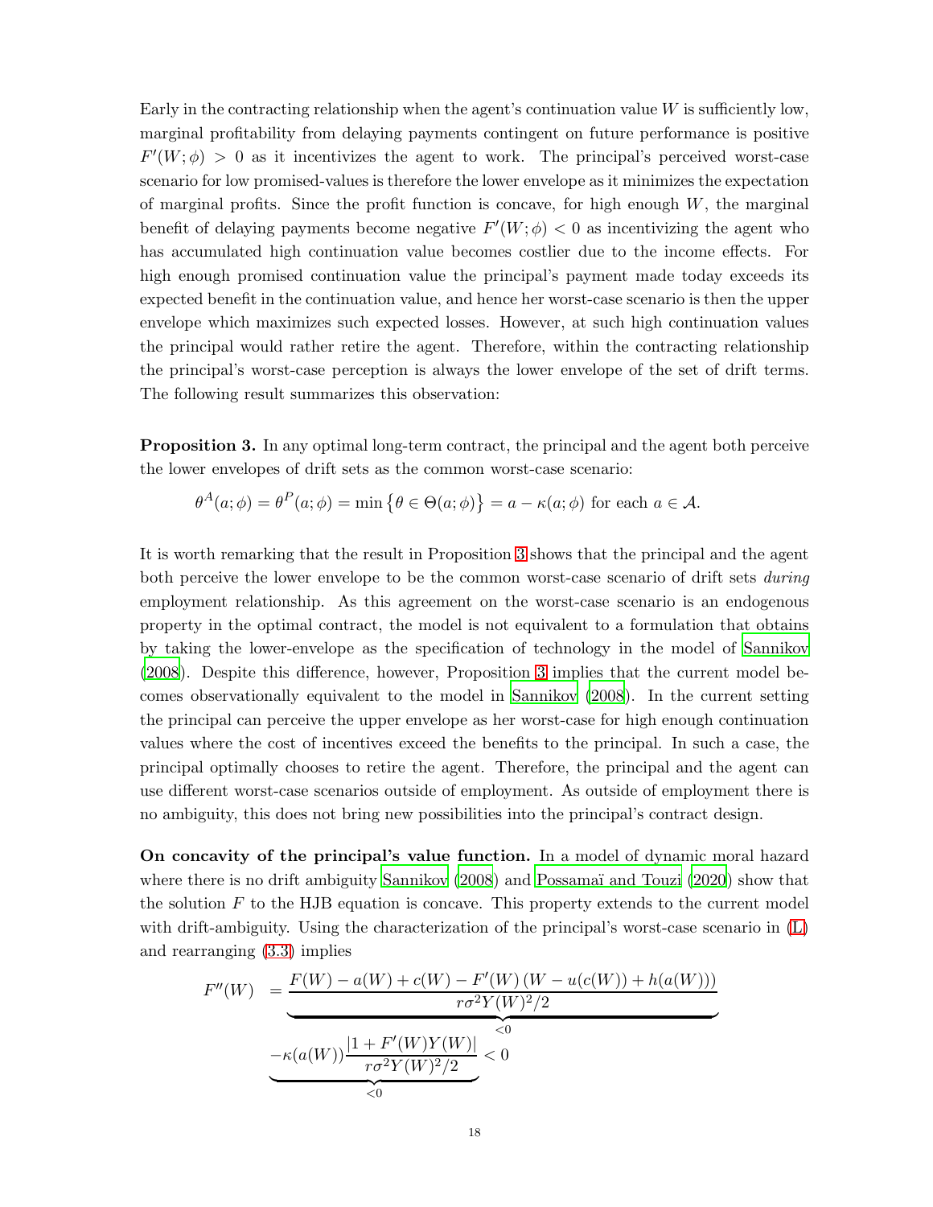Early in the contracting relationship when the agent's continuation value $W$ is sufficiently low, marginal profitability from delaying payments contingent on future performance is positive $F'(W;\phi) > 0$ as it incentivizes the agent to work. The principal's perceived worst-case scenario for low promised-values is therefore the lower envelope as it minimizes the expectation of marginal profits. Since the profit function is concave, for high enough $W$, the marginal benefit of delaying payments become negative $F'(W;\phi) < 0$ as incentivizing the agent who has accumulated high continuation value becomes costlier due to the income effects. For high enough promised continuation value the principal's payment made today exceeds its expected benefit in the continuation value, and hence her worst-case scenario is then the upper envelope which maximizes such expected losses. However, at such high continuation values the principal would rather retire the agent. Therefore, within the contracting relationship the principal's worst-case perception is always the lower envelope of the set of drift terms. The following result summarizes this observation:

**Proposition 3.** In any optimal long-term contract, the principal and the agent both perceive the lower envelopes of drift sets as the common worst-case scenario:

$$\theta^A(a;\phi) = \theta^P(a;\phi) = \min\{\theta \in \Theta(a;\phi)\} = a - \kappa(a;\phi) \text{ for each } a \in \mathcal{A}.$$

It is worth remarking that the result in Proposition 3 shows that the principal and the agent both perceive the lower envelope to be the common worst-case scenario of drift sets *during* employment relationship. As this agreement on the worst-case scenario is an endogenous property in the optimal contract, the model is not equivalent to a formulation that obtains by taking the lower-envelope as the specification of technology in the model of Sannikov (2008). Despite this difference, however, Proposition 3 implies that the current model becomes observationally equivalent to the model in Sannikov (2008). In the current setting the principal can perceive the upper envelope as her worst-case for high enough continuation values where the cost of incentives exceed the benefits to the principal. In such a case, the principal optimally chooses to retire the agent. Therefore, the principal and the agent can use different worst-case scenarios outside of employment. As outside of employment there is no ambiguity, this does not bring new possibilities into the principal's contract design.

**On concavity of the principal's value function.** In a model of dynamic moral hazard where there is no drift ambiguity Sannikov (2008) and Possamaï and Touzi (2020) show that the solution $F$ to the HJB equation is concave. This property extends to the current model with drift-ambiguity. Using the characterization of the principal's worst-case scenario in (L) and rearranging (3.3) implies

$$F''(W) = \underbrace{\frac{F(W) - a(W) + c(W) - F'(W)\left(W - u(c(W)) + h(a(W))\right)}{r\sigma^2 Y(W)^2/2}}_{<0}$$
$$\underbrace{-\kappa(a(W))\frac{|1 + F'(W)Y(W)|}{r\sigma^2 Y(W)^2/2}}_{<0} < 0$$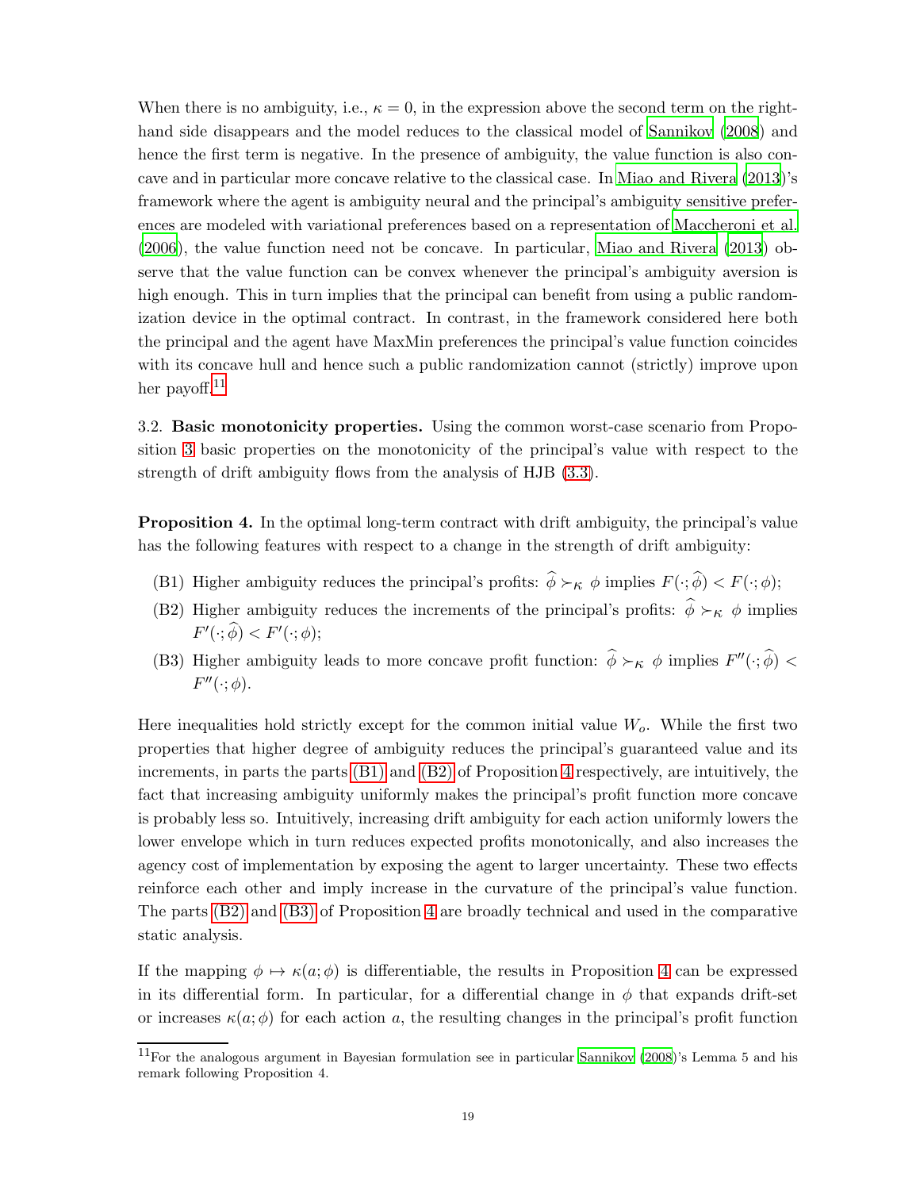When there is no ambiguity, i.e., $\kappa = 0$, in the expression above the second term on the right-hand side disappears and the model reduces to the classical model of Sannikov (2008) and hence the first term is negative. In the presence of ambiguity, the value function is also concave and in particular more concave relative to the classical case. In Miao and Rivera (2013)'s framework where the agent is ambiguity neural and the principal's ambiguity sensitive preferences are modeled with variational preferences based on a representation of Maccheroni et al. (2006), the value function need not be concave. In particular, Miao and Rivera (2013) observe that the value function can be convex whenever the principal's ambiguity aversion is high enough. This in turn implies that the principal can benefit from using a public randomization device in the optimal contract. In contrast, in the framework considered here both the principal and the agent have MaxMin preferences the principal's value function coincides with its concave hull and hence such a public randomization cannot (strictly) improve upon her payoff.[11]

3.2. **Basic monotonicity properties.** Using the common worst-case scenario from Proposition 3 basic properties on the monotonicity of the principal's value with respect to the strength of drift ambiguity flows from the analysis of HJB (3.3).

**Proposition 4.** In the optimal long-term contract with drift ambiguity, the principal's value has the following features with respect to a change in the strength of drift ambiguity:

- (B1) Higher ambiguity reduces the principal's profits: $\widehat{\phi} \succ_{\kappa} \phi$ implies $F(\cdot;\widehat{\phi}) < F(\cdot;\phi)$;
- (B2) Higher ambiguity reduces the increments of the principal's profits: $\widehat{\phi} \succ_{\kappa} \phi$ implies $F'(\cdot;\widehat{\phi}) < F'(\cdot;\phi)$;
- (B3) Higher ambiguity leads to more concave profit function: $\widehat{\phi} \succ_{\kappa} \phi$ implies $F''(\cdot;\widehat{\phi}) < F''(\cdot;\phi)$.

Here inequalities hold strictly except for the common initial value $W_o$. While the first two properties that higher degree of ambiguity reduces the principal's guaranteed value and its increments, in parts the parts (B1) and (B2) of Proposition 4 respectively, are intuitively, the fact that increasing ambiguity uniformly makes the principal's profit function more concave is probably less so. Intuitively, increasing drift ambiguity for each action uniformly lowers the lower envelope which in turn reduces expected profits monotonically, and also increases the agency cost of implementation by exposing the agent to larger uncertainty. These two effects reinforce each other and imply increase in the curvature of the principal's value function. The parts (B2) and (B3) of Proposition 4 are broadly technical and used in the comparative static analysis.

If the mapping $\phi \mapsto \kappa(a;\phi)$ is differentiable, the results in Proposition 4 can be expressed in its differential form. In particular, for a differential change in $\phi$ that expands drift-set or increases $\kappa(a;\phi)$ for each action $a$, the resulting changes in the principal's profit function

[11] For the analogous argument in Bayesian formulation see in particular Sannikov (2008)'s Lemma 5 and his remark following Proposition 4.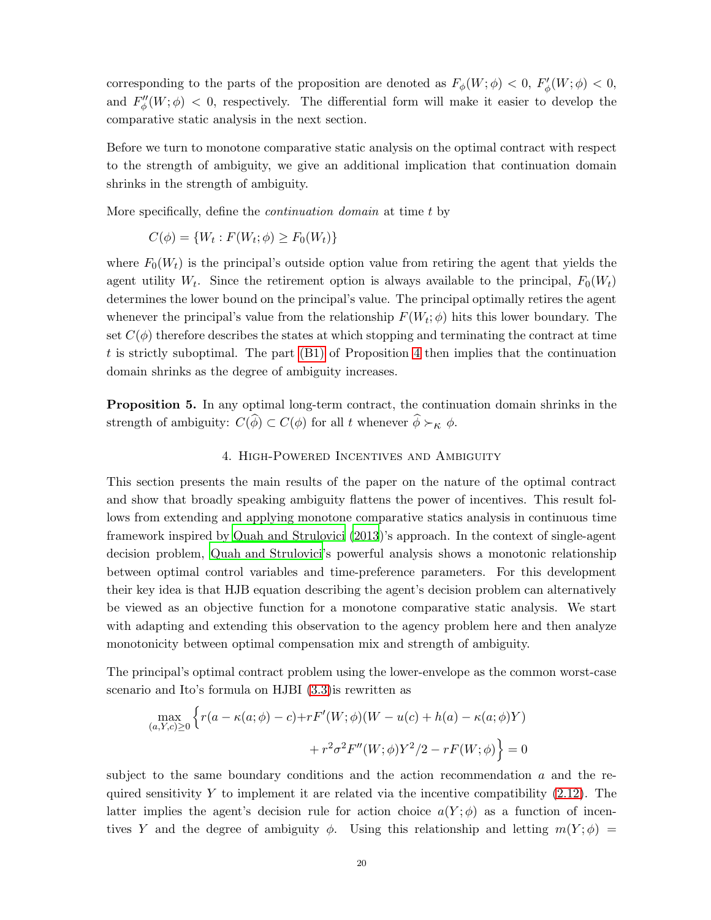corresponding to the parts of the proposition are denoted as $F_\phi(W;\phi) < 0$, $F'_\phi(W;\phi) < 0$, and $F''_\phi(W;\phi) < 0$, respectively. The differential form will make it easier to develop the comparative static analysis in the next section.

Before we turn to monotone comparative static analysis on the optimal contract with respect to the strength of ambiguity, we give an additional implication that continuation domain shrinks in the strength of ambiguity.

More specifically, define the *continuation domain* at time $t$ by

$$C(\phi) = \{W_t : F(W_t;\phi) \geq F_0(W_t)\}$$

where $F_0(W_t)$ is the principal's outside option value from retiring the agent that yields the agent utility $W_t$. Since the retirement option is always available to the principal, $F_0(W_t)$ determines the lower bound on the principal's value. The principal optimally retires the agent whenever the principal's value from the relationship $F(W_t;\phi)$ hits this lower boundary. The set $C(\phi)$ therefore describes the states at which stopping and terminating the contract at time $t$ is strictly suboptimal. The part (B1) of Proposition 4 then implies that the continuation domain shrinks as the degree of ambiguity increases.

**Proposition 5.** In any optimal long-term contract, the continuation domain shrinks in the strength of ambiguity: $C(\widehat{\phi}) \subset C(\phi)$ for all $t$ whenever $\widehat{\phi} \succ_\kappa \phi$.

## 4. High-Powered Incentives and Ambiguity

This section presents the main results of the paper on the nature of the optimal contract and show that broadly speaking ambiguity flattens the power of incentives. This result follows from extending and applying monotone comparative statics analysis in continuous time framework inspired by Quah and Strulovici (2013)'s approach. In the context of single-agent decision problem, Quah and Strulovici's powerful analysis shows a monotonic relationship between optimal control variables and time-preference parameters. For this development their key idea is that HJB equation describing the agent's decision problem can alternatively be viewed as an objective function for a monotone comparative static analysis. We start with adapting and extending this observation to the agency problem here and then analyze monotonicity between optimal compensation mix and strength of ambiguity.

The principal's optimal contract problem using the lower-envelope as the common worst-case scenario and Ito's formula on HJBI (3.3)is rewritten as

$$\max_{(a,Y,c)\geq 0} \Big\{ r(a - \kappa(a;\phi) - c) + rF'(W;\phi)(W - u(c) + h(a) - \kappa(a;\phi)Y) + r^2\sigma^2 F''(W;\phi)Y^2/2 - rF(W;\phi) \Big\} = 0$$

subject to the same boundary conditions and the action recommendation $a$ and the required sensitivity $Y$ to implement it are related via the incentive compatibility (2.12). The latter implies the agent's decision rule for action choice $a(Y;\phi)$ as a function of incentives $Y$ and the degree of ambiguity $\phi$. Using this relationship and letting $m(Y;\phi) =$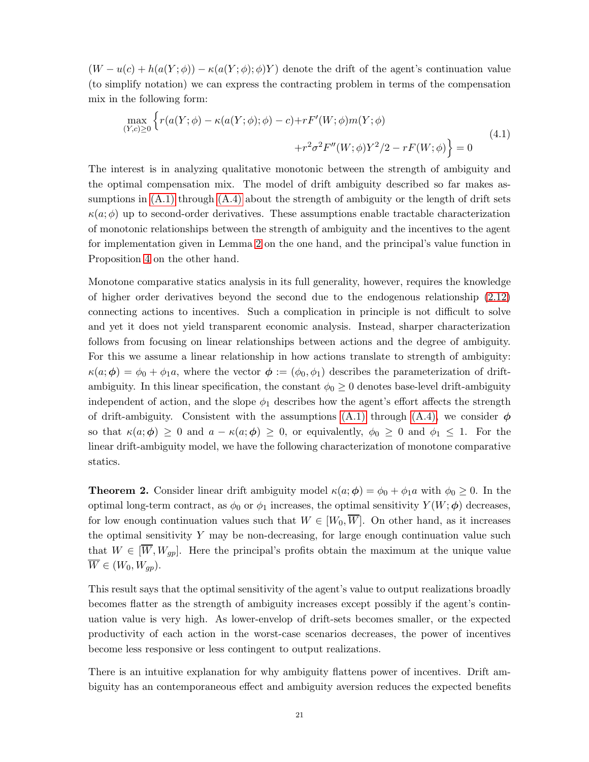$(W - u(c) + h(a(Y;\phi)) - \kappa(a(Y;\phi);\phi)Y)$ denote the drift of the agent's continuation value (to simplify notation) we can express the contracting problem in terms of the compensation mix in the following form:

$$
\max_{(Y,c)\geq 0} \Big\{ r(a(Y;\phi) - \kappa(a(Y;\phi);\phi) - c) + rF'(W;\phi)m(Y;\phi) \\ + r^2\sigma^2 F''(W;\phi)Y^2/2 - rF(W;\phi) \Big\} = 0 \tag{4.1}
$$

The interest is in analyzing qualitative monotonic between the strength of ambiguity and the optimal compensation mix. The model of drift ambiguity described so far makes assumptions in (A.1) through (A.4) about the strength of ambiguity or the length of drift sets $\kappa(a;\phi)$ up to second-order derivatives. These assumptions enable tractable characterization of monotonic relationships between the strength of ambiguity and the incentives to the agent for implementation given in Lemma 2 on the one hand, and the principal's value function in Proposition 4 on the other hand.

Monotone comparative statics analysis in its full generality, however, requires the knowledge of higher order derivatives beyond the second due to the endogenous relationship (2.12) connecting actions to incentives. Such a complication in principle is not difficult to solve and yet it does not yield transparent economic analysis. Instead, sharper characterization follows from focusing on linear relationships between actions and the degree of ambiguity. For this we assume a linear relationship in how actions translate to strength of ambiguity: $\kappa(a;\boldsymbol{\phi}) = \phi_0 + \phi_1 a$, where the vector $\boldsymbol{\phi} := (\phi_0, \phi_1)$ describes the parameterization of drift-ambiguity. In this linear specification, the constant $\phi_0 \geq 0$ denotes base-level drift-ambiguity independent of action, and the slope $\phi_1$ describes how the agent's effort affects the strength of drift-ambiguity. Consistent with the assumptions (A.1) through (A.4), we consider $\boldsymbol{\phi}$ so that $\kappa(a;\boldsymbol{\phi}) \geq 0$ and $a - \kappa(a;\boldsymbol{\phi}) \geq 0$, or equivalently, $\phi_0 \geq 0$ and $\phi_1 \leq 1$. For the linear drift-ambiguity model, we have the following characterization of monotone comparative statics.

**Theorem 2.** Consider linear drift ambiguity model $\kappa(a;\boldsymbol{\phi}) = \phi_0 + \phi_1 a$ with $\phi_0 \geq 0$. In the optimal long-term contract, as $\phi_0$ or $\phi_1$ increases, the optimal sensitivity $Y(W;\boldsymbol{\phi})$ decreases, for low enough continuation values such that $W \in [W_0, \overline{W}]$. On other hand, as it increases the optimal sensitivity $Y$ may be non-decreasing, for large enough continuation value such that $W \in [\overline{W}, W_{gp}]$. Here the principal's profits obtain the maximum at the unique value $\overline{W} \in (W_0, W_{gp})$.

This result says that the optimal sensitivity of the agent's value to output realizations broadly becomes flatter as the strength of ambiguity increases except possibly if the agent's continuation value is very high. As lower-envelop of drift-sets becomes smaller, or the expected productivity of each action in the worst-case scenarios decreases, the power of incentives become less responsive or less contingent to output realizations.

There is an intuitive explanation for why ambiguity flattens power of incentives. Drift ambiguity has an contemporaneous effect and ambiguity aversion reduces the expected benefits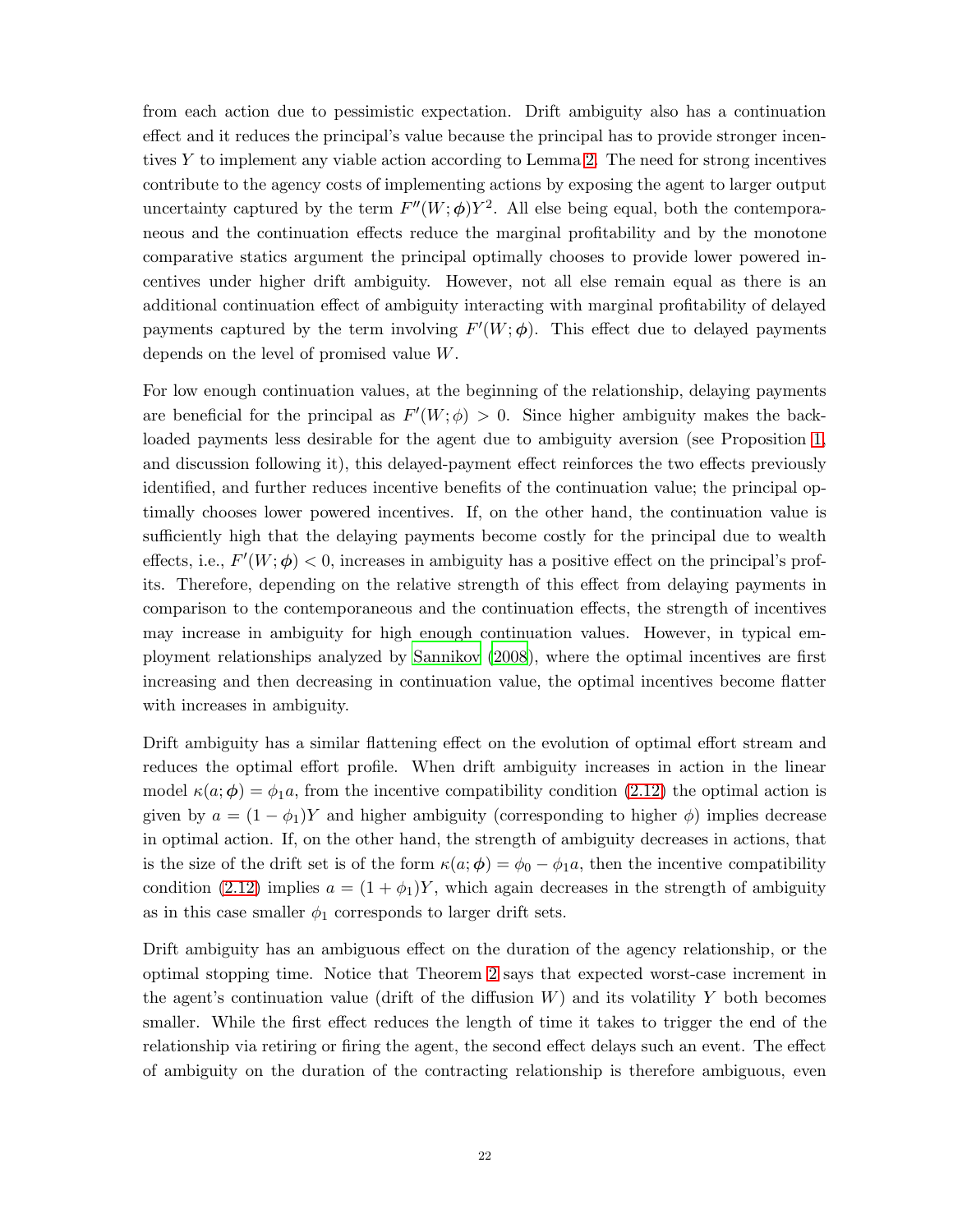from each action due to pessimistic expectation. Drift ambiguity also has a continuation effect and it reduces the principal's value because the principal has to provide stronger incentives $Y$ to implement any viable action according to Lemma 2. The need for strong incentives contribute to the agency costs of implementing actions by exposing the agent to larger output uncertainty captured by the term $F''(W;\boldsymbol{\phi})Y^2$. All else being equal, both the contemporaneous and the continuation effects reduce the marginal profitability and by the monotone comparative statics argument the principal optimally chooses to provide lower powered incentives under higher drift ambiguity. However, not all else remain equal as there is an additional continuation effect of ambiguity interacting with marginal profitability of delayed payments captured by the term involving $F'(W;\boldsymbol{\phi})$. This effect due to delayed payments depends on the level of promised value $W$.

For low enough continuation values, at the beginning of the relationship, delaying payments are beneficial for the principal as $F'(W;\phi) > 0$. Since higher ambiguity makes the back-loaded payments less desirable for the agent due to ambiguity aversion (see Proposition 1, and discussion following it), this delayed-payment effect reinforces the two effects previously identified, and further reduces incentive benefits of the continuation value; the principal optimally chooses lower powered incentives. If, on the other hand, the continuation value is sufficiently high that the delaying payments become costly for the principal due to wealth effects, i.e., $F'(W;\boldsymbol{\phi}) < 0$, increases in ambiguity has a positive effect on the principal's profits. Therefore, depending on the relative strength of this effect from delaying payments in comparison to the contemporaneous and the continuation effects, the strength of incentives may increase in ambiguity for high enough continuation values. However, in typical employment relationships analyzed by Sannikov (2008), where the optimal incentives are first increasing and then decreasing in continuation value, the optimal incentives become flatter with increases in ambiguity.

Drift ambiguity has a similar flattening effect on the evolution of optimal effort stream and reduces the optimal effort profile. When drift ambiguity increases in action in the linear model $\kappa(a;\boldsymbol{\phi}) = \phi_1 a$, from the incentive compatibility condition (2.12) the optimal action is given by $a = (1 - \phi_1)Y$ and higher ambiguity (corresponding to higher $\phi$) implies decrease in optimal action. If, on the other hand, the strength of ambiguity decreases in actions, that is the size of the drift set is of the form $\kappa(a;\boldsymbol{\phi}) = \phi_0 - \phi_1 a$, then the incentive compatibility condition (2.12) implies $a = (1 + \phi_1)Y$, which again decreases in the strength of ambiguity as in this case smaller $\phi_1$ corresponds to larger drift sets.

Drift ambiguity has an ambiguous effect on the duration of the agency relationship, or the optimal stopping time. Notice that Theorem 2 says that expected worst-case increment in the agent's continuation value (drift of the diffusion $W$) and its volatility $Y$ both becomes smaller. While the first effect reduces the length of time it takes to trigger the end of the relationship via retiring or firing the agent, the second effect delays such an event. The effect of ambiguity on the duration of the contracting relationship is therefore ambiguous, even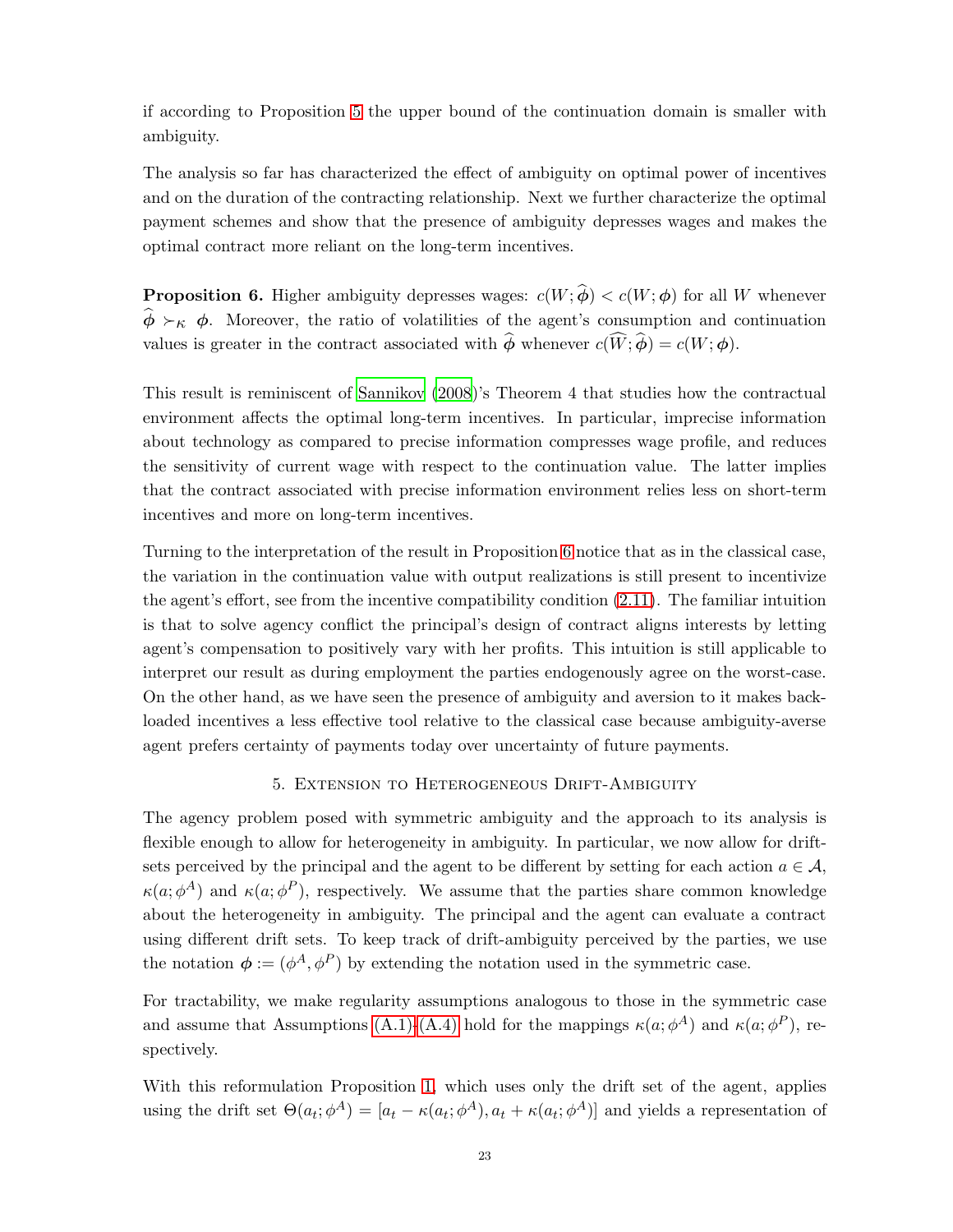if according to Proposition 5 the upper bound of the continuation domain is smaller with ambiguity.

The analysis so far has characterized the effect of ambiguity on optimal power of incentives and on the duration of the contracting relationship. Next we further characterize the optimal payment schemes and show that the presence of ambiguity depresses wages and makes the optimal contract more reliant on the long-term incentives.

**Proposition 6.** Higher ambiguity depresses wages: $c(W;\widehat{\boldsymbol{\phi}}) < c(W;\boldsymbol{\phi})$ for all $W$ whenever $\widehat{\boldsymbol{\phi}} \succ_K \boldsymbol{\phi}$. Moreover, the ratio of volatilities of the agent's consumption and continuation values is greater in the contract associated with $\widehat{\boldsymbol{\phi}}$ whenever $c(\widehat{W};\widehat{\boldsymbol{\phi}}) = c(W;\boldsymbol{\phi})$.

This result is reminiscent of Sannikov (2008)'s Theorem 4 that studies how the contractual environment affects the optimal long-term incentives. In particular, imprecise information about technology as compared to precise information compresses wage profile, and reduces the sensitivity of current wage with respect to the continuation value. The latter implies that the contract associated with precise information environment relies less on short-term incentives and more on long-term incentives.

Turning to the interpretation of the result in Proposition 6 notice that as in the classical case, the variation in the continuation value with output realizations is still present to incentivize the agent's effort, see from the incentive compatibility condition (2.11). The familiar intuition is that to solve agency conflict the principal's design of contract aligns interests by letting agent's compensation to positively vary with her profits. This intuition is still applicable to interpret our result as during employment the parties endogenously agree on the worst-case. On the other hand, as we have seen the presence of ambiguity and aversion to it makes back-loaded incentives a less effective tool relative to the classical case because ambiguity-averse agent prefers certainty of payments today over uncertainty of future payments.

## 5. Extension to Heterogeneous Drift-Ambiguity

The agency problem posed with symmetric ambiguity and the approach to its analysis is flexible enough to allow for heterogeneity in ambiguity. In particular, we now allow for drift-sets perceived by the principal and the agent to be different by setting for each action $a \in \mathcal{A}$, $\kappa(a;\phi^A)$ and $\kappa(a;\phi^P)$, respectively. We assume that the parties share common knowledge about the heterogeneity in ambiguity. The principal and the agent can evaluate a contract using different drift sets. To keep track of drift-ambiguity perceived by the parties, we use the notation $\boldsymbol{\phi} := (\phi^A, \phi^P)$ by extending the notation used in the symmetric case.

For tractability, we make regularity assumptions analogous to those in the symmetric case and assume that Assumptions (A.1)-(A.4) hold for the mappings $\kappa(a;\phi^A)$ and $\kappa(a;\phi^P)$, respectively.

With this reformulation Proposition 1, which uses only the drift set of the agent, applies using the drift set $\Theta(a_t;\phi^A) = [a_t - \kappa(a_t;\phi^A), a_t + \kappa(a_t;\phi^A)]$ and yields a representation of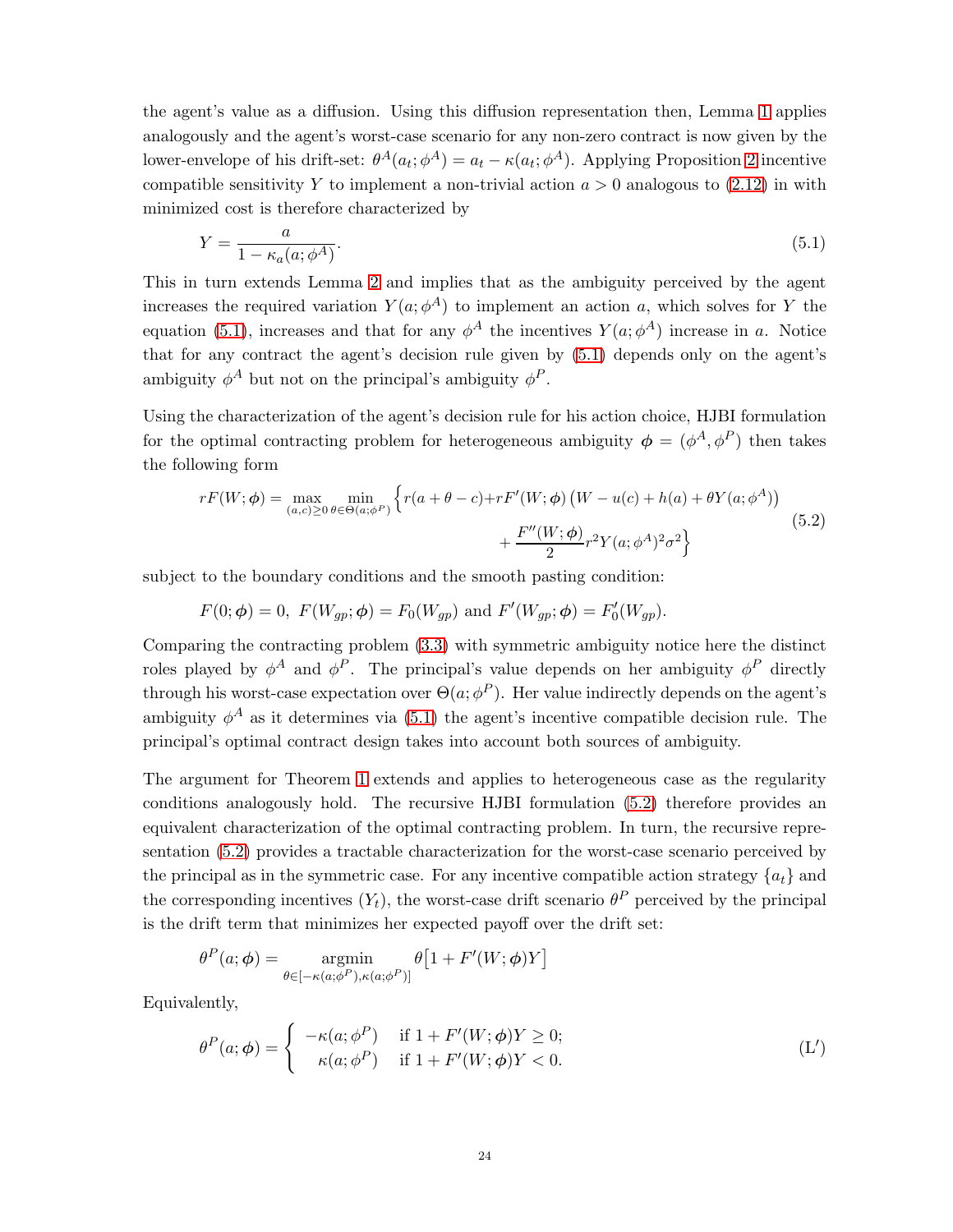the agent's value as a diffusion. Using this diffusion representation then, Lemma 1 applies analogously and the agent's worst-case scenario for any non-zero contract is now given by the lower-envelope of his drift-set: $\theta^A(a_t;\phi^A) = a_t - \kappa(a_t;\phi^A)$. Applying Proposition 2 incentive compatible sensitivity $Y$ to implement a non-trivial action $a > 0$ analogous to (2.12) in with minimized cost is therefore characterized by

$$Y = \frac{a}{1 - \kappa_a(a;\phi^A)}. \tag{5.1}$$

This in turn extends Lemma 2 and implies that as the ambiguity perceived by the agent increases the required variation $Y(a;\phi^A)$ to implement an action $a$, which solves for $Y$ the equation (5.1), increases and that for any $\phi^A$ the incentives $Y(a;\phi^A)$ increase in $a$. Notice that for any contract the agent's decision rule given by (5.1) depends only on the agent's ambiguity $\phi^A$ but not on the principal's ambiguity $\phi^P$.

Using the characterization of the agent's decision rule for his action choice, HJBI formulation for the optimal contracting problem for heterogeneous ambiguity $\boldsymbol{\phi} = (\phi^A, \phi^P)$ then takes the following form

$$\begin{aligned} rF(W;\boldsymbol{\phi}) = \max_{(a,c)\geq 0} \min_{\theta\in\Theta(a;\phi^P)} \Big\{ & r(a+\theta-c) + rF'(W;\boldsymbol{\phi})\left(W - u(c) + h(a) + \theta Y(a;\phi^A)\right) \\ & + \frac{F''(W;\boldsymbol{\phi})}{2} r^2 Y(a;\phi^A)^2\sigma^2 \Big\} \end{aligned} \tag{5.2}$$

subject to the boundary conditions and the smooth pasting condition:

$$F(0;\boldsymbol{\phi}) = 0,\ F(W_{gp};\boldsymbol{\phi}) = F_0(W_{gp}) \text{ and } F'(W_{gp};\boldsymbol{\phi}) = F_0'(W_{gp}).$$

Comparing the contracting problem (3.3) with symmetric ambiguity notice here the distinct roles played by $\phi^A$ and $\phi^P$. The principal's value depends on her ambiguity $\phi^P$ directly through his worst-case expectation over $\Theta(a;\phi^P)$. Her value indirectly depends on the agent's ambiguity $\phi^A$ as it determines via (5.1) the agent's incentive compatible decision rule. The principal's optimal contract design takes into account both sources of ambiguity.

The argument for Theorem 1 extends and applies to heterogeneous case as the regularity conditions analogously hold. The recursive HJBI formulation (5.2) therefore provides an equivalent characterization of the optimal contracting problem. In turn, the recursive representation (5.2) provides a tractable characterization for the worst-case scenario perceived by the principal as in the symmetric case. For any incentive compatible action strategy $\{a_t\}$ and the corresponding incentives $(Y_t)$, the worst-case drift scenario $\theta^P$ perceived by the principal is the drift term that minimizes her expected payoff over the drift set:

$$\theta^P(a;\boldsymbol{\phi}) = \underset{\theta\in[-\kappa(a;\phi^P),\kappa(a;\phi^P)]}{\text{argmin}} \theta\big[1 + F'(W;\boldsymbol{\phi})Y\big]$$

Equivalently,

$$\theta^P(a;\boldsymbol{\phi}) = \begin{cases} -\kappa(a;\phi^P) & \text{if } 1 + F'(W;\boldsymbol{\phi})Y \geq 0; \\ \kappa(a;\phi^P) & \text{if } 1 + F'(W;\boldsymbol{\phi})Y < 0. \end{cases} \tag{L$'$}$$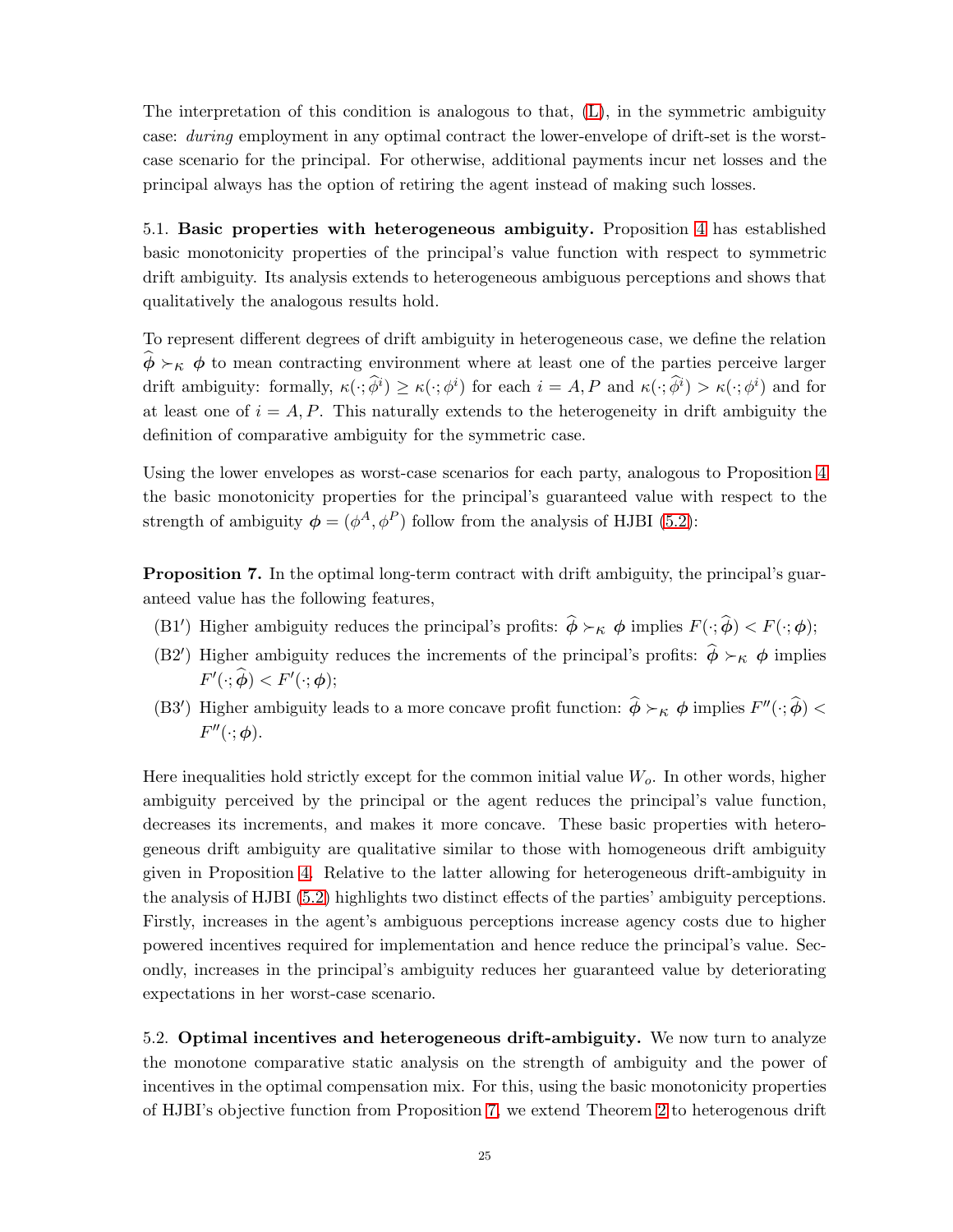The interpretation of this condition is analogous to that, (L), in the symmetric ambiguity case: *during* employment in any optimal contract the lower-envelope of drift-set is the worst-case scenario for the principal. For otherwise, additional payments incur net losses and the principal always has the option of retiring the agent instead of making such losses.

5.1. **Basic properties with heterogeneous ambiguity.** Proposition 4 has established basic monotonicity properties of the principal's value function with respect to symmetric drift ambiguity. Its analysis extends to heterogeneous ambiguous perceptions and shows that qualitatively the analogous results hold.

To represent different degrees of drift ambiguity in heterogeneous case, we define the relation $\widehat{\boldsymbol{\phi}} \succ_{\kappa} \boldsymbol{\phi}$ to mean contracting environment where at least one of the parties perceive larger drift ambiguity: formally, $\kappa(\cdot; \widehat{\phi}^i) \geq \kappa(\cdot; \phi^i)$ for each $i = A, P$ and $\kappa(\cdot; \widehat{\phi}^i) > \kappa(\cdot; \phi^i)$ and for at least one of $i = A, P$. This naturally extends to the heterogeneity in drift ambiguity the definition of comparative ambiguity for the symmetric case.

Using the lower envelopes as worst-case scenarios for each party, analogous to Proposition 4 the basic monotonicity properties for the principal's guaranteed value with respect to the strength of ambiguity $\boldsymbol{\phi} = (\phi^A, \phi^P)$ follow from the analysis of HJBI (5.2):

**Proposition 7.** In the optimal long-term contract with drift ambiguity, the principal's guaranteed value has the following features,

- (B1′) Higher ambiguity reduces the principal's profits: $\widehat{\boldsymbol{\phi}} \succ_{\kappa} \boldsymbol{\phi}$ implies $F(\cdot; \widehat{\boldsymbol{\phi}}) < F(\cdot; \boldsymbol{\phi})$;
- (B2′) Higher ambiguity reduces the increments of the principal's profits: $\widehat{\boldsymbol{\phi}} \succ_{\kappa} \boldsymbol{\phi}$ implies $F'(\cdot; \widehat{\boldsymbol{\phi}}) < F'(\cdot; \boldsymbol{\phi})$;
- (B3′) Higher ambiguity leads to a more concave profit function: $\widehat{\boldsymbol{\phi}} \succ_{\kappa} \boldsymbol{\phi}$ implies $F''(\cdot; \widehat{\boldsymbol{\phi}}) < F''(\cdot; \boldsymbol{\phi})$.

Here inequalities hold strictly except for the common initial value $W_o$. In other words, higher ambiguity perceived by the principal or the agent reduces the principal's value function, decreases its increments, and makes it more concave. These basic properties with heterogeneous drift ambiguity are qualitative similar to those with homogeneous drift ambiguity given in Proposition 4. Relative to the latter allowing for heterogeneous drift-ambiguity in the analysis of HJBI (5.2) highlights two distinct effects of the parties' ambiguity perceptions. Firstly, increases in the agent's ambiguous perceptions increase agency costs due to higher powered incentives required for implementation and hence reduce the principal's value. Secondly, increases in the principal's ambiguity reduces her guaranteed value by deteriorating expectations in her worst-case scenario.

5.2. **Optimal incentives and heterogeneous drift-ambiguity.** We now turn to analyze the monotone comparative static analysis on the strength of ambiguity and the power of incentives in the optimal compensation mix. For this, using the basic monotonicity properties of HJBI's objective function from Proposition 7, we extend Theorem 2 to heterogenous drift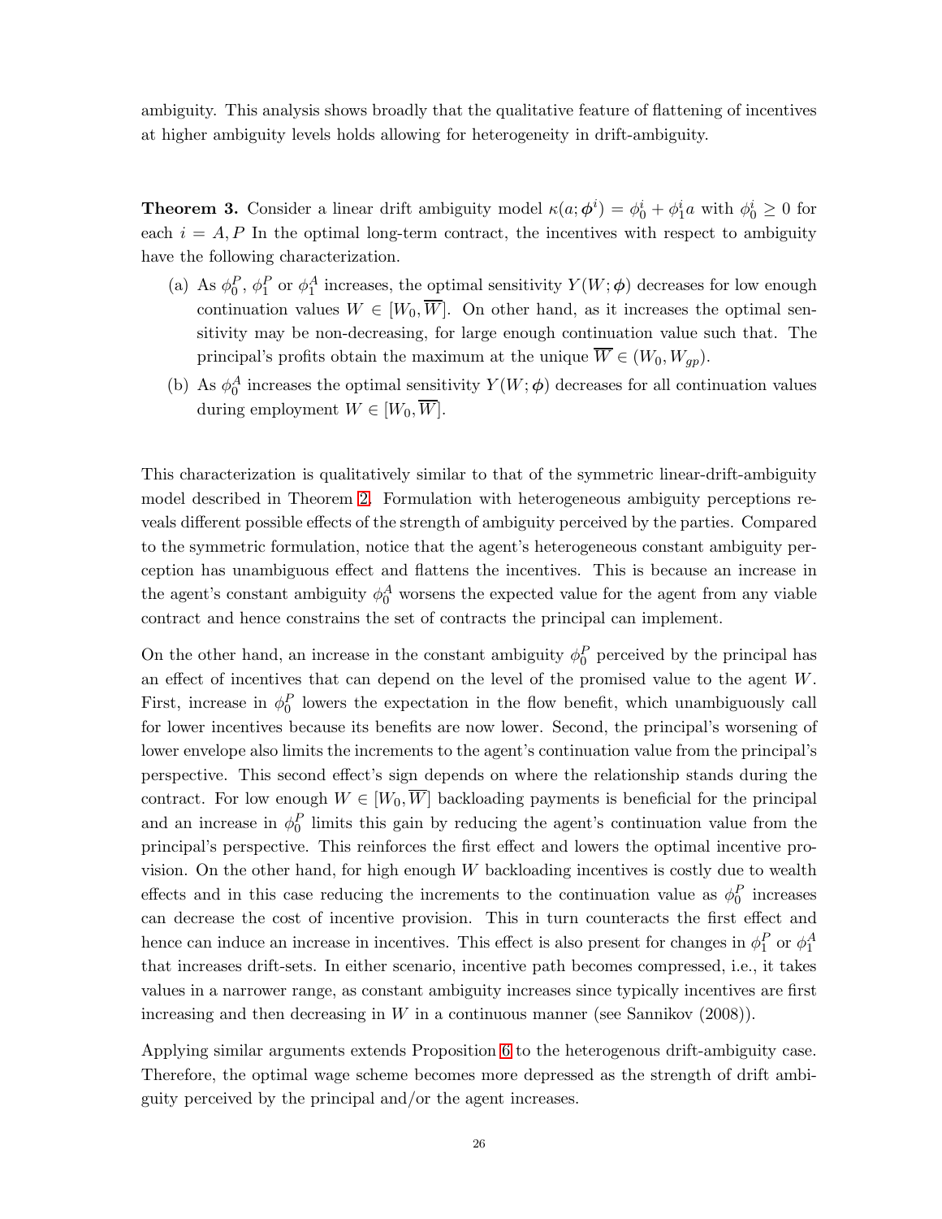ambiguity. This analysis shows broadly that the qualitative feature of flattening of incentives at higher ambiguity levels holds allowing for heterogeneity in drift-ambiguity.

**Theorem 3.** Consider a linear drift ambiguity model $\kappa(a; \boldsymbol{\phi}^i) = \phi_0^i + \phi_1^i a$ with $\phi_0^i \geq 0$ for each $i = A, P$ In the optimal long-term contract, the incentives with respect to ambiguity have the following characterization.

(a) As $\phi_0^P$, $\phi_1^P$ or $\phi_1^A$ increases, the optimal sensitivity $Y(W; \boldsymbol{\phi})$ decreases for low enough continuation values $W \in [W_0, \overline{W}]$. On other hand, as it increases the optimal sensitivity may be non-decreasing, for large enough continuation value such that. The principal's profits obtain the maximum at the unique $\overline{W} \in (W_0, W_{gp})$.

(b) As $\phi_0^A$ increases the optimal sensitivity $Y(W; \boldsymbol{\phi})$ decreases for all continuation values during employment $W \in [W_0, \overline{W}]$.

This characterization is qualitatively similar to that of the symmetric linear-drift-ambiguity model described in Theorem 2. Formulation with heterogeneous ambiguity perceptions reveals different possible effects of the strength of ambiguity perceived by the parties. Compared to the symmetric formulation, notice that the agent's heterogeneous constant ambiguity perception has unambiguous effect and flattens the incentives. This is because an increase in the agent's constant ambiguity $\phi_0^A$ worsens the expected value for the agent from any viable contract and hence constrains the set of contracts the principal can implement.

On the other hand, an increase in the constant ambiguity $\phi_0^P$ perceived by the principal has an effect of incentives that can depend on the level of the promised value to the agent $W$. First, increase in $\phi_0^P$ lowers the expectation in the flow benefit, which unambiguously call for lower incentives because its benefits are now lower. Second, the principal's worsening of lower envelope also limits the increments to the agent's continuation value from the principal's perspective. This second effect's sign depends on where the relationship stands during the contract. For low enough $W \in [W_0, \overline{W}]$ backloading payments is beneficial for the principal and an increase in $\phi_0^P$ limits this gain by reducing the agent's continuation value from the principal's perspective. This reinforces the first effect and lowers the optimal incentive provision. On the other hand, for high enough $W$ backloading incentives is costly due to wealth effects and in this case reducing the increments to the continuation value as $\phi_0^P$ increases can decrease the cost of incentive provision. This in turn counteracts the first effect and hence can induce an increase in incentives. This effect is also present for changes in $\phi_1^P$ or $\phi_1^A$ that increases drift-sets. In either scenario, incentive path becomes compressed, i.e., it takes values in a narrower range, as constant ambiguity increases since typically incentives are first increasing and then decreasing in $W$ in a continuous manner (see Sannikov (2008)).

Applying similar arguments extends Proposition 6 to the heterogenous drift-ambiguity case. Therefore, the optimal wage scheme becomes more depressed as the strength of drift ambiguity perceived by the principal and/or the agent increases.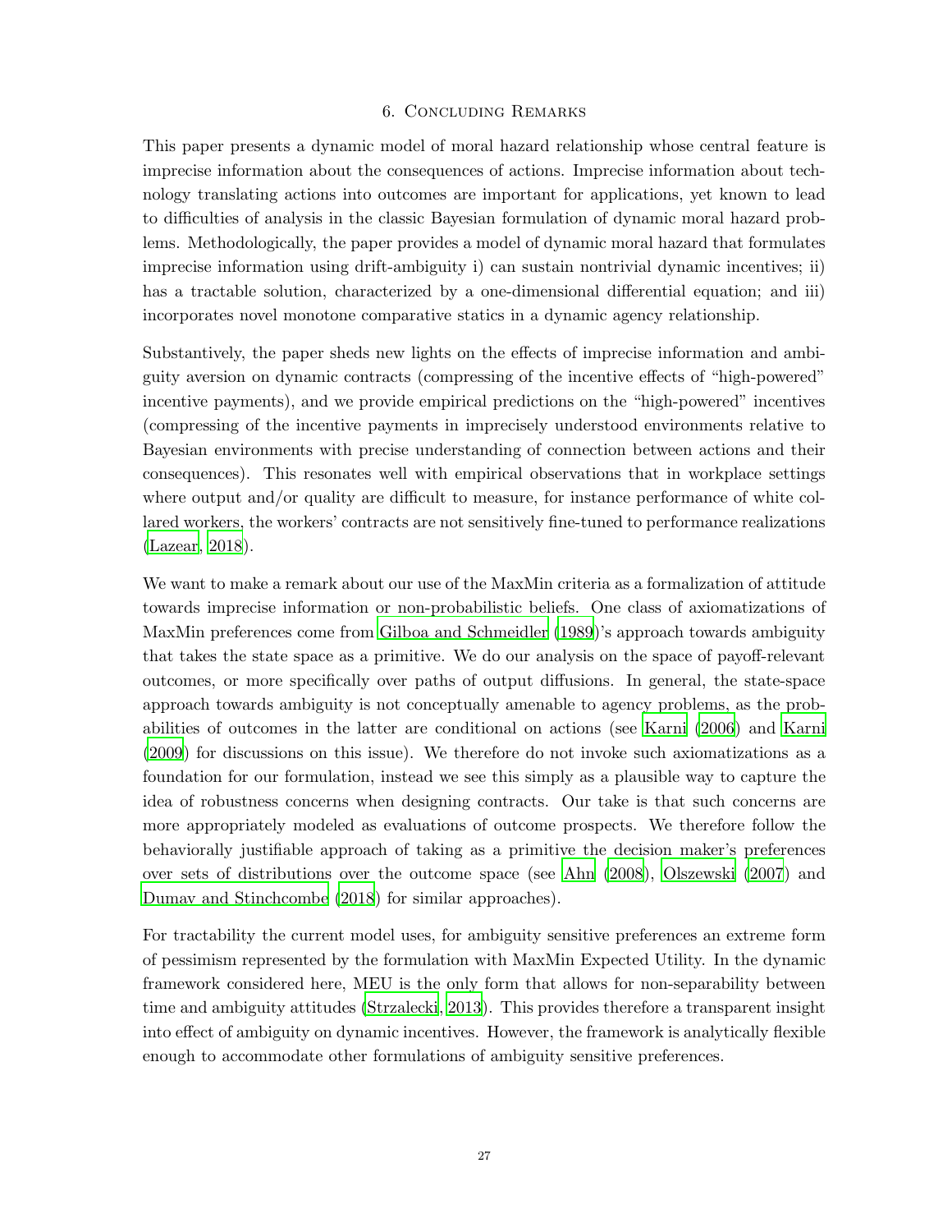## 6. Concluding Remarks

This paper presents a dynamic model of moral hazard relationship whose central feature is imprecise information about the consequences of actions. Imprecise information about technology translating actions into outcomes are important for applications, yet known to lead to difficulties of analysis in the classic Bayesian formulation of dynamic moral hazard problems. Methodologically, the paper provides a model of dynamic moral hazard that formulates imprecise information using drift-ambiguity i) can sustain nontrivial dynamic incentives; ii) has a tractable solution, characterized by a one-dimensional differential equation; and iii) incorporates novel monotone comparative statics in a dynamic agency relationship.

Substantively, the paper sheds new lights on the effects of imprecise information and ambiguity aversion on dynamic contracts (compressing of the incentive effects of "high-powered" incentive payments), and we provide empirical predictions on the "high-powered" incentives (compressing of the incentive payments in imprecisely understood environments relative to Bayesian environments with precise understanding of connection between actions and their consequences). This resonates well with empirical observations that in workplace settings where output and/or quality are difficult to measure, for instance performance of white collared workers, the workers' contracts are not sensitively fine-tuned to performance realizations (Lazear, 2018).

We want to make a remark about our use of the MaxMin criteria as a formalization of attitude towards imprecise information or non-probabilistic beliefs. One class of axiomatizations of MaxMin preferences come from Gilboa and Schmeidler (1989)'s approach towards ambiguity that takes the state space as a primitive. We do our analysis on the space of payoff-relevant outcomes, or more specifically over paths of output diffusions. In general, the state-space approach towards ambiguity is not conceptually amenable to agency problems, as the probabilities of outcomes in the latter are conditional on actions (see Karni (2006) and Karni (2009) for discussions on this issue). We therefore do not invoke such axiomatizations as a foundation for our formulation, instead we see this simply as a plausible way to capture the idea of robustness concerns when designing contracts. Our take is that such concerns are more appropriately modeled as evaluations of outcome prospects. We therefore follow the behaviorally justifiable approach of taking as a primitive the decision maker's preferences over sets of distributions over the outcome space (see Ahn (2008), Olszewski (2007) and Dumav and Stinchcombe (2018) for similar approaches).

For tractability the current model uses, for ambiguity sensitive preferences an extreme form of pessimism represented by the formulation with MaxMin Expected Utility. In the dynamic framework considered here, MEU is the only form that allows for non-separability between time and ambiguity attitudes (Strzalecki, 2013). This provides therefore a transparent insight into effect of ambiguity on dynamic incentives. However, the framework is analytically flexible enough to accommodate other formulations of ambiguity sensitive preferences.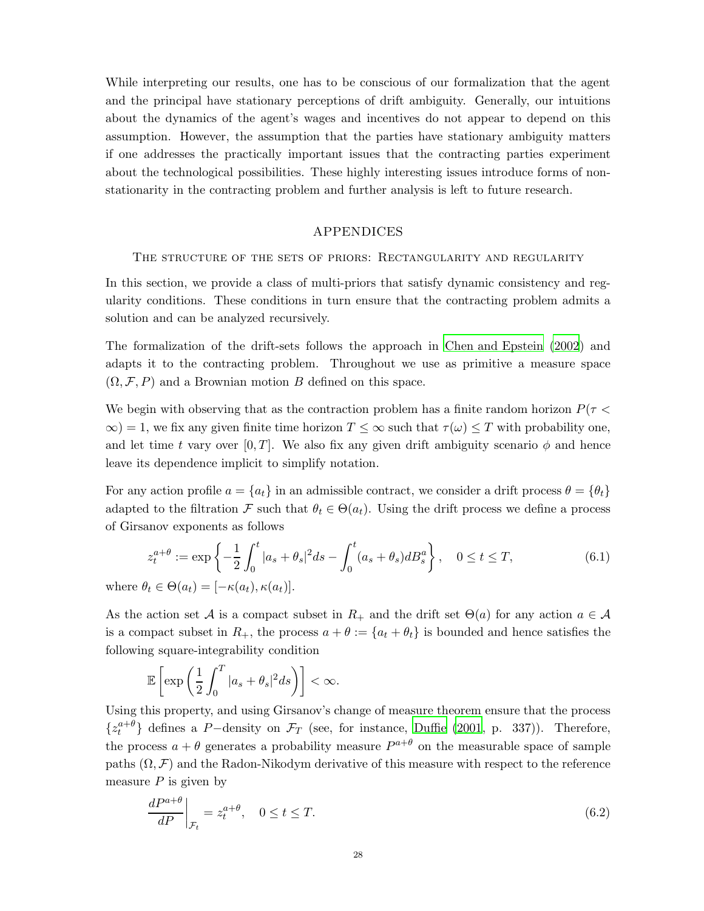While interpreting our results, one has to be conscious of our formalization that the agent and the principal have stationary perceptions of drift ambiguity. Generally, our intuitions about the dynamics of the agent's wages and incentives do not appear to depend on this assumption. However, the assumption that the parties have stationary ambiguity matters if one addresses the practically important issues that the contracting parties experiment about the technological possibilities. These highly interesting issues introduce forms of non-stationarity in the contracting problem and further analysis is left to future research.

# APPENDICES

## The structure of the sets of priors: Rectangularity and regularity

In this section, we provide a class of multi-priors that satisfy dynamic consistency and regularity conditions. These conditions in turn ensure that the contracting problem admits a solution and can be analyzed recursively.

The formalization of the drift-sets follows the approach in Chen and Epstein (2002) and adapts it to the contracting problem. Throughout we use as primitive a measure space $(\Omega, \mathcal{F}, P)$ and a Brownian motion $B$ defined on this space.

We begin with observing that as the contraction problem has a finite random horizon $P(\tau < \infty) = 1$, we fix any given finite time horizon $T \leq \infty$ such that $\tau(\omega) \leq T$ with probability one, and let time $t$ vary over $[0, T]$. We also fix any given drift ambiguity scenario $\phi$ and hence leave its dependence implicit to simplify notation.

For any action profile $a = \{a_t\}$ in an admissible contract, we consider a drift process $\theta = \{\theta_t\}$ adapted to the filtration $\mathcal{F}$ such that $\theta_t \in \Theta(a_t)$. Using the drift process we define a process of Girsanov exponents as follows

$$z_t^{a+\theta} := \exp\left\{-\frac{1}{2}\int_0^t |a_s + \theta_s|^2 ds - \int_0^t (a_s + \theta_s) dB_s^a\right\}, \quad 0 \leq t \leq T, \tag{6.1}$$

where $\theta_t \in \Theta(a_t) = [-\kappa(a_t), \kappa(a_t)]$.

As the action set $\mathcal{A}$ is a compact subset in $R_+$ and the drift set $\Theta(a)$ for any action $a \in \mathcal{A}$ is a compact subset in $R_+$, the process $a + \theta := \{a_t + \theta_t\}$ is bounded and hence satisfies the following square-integrability condition

$$\mathbb{E}\left[\exp\left(\frac{1}{2}\int_0^T |a_s + \theta_s|^2 ds\right)\right] < \infty.$$

Using this property, and using Girsanov's change of measure theorem ensure that the process $\{z_t^{a+\theta}\}$ defines a $P-$density on $\mathcal{F}_T$ (see, for instance, Duffie (2001, p. 337)). Therefore, the process $a + \theta$ generates a probability measure $P^{a+\theta}$ on the measurable space of sample paths $(\Omega, \mathcal{F})$ and the Radon-Nikodym derivative of this measure with respect to the reference measure $P$ is given by

$$\left.\frac{dP^{a+\theta}}{dP}\right|_{\mathcal{F}_t} = z_t^{a+\theta}, \quad 0 \leq t \leq T. \tag{6.2}$$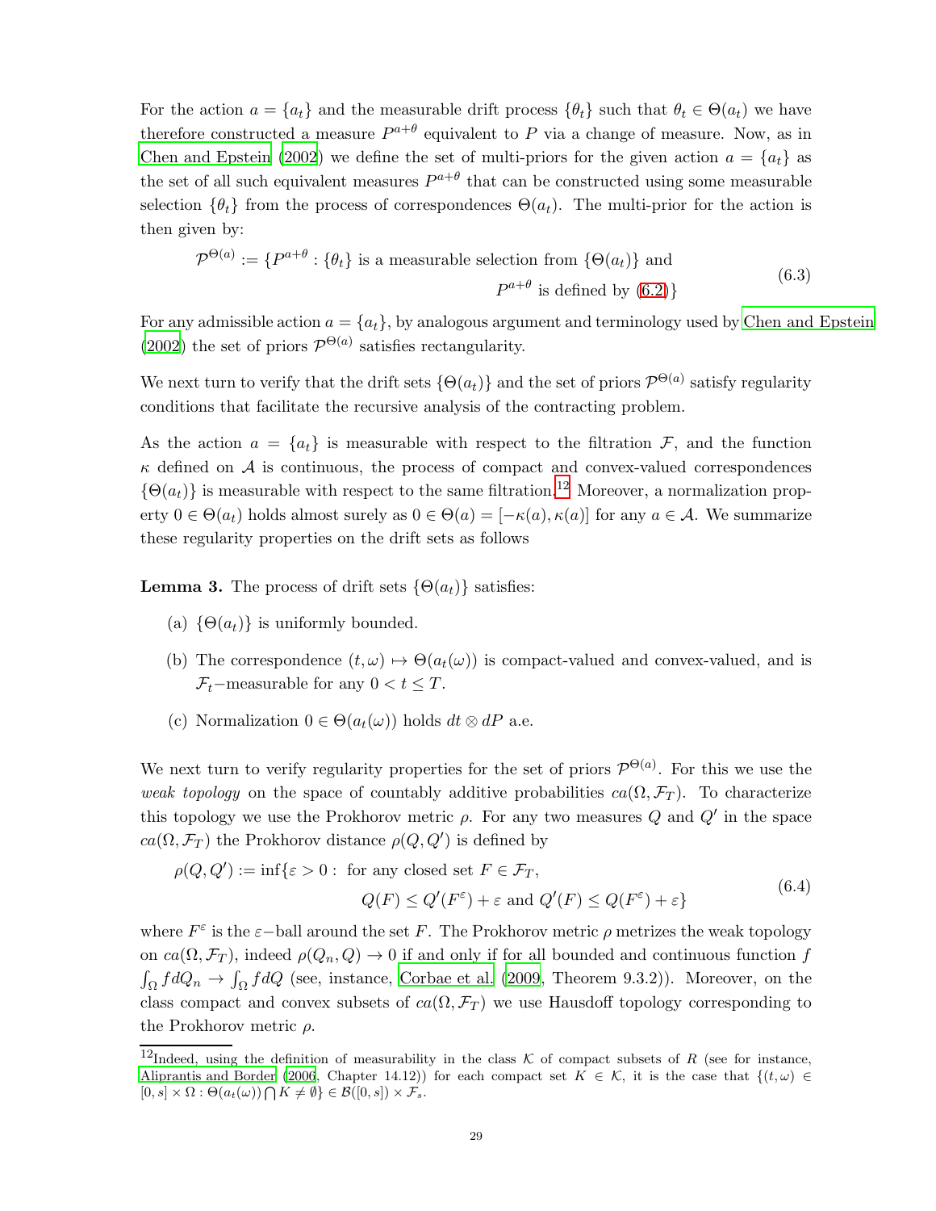For the action $a = \{a_t\}$ and the measurable drift process $\{\theta_t\}$ such that $\theta_t \in \Theta(a_t)$ we have therefore constructed a measure $P^{a+\theta}$ equivalent to $P$ via a change of measure. Now, as in Chen and Epstein (2002) we define the set of multi-priors for the given action $a = \{a_t\}$ as the set of all such equivalent measures $P^{a+\theta}$ that can be constructed using some measurable selection $\{\theta_t\}$ from the process of correspondences $\Theta(a_t)$. The multi-prior for the action is then given by:

$$
\begin{aligned}
\mathcal{P}^{\Theta(a)} := \{P^{a+\theta} : \{\theta_t\} \text{ is a measurable selection from } \{\Theta(a_t)\} \text{ and} \\
P^{a+\theta} \text{ is defined by (6.2)}\}
\end{aligned}
\tag{6.3}
$$

For any admissible action $a = \{a_t\}$, by analogous argument and terminology used by Chen and Epstein (2002) the set of priors $\mathcal{P}^{\Theta(a)}$ satisfies rectangularity.

We next turn to verify that the drift sets $\{\Theta(a_t)\}$ and the set of priors $\mathcal{P}^{\Theta(a)}$ satisfy regularity conditions that facilitate the recursive analysis of the contracting problem.

As the action $a = \{a_t\}$ is measurable with respect to the filtration $\mathcal{F}$, and the function $\kappa$ defined on $\mathcal{A}$ is continuous, the process of compact and convex-valued correspondences $\{\Theta(a_t)\}$ is measurable with respect to the same filtration.[12] Moreover, a normalization property $0 \in \Theta(a_t)$ holds almost surely as $0 \in \Theta(a) = [-\kappa(a), \kappa(a)]$ for any $a \in \mathcal{A}$. We summarize these regularity properties on the drift sets as follows

**Lemma 3.** The process of drift sets $\{\Theta(a_t)\}$ satisfies:

(a) $\{\Theta(a_t)\}$ is uniformly bounded.

(b) The correspondence $(t, \omega) \mapsto \Theta(a_t(\omega))$ is compact-valued and convex-valued, and is $\mathcal{F}_t$−measurable for any $0 < t \leq T$.

(c) Normalization $0 \in \Theta(a_t(\omega))$ holds $dt \otimes dP$ a.e.

We next turn to verify regularity properties for the set of priors $\mathcal{P}^{\Theta(a)}$. For this we use the *weak topology* on the space of countably additive probabilities $ca(\Omega, \mathcal{F}_T)$. To characterize this topology we use the Prokhorov metric $\rho$. For any two measures $Q$ and $Q'$ in the space $ca(\Omega, \mathcal{F}_T)$ the Prokhorov distance $\rho(Q, Q')$ is defined by

$$
\begin{aligned}
\rho(Q, Q') := \inf\{\varepsilon > 0 : \text{ for any closed set } F \in \mathcal{F}_T, \\
Q(F) \leq Q'(F^{\varepsilon}) + \varepsilon \text{ and } Q'(F) \leq Q(F^{\varepsilon}) + \varepsilon\}
\end{aligned}
\tag{6.4}
$$

where $F^{\varepsilon}$ is the $\varepsilon$−ball around the set $F$. The Prokhorov metric $\rho$ metrizes the weak topology on $ca(\Omega, \mathcal{F}_T)$, indeed $\rho(Q_n, Q) \to 0$ if and only if for all bounded and continuous function $f$ $\int_{\Omega} f dQ_n \to \int_{\Omega} f dQ$ (see, instance, Corbae et al. (2009, Theorem 9.3.2)). Moreover, on the class compact and convex subsets of $ca(\Omega, \mathcal{F}_T)$ we use Hausdoff topology corresponding to the Prokhorov metric $\rho$.

[12] Indeed, using the definition of measurability in the class $\mathcal{K}$ of compact subsets of $R$ (see for instance, Aliprantis and Border (2006, Chapter 14.12)) for each compact set $K \in \mathcal{K}$, it is the case that $\{(t, \omega) \in [0, s] \times \Omega : \Theta(a_t(\omega)) \bigcap K \neq \emptyset\} \in \mathcal{B}([0, s]) \times \mathcal{F}_s$.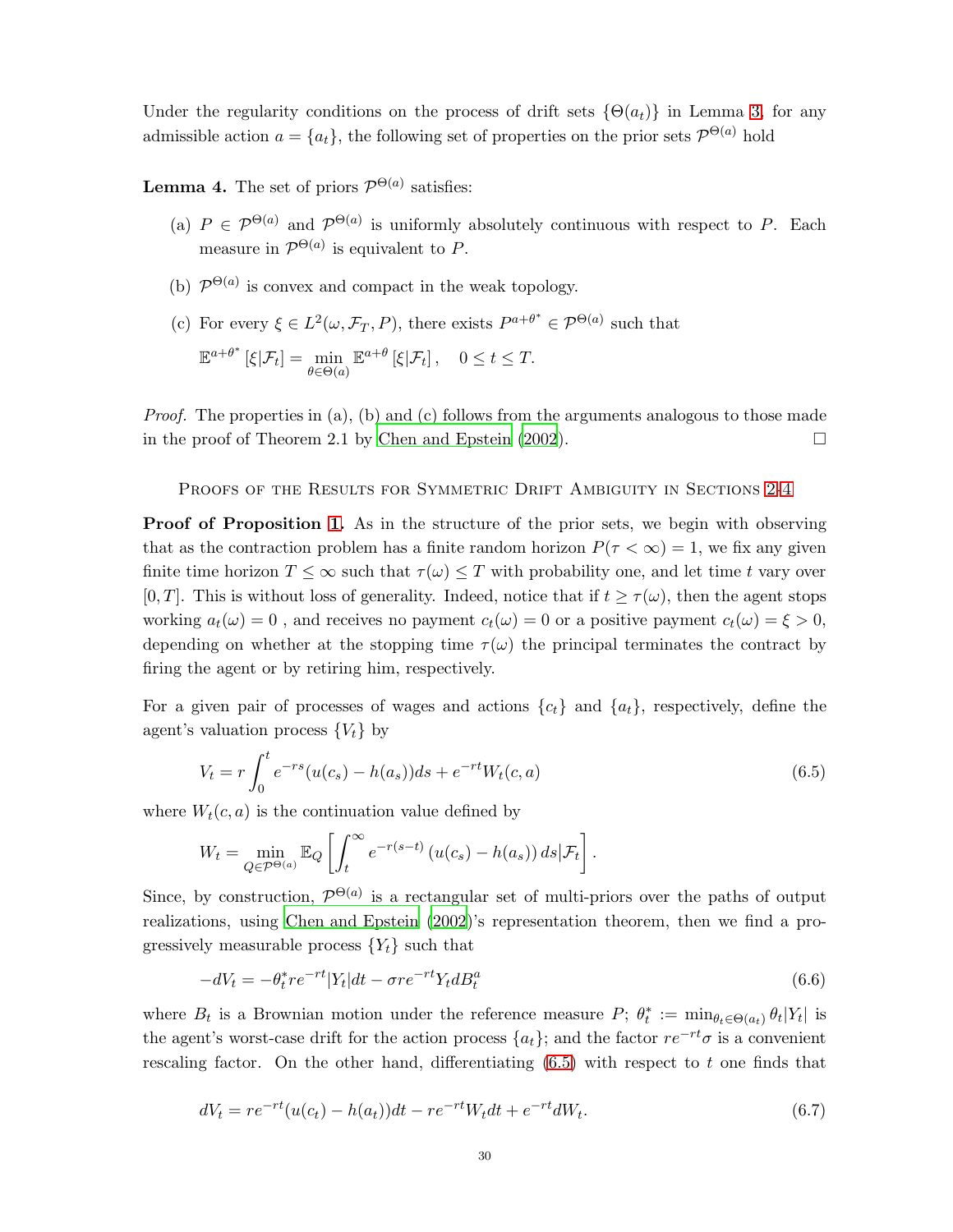Under the regularity conditions on the process of drift sets $\{\Theta(a_t)\}$ in Lemma 3, for any admissible action $a = \{a_t\}$, the following set of properties on the prior sets $\mathcal{P}^{\Theta(a)}$ hold

**Lemma 4.** The set of priors $\mathcal{P}^{\Theta(a)}$ satisfies:

(a) $P \in \mathcal{P}^{\Theta(a)}$ and $\mathcal{P}^{\Theta(a)}$ is uniformly absolutely continuous with respect to $P$. Each measure in $\mathcal{P}^{\Theta(a)}$ is equivalent to $P$.

(b) $\mathcal{P}^{\Theta(a)}$ is convex and compact in the weak topology.

(c) For every $\xi \in L^2(\omega, \mathcal{F}_T, P)$, there exists $P^{a+\theta^*} \in \mathcal{P}^{\Theta(a)}$ such that

$$\mathbb{E}^{a+\theta^*}[\xi|\mathcal{F}_t] = \min_{\theta \in \Theta(a)} \mathbb{E}^{a+\theta}[\xi|\mathcal{F}_t], \quad 0 \leq t \leq T.$$

*Proof.* The properties in (a), (b) and (c) follows from the arguments analogous to those made in the proof of Theorem 2.1 by Chen and Epstein (2002). □

## Proofs of the Results for Symmetric Drift Ambiguity in Sections 2-4

**Proof of Proposition 1.** As in the structure of the prior sets, we begin with observing that as the contraction problem has a finite random horizon $P(\tau < \infty) = 1$, we fix any given finite time horizon $T \leq \infty$ such that $\tau(\omega) \leq T$ with probability one, and let time $t$ vary over $[0, T]$. This is without loss of generality. Indeed, notice that if $t \geq \tau(\omega)$, then the agent stops working $a_t(\omega) = 0$ , and receives no payment $c_t(\omega) = 0$ or a positive payment $c_t(\omega) = \xi > 0$, depending on whether at the stopping time $\tau(\omega)$ the principal terminates the contract by firing the agent or by retiring him, respectively.

For a given pair of processes of wages and actions $\{c_t\}$ and $\{a_t\}$, respectively, define the agent's valuation process $\{V_t\}$ by

$$V_t = r \int_0^t e^{-rs}(u(c_s) - h(a_s))ds + e^{-rt} W_t(c, a) \tag{6.5}$$

where $W_t(c, a)$ is the continuation value defined by

$$W_t = \min_{Q \in \mathcal{P}^{\Theta(a)}} \mathbb{E}_Q \left[ \int_t^\infty e^{-r(s-t)} \left(u(c_s) - h(a_s)\right) ds | \mathcal{F}_t \right].$$

Since, by construction, $\mathcal{P}^{\Theta(a)}$ is a rectangular set of multi-priors over the paths of output realizations, using Chen and Epstein (2002)'s representation theorem, then we find a progressively measurable process $\{Y_t\}$ such that

$$-dV_t = -\theta_t^* r e^{-rt} |Y_t| dt - \sigma r e^{-rt} Y_t dB_t^a \tag{6.6}$$

where $B_t$ is a Brownian motion under the reference measure $P$; $\theta_t^* := \min_{\theta_t \in \Theta(a_t)} \theta_t |Y_t|$ is the agent's worst-case drift for the action process $\{a_t\}$; and the factor $re^{-rt}\sigma$ is a convenient rescaling factor. On the other hand, differentiating (6.5) with respect to $t$ one finds that

$$dV_t = re^{-rt}(u(c_t) - h(a_t))dt - re^{-rt} W_t dt + e^{-rt} dW_t. \tag{6.7}$$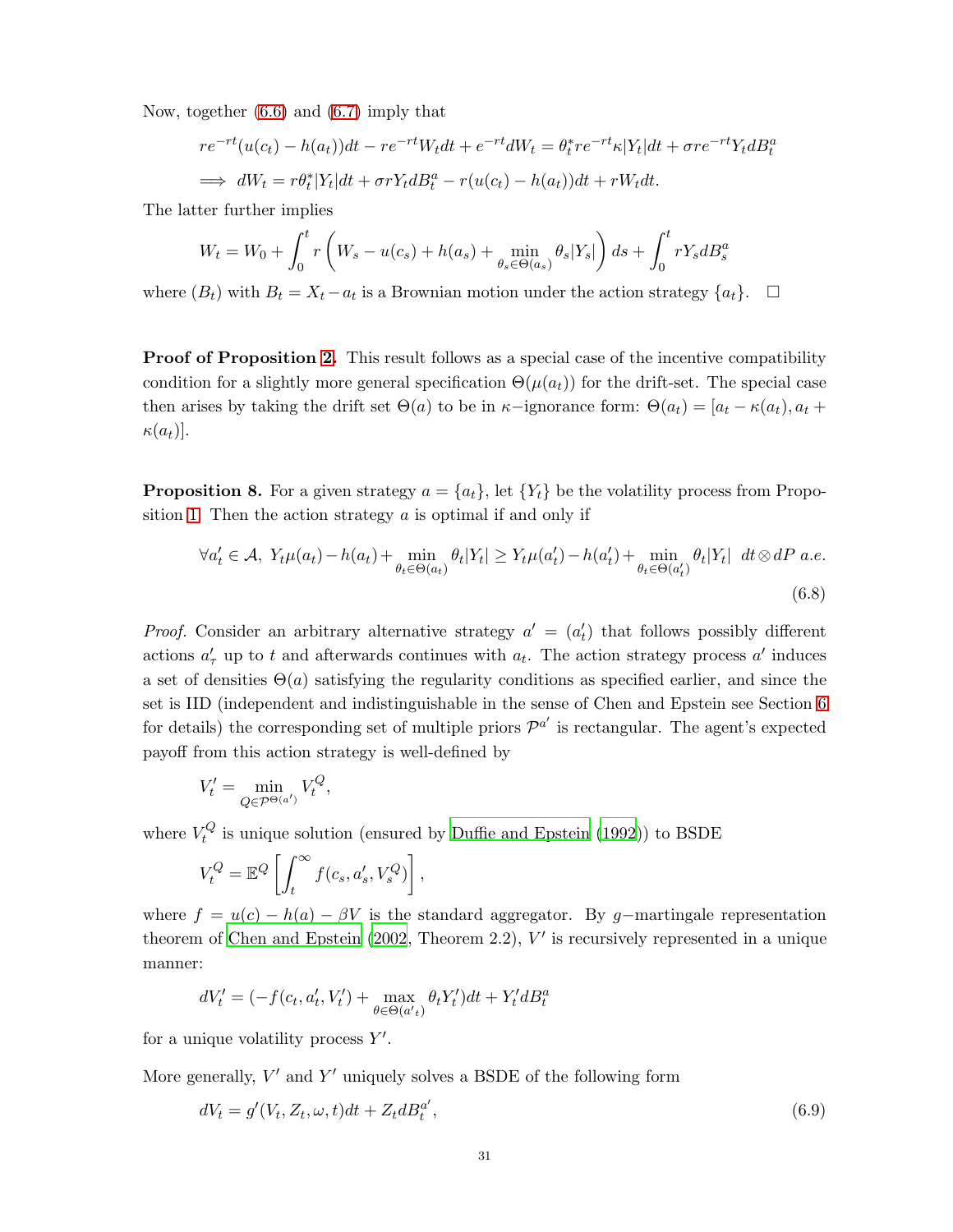Now, together (6.6) and (6.7) imply that

$$re^{-rt}(u(c_t) - h(a_t))dt - re^{-rt}W_t dt + e^{-rt}dW_t = \theta_t^* re^{-rt}\kappa|Y_t|dt + \sigma re^{-rt}Y_t dB_t^a$$
$$\implies dW_t = r\theta_t^*|Y_t|dt + \sigma rY_t dB_t^a - r(u(c_t) - h(a_t))dt + rW_t dt.$$

The latter further implies

$$W_t = W_0 + \int_0^t r\left(W_s - u(c_s) + h(a_s) + \min_{\theta_s \in \Theta(a_s)} \theta_s|Y_s|\right)ds + \int_0^t rY_s dB_s^a$$

where $(B_t)$ with $B_t = X_t - a_t$ is a Brownian motion under the action strategy $\{a_t\}$. $\square$

**Proof of Proposition 2.** This result follows as a special case of the incentive compatibility condition for a slightly more general specification $\Theta(\mu(a_t))$ for the drift-set. The special case then arises by taking the drift set $\Theta(a)$ to be in $\kappa-$ignorance form: $\Theta(a_t) = [a_t - \kappa(a_t), a_t + \kappa(a_t)]$.

**Proposition 8.** For a given strategy $a = \{a_t\}$, let $\{Y_t\}$ be the volatility process from Proposition 1. Then the action strategy $a$ is optimal if and only if

$$\forall a_t' \in \mathcal{A},\ Y_t\mu(a_t) - h(a_t) + \min_{\theta_t \in \Theta(a_t)} \theta_t|Y_t| \geq Y_t\mu(a_t') - h(a_t') + \min_{\theta_t \in \Theta(a_t')} \theta_t|Y_t| \ \ dt \otimes dP \ a.e. \tag{6.8}$$

*Proof.* Consider an arbitrary alternative strategy $a' = (a_t')$ that follows possibly different actions $a_\tau'$ up to $t$ and afterwards continues with $a_t$. The action strategy process $a'$ induces a set of densities $\Theta(a)$ satisfying the regularity conditions as specified earlier, and since the set is IID (independent and indistinguishable in the sense of Chen and Epstein see Section 6 for details) the corresponding set of multiple priors $\mathcal{P}^{a'}$ is rectangular. The agent's expected payoff from this action strategy is well-defined by

$$V_t' = \min_{Q \in \mathcal{P}^{\Theta(a')}} V_t^Q,$$

where $V_t^Q$ is unique solution (ensured by Duffie and Epstein (1992)) to BSDE

$$V_t^Q = \mathbb{E}^Q\left[\int_t^\infty f(c_s, a_s', V_s^Q)\right],$$

where $f = u(c) - h(a) - \beta V$ is the standard aggregator. By $g-$martingale representation theorem of Chen and Epstein (2002, Theorem 2.2), $V'$ is recursively represented in a unique manner:

$$dV_t' = (-f(c_t, a_t', V_t') + \max_{\theta \in \Theta(a'_t)} \theta_t Y_t')dt + Y_t' dB_t^a$$

for a unique volatility process $Y'$.

More generally, $V'$ and $Y'$ uniquely solves a BSDE of the following form

$$dV_t = g'(V_t, Z_t, \omega, t)dt + Z_t dB_t^{a'}, \tag{6.9}$$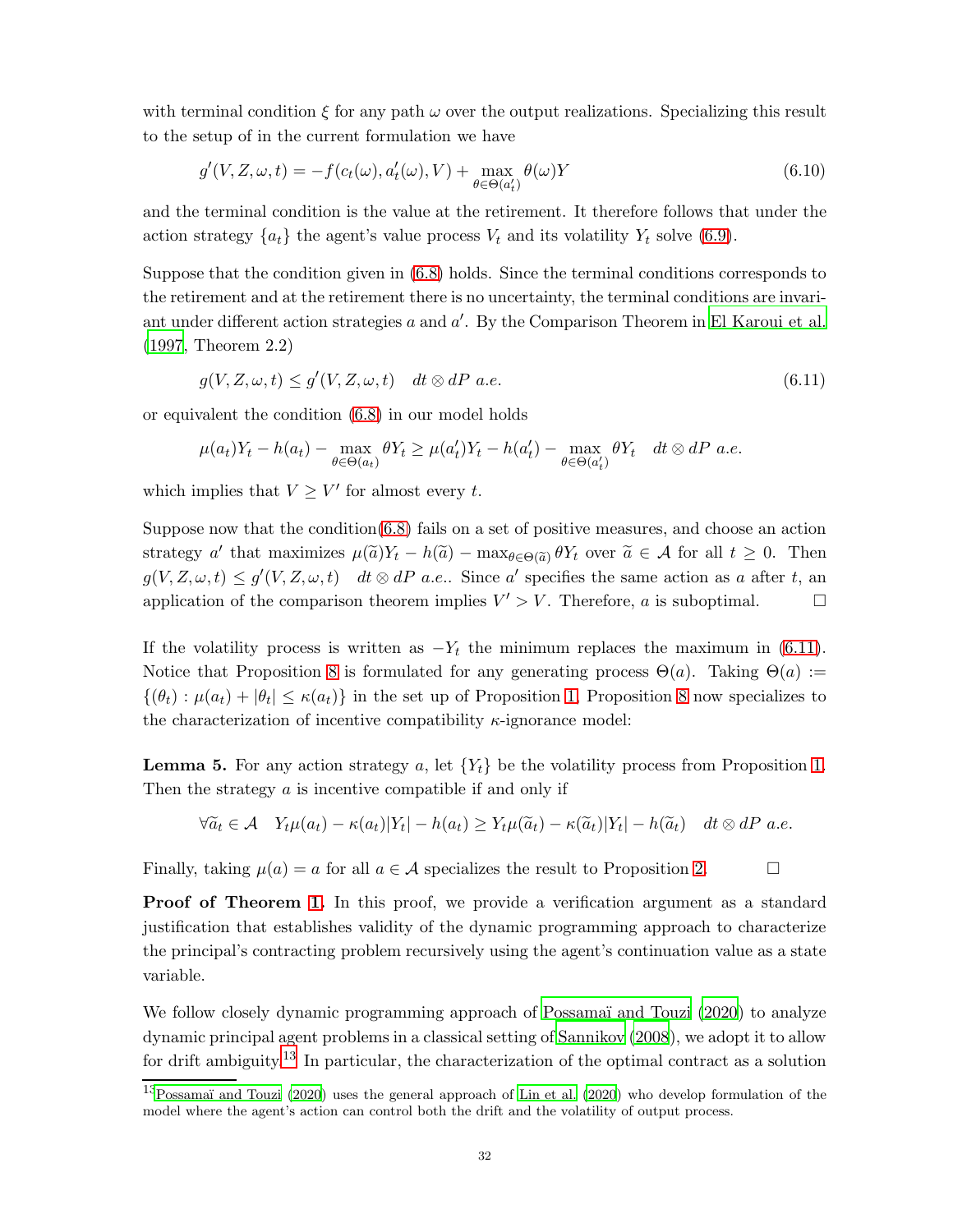with terminal condition $\xi$ for any path $\omega$ over the output realizations. Specializing this result to the setup of in the current formulation we have

$$g'(V, Z, \omega, t) = -f(c_t(\omega), a'_t(\omega), V) + \max_{\theta \in \Theta(a'_t)} \theta(\omega) Y \tag{6.10}$$

and the terminal condition is the value at the retirement. It therefore follows that under the action strategy $\{a_t\}$ the agent's value process $V_t$ and its volatility $Y_t$ solve (6.9).

Suppose that the condition given in (6.8) holds. Since the terminal conditions corresponds to the retirement and at the retirement there is no uncertainty, the terminal conditions are invariant under different action strategies $a$ and $a'$. By the Comparison Theorem in El Karoui et al. (1997, Theorem 2.2)

$$g(V, Z, \omega, t) \leq g'(V, Z, \omega, t) \quad dt \otimes dP \ a.e. \tag{6.11}$$

or equivalent the condition (6.8) in our model holds

$$\mu(a_t)Y_t - h(a_t) - \max_{\theta \in \Theta(a_t)} \theta Y_t \geq \mu(a'_t)Y_t - h(a'_t) - \max_{\theta \in \Theta(a'_t)} \theta Y_t \quad dt \otimes dP \ a.e.$$

which implies that $V \geq V'$ for almost every $t$.

Suppose now that the condition(6.8) fails on a set of positive measures, and choose an action strategy $a'$ that maximizes $\mu(\widetilde{a})Y_t - h(\widetilde{a}) - \max_{\theta \in \Theta(\widetilde{a})} \theta Y_t$ over $\widetilde{a} \in \mathcal{A}$ for all $t \geq 0$. Then $g(V, Z, \omega, t) \leq g'(V, Z, \omega, t) \quad dt \otimes dP \ a.e.$. Since $a'$ specifies the same action as $a$ after $t$, an application of the comparison theorem implies $V' > V$. Therefore, $a$ is suboptimal. $\square$

If the volatility process is written as $-Y_t$ the minimum replaces the maximum in (6.11). Notice that Proposition 8 is formulated for any generating process $\Theta(a)$. Taking $\Theta(a) := \{(\theta_t) : \mu(a_t) + |\theta_t| \leq \kappa(a_t)\}$ in the set up of Proposition 1, Proposition 8 now specializes to the characterization of incentive compatibility $\kappa$-ignorance model:

**Lemma 5.** For any action strategy $a$, let $\{Y_t\}$ be the volatility process from Proposition 1. Then the strategy $a$ is incentive compatible if and only if

$$\forall \widetilde{a}_t \in \mathcal{A} \quad Y_t\mu(a_t) - \kappa(a_t)|Y_t| - h(a_t) \geq Y_t\mu(\widetilde{a}_t) - \kappa(\widetilde{a}_t)|Y_t| - h(\widetilde{a}_t) \quad dt \otimes dP \ a.e.$$

Finally, taking $\mu(a) = a$ for all $a \in \mathcal{A}$ specializes the result to Proposition 2. $\square$

**Proof of Theorem 1.** In this proof, we provide a verification argument as a standard justification that establishes validity of the dynamic programming approach to characterize the principal's contracting problem recursively using the agent's continuation value as a state variable.

We follow closely dynamic programming approach of Possamaï and Touzi (2020) to analyze dynamic principal agent problems in a classical setting of Sannikov (2008), we adopt it to allow for drift ambiguity.[13] In particular, the characterization of the optimal contract as a solution

[13] Possamaï and Touzi (2020) uses the general approach of Lin et al. (2020) who develop formulation of the model where the agent's action can control both the drift and the volatility of output process.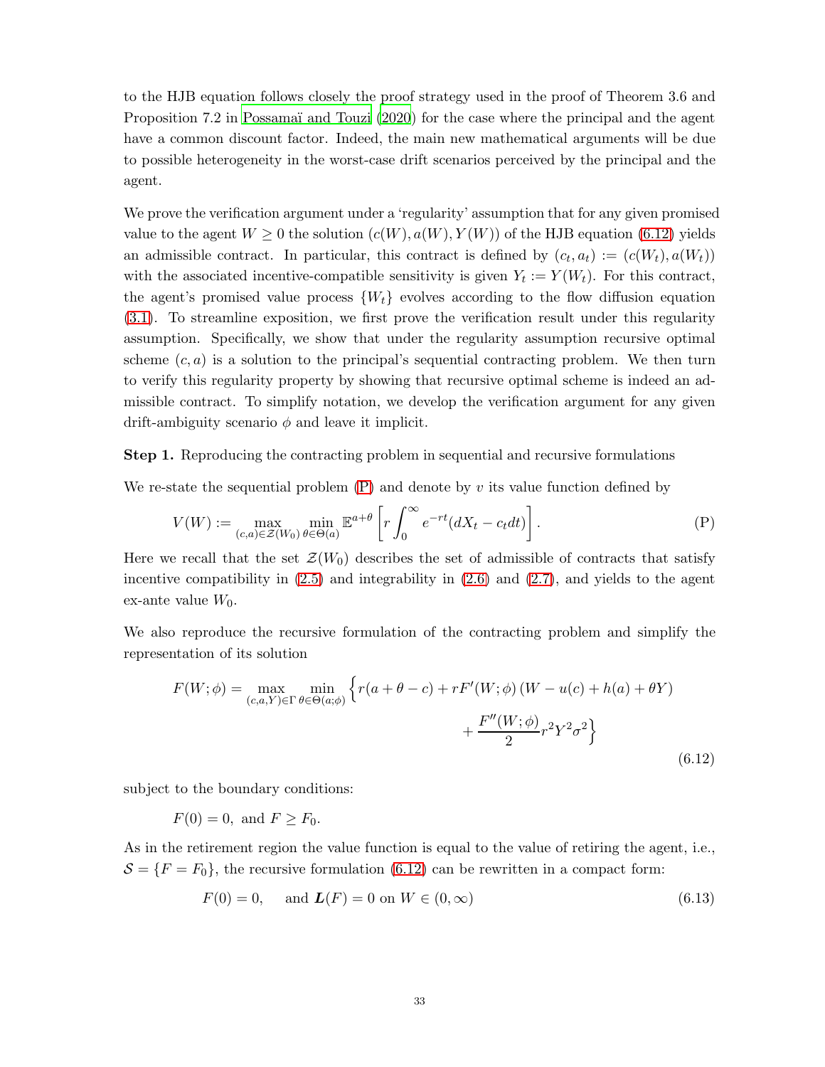to the HJB equation follows closely the proof strategy used in the proof of Theorem 3.6 and Proposition 7.2 in Possamaï and Touzi (2020) for the case where the principal and the agent have a common discount factor. Indeed, the main new mathematical arguments will be due to possible heterogeneity in the worst-case drift scenarios perceived by the principal and the agent.

We prove the verification argument under a 'regularity' assumption that for any given promised value to the agent $W \geq 0$ the solution $(c(W), a(W), Y(W))$ of the HJB equation (6.12) yields an admissible contract. In particular, this contract is defined by $(c_t, a_t) := (c(W_t), a(W_t))$ with the associated incentive-compatible sensitivity is given $Y_t := Y(W_t)$. For this contract, the agent's promised value process $\{W_t\}$ evolves according to the flow diffusion equation (3.1). To streamline exposition, we first prove the verification result under this regularity assumption. Specifically, we show that under the regularity assumption recursive optimal scheme $(c, a)$ is a solution to the principal's sequential contracting problem. We then turn to verify this regularity property by showing that recursive optimal scheme is indeed an admissible contract. To simplify notation, we develop the verification argument for any given drift-ambiguity scenario $\phi$ and leave it implicit.

**Step 1.** Reproducing the contracting problem in sequential and recursive formulations

We re-state the sequential problem (P) and denote by $v$ its value function defined by

$$V(W) := \max_{(c,a)\in\mathcal{Z}(W_0)} \min_{\theta\in\Theta(a)} \mathbb{E}^{a+\theta}\left[ r\int_0^\infty e^{-rt}(dX_t - c_t dt)\right]. \tag{P}$$

Here we recall that the set $\mathcal{Z}(W_0)$ describes the set of admissible of contracts that satisfy incentive compatibility in (2.5) and integrability in (2.6) and (2.7), and yields to the agent ex-ante value $W_0$.

We also reproduce the recursive formulation of the contracting problem and simplify the representation of its solution

$$F(W;\phi) = \max_{(c,a,Y)\in\Gamma} \min_{\theta\in\Theta(a;\phi)} \Big\{ r(a+\theta-c) + rF'(W;\phi)\left(W - u(c) + h(a) + \theta Y\right) + \frac{F''(W;\phi)}{2} r^2 Y^2 \sigma^2 \Big\} \tag{6.12}$$

subject to the boundary conditions:

$$F(0) = 0, \text{ and } F \geq F_0.$$

As in the retirement region the value function is equal to the value of retiring the agent, i.e., $\mathcal{S} = \{F = F_0\}$, the recursive formulation (6.12) can be rewritten in a compact form:

$$F(0) = 0, \quad \text{ and } \boldsymbol{L}(F) = 0 \text{ on } W \in (0, \infty) \tag{6.13}$$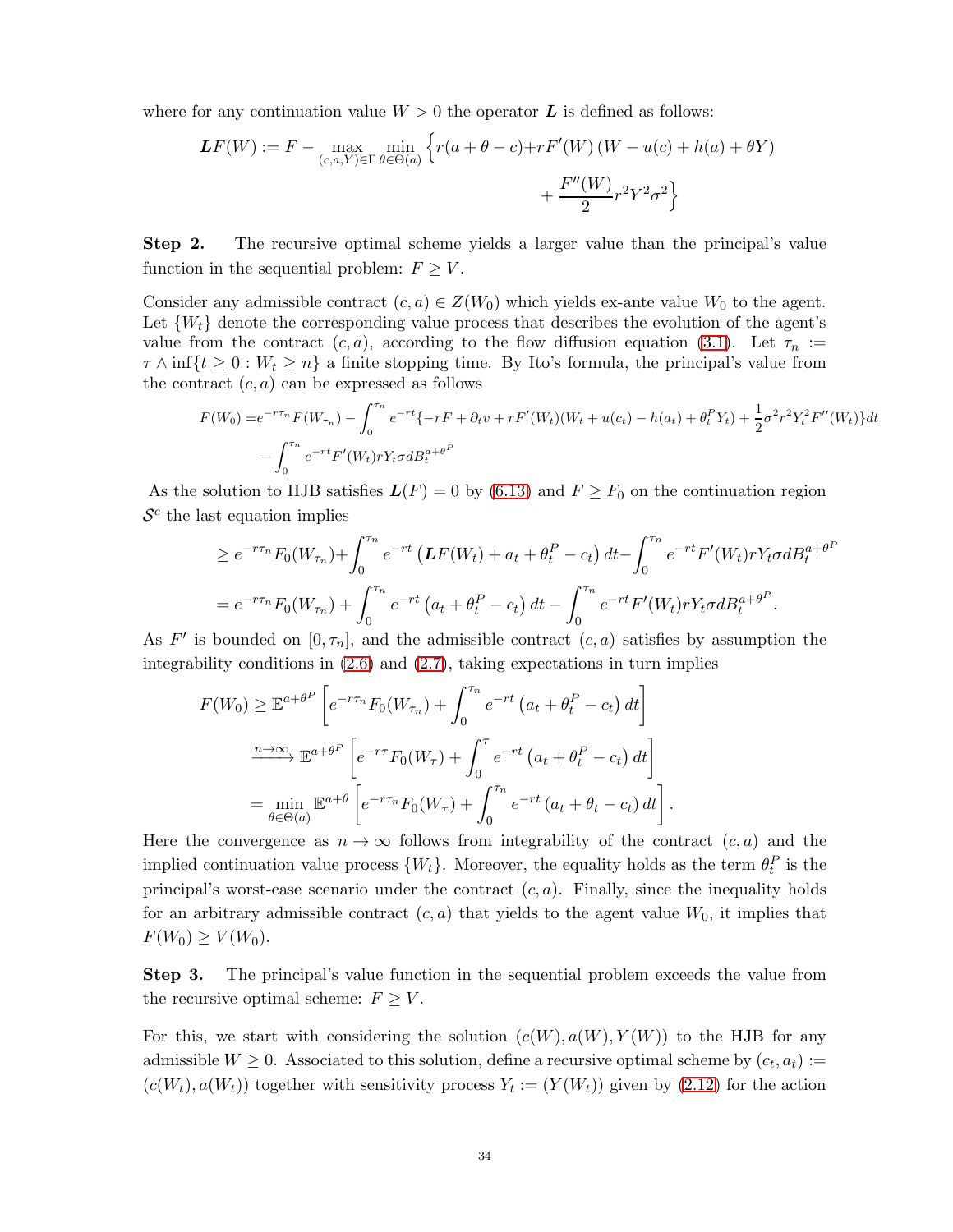where for any continuation value $W > 0$ the operator $\boldsymbol{L}$ is defined as follows:

$$\boldsymbol{L}F(W) := F - \max_{(c,a,Y)\in\Gamma} \min_{\theta\in\Theta(a)} \Big\{ r(a+\theta-c) + rF'(W)\left(W - u(c) + h(a) + \theta Y\right) + \frac{F''(W)}{2} r^2 Y^2 \sigma^2 \Big\}$$

**Step 2.** The recursive optimal scheme yields a larger value than the principal's value function in the sequential problem: $F \geq V$.

Consider any admissible contract $(c, a) \in Z(W_0)$ which yields ex-ante value $W_0$ to the agent. Let $\{W_t\}$ denote the corresponding value process that describes the evolution of the agent's value from the contract $(c, a)$, according to the flow diffusion equation (3.1). Let $\tau_n := \tau \wedge \inf\{t \geq 0 : W_t \geq n\}$ a finite stopping time. By Ito's formula, the principal's value from the contract $(c, a)$ can be expressed as follows

$$F(W_0) = e^{-r\tau_n} F(W_{\tau_n}) - \int_0^{\tau_n} e^{-rt}\{-rF + \partial_t v + rF'(W_t)(W_t + u(c_t) - h(a_t) + \theta_t^P Y_t) + \frac{1}{2}\sigma^2 r^2 Y_t^2 F''(W_t)\}dt$$
$$- \int_0^{\tau_n} e^{-rt} F'(W_t) rY_t \sigma dB_t^{a+\theta^P}$$

As the solution to HJB satisfies $\boldsymbol{L}(F) = 0$ by (6.13) and $F \geq F_0$ on the continuation region $\mathcal{S}^c$ the last equation implies

$$\geq e^{-r\tau_n} F_0(W_{\tau_n}) + \int_0^{\tau_n} e^{-rt}\left(\boldsymbol{L}F(W_t) + a_t + \theta_t^P - c_t\right)dt - \int_0^{\tau_n} e^{-rt} F'(W_t) rY_t \sigma dB_t^{a+\theta^P}$$
$$= e^{-r\tau_n} F_0(W_{\tau_n}) + \int_0^{\tau_n} e^{-rt}\left(a_t + \theta_t^P - c_t\right)dt - \int_0^{\tau_n} e^{-rt} F'(W_t) rY_t \sigma dB_t^{a+\theta^P}.$$

As $F'$ is bounded on $[0, \tau_n]$, and the admissible contract $(c, a)$ satisfies by assumption the integrability conditions in (2.6) and (2.7), taking expectations in turn implies

$$F(W_0) \geq \mathbb{E}^{a+\theta^P}\left[e^{-r\tau_n} F_0(W_{\tau_n}) + \int_0^{\tau_n} e^{-rt}\left(a_t + \theta_t^P - c_t\right)dt\right]$$
$$\xrightarrow{n\to\infty} \mathbb{E}^{a+\theta^P}\left[e^{-r\tau} F_0(W_{\tau}) + \int_0^{\tau} e^{-rt}\left(a_t + \theta_t^P - c_t\right)dt\right]$$
$$= \min_{\theta\in\Theta(a)} \mathbb{E}^{a+\theta}\left[e^{-r\tau_n} F_0(W_{\tau}) + \int_0^{\tau_n} e^{-rt}\left(a_t + \theta_t - c_t\right)dt\right].$$

Here the convergence as $n \to \infty$ follows from integrability of the contract $(c, a)$ and the implied continuation value process $\{W_t\}$. Moreover, the equality holds as the term $\theta_t^P$ is the principal's worst-case scenario under the contract $(c, a)$. Finally, since the inequality holds for an arbitrary admissible contract $(c, a)$ that yields to the agent value $W_0$, it implies that $F(W_0) \geq V(W_0)$.

**Step 3.** The principal's value function in the sequential problem exceeds the value from the recursive optimal scheme: $F \geq V$.

For this, we start with considering the solution $(c(W), a(W), Y(W))$ to the HJB for any admissible $W \geq 0$. Associated to this solution, define a recursive optimal scheme by $(c_t, a_t) := (c(W_t), a(W_t))$ together with sensitivity process $Y_t := (Y(W_t))$ given by (2.12) for the action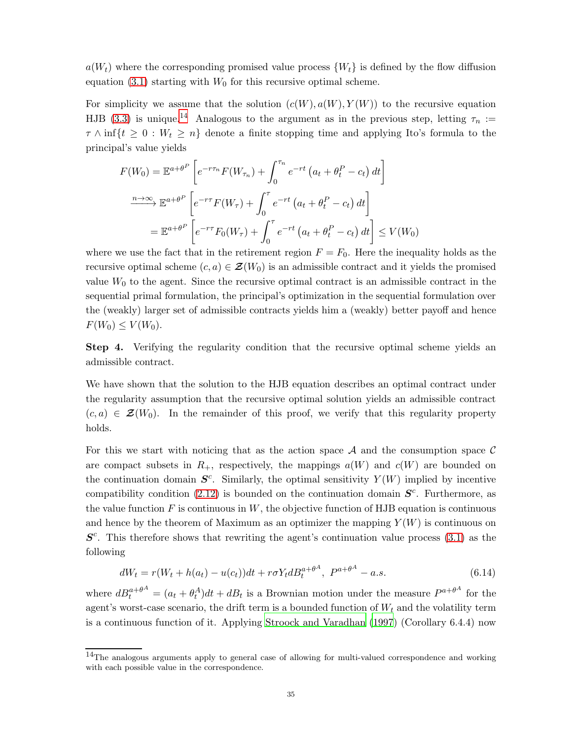$a(W_t)$ where the corresponding promised value process $\{W_t\}$ is defined by the flow diffusion equation (3.1) starting with $W_0$ for this recursive optimal scheme.

For simplicity we assume that the solution $(c(W), a(W), Y(W))$ to the recursive equation HJB (3.3) is unique.[14] Analogous to the argument as in the previous step, letting $\tau_n := \tau \wedge \inf\{t \geq 0 : W_t \geq n\}$ denote a finite stopping time and applying Ito's formula to the principal's value yields

$$
\begin{aligned}
F(W_0) &= \mathbb{E}^{a+\theta^P}\left[e^{-r\tau_n} F(W_{\tau_n}) + \int_0^{\tau_n} e^{-rt}\left(a_t + \theta_t^P - c_t\right) dt\right] \\
&\xrightarrow{n\to\infty} \mathbb{E}^{a+\theta^P}\left[e^{-r\tau} F(W_{\tau}) + \int_0^{\tau} e^{-rt}\left(a_t + \theta_t^P - c_t\right) dt\right] \\
&= \mathbb{E}^{a+\theta^P}\left[e^{-r\tau} F_0(W_{\tau}) + \int_0^{\tau} e^{-rt}\left(a_t + \theta_t^P - c_t\right) dt\right] \leq V(W_0)
\end{aligned}
$$

where we use the fact that in the retirement region $F = F_0$. Here the inequality holds as the recursive optimal scheme $(c, a) \in \boldsymbol{\mathcal{Z}}(W_0)$ is an admissible contract and it yields the promised value $W_0$ to the agent. Since the recursive optimal contract is an admissible contract in the sequential primal formulation, the principal's optimization in the sequential formulation over the (weakly) larger set of admissible contracts yields him a (weakly) better payoff and hence $F(W_0) \leq V(W_0)$.

**Step 4.** Verifying the regularity condition that the recursive optimal scheme yields an admissible contract.

We have shown that the solution to the HJB equation describes an optimal contract under the regularity assumption that the recursive optimal solution yields an admissible contract $(c, a) \in \boldsymbol{\mathcal{Z}}(W_0)$. In the remainder of this proof, we verify that this regularity property holds.

For this we start with noticing that as the action space $\mathcal{A}$ and the consumption space $\mathcal{C}$ are compact subsets in $R_+$, respectively, the mappings $a(W)$ and $c(W)$ are bounded on the continuation domain $\boldsymbol{S}^c$. Similarly, the optimal sensitivity $Y(W)$ implied by incentive compatibility condition (2.12) is bounded on the continuation domain $\boldsymbol{S}^c$. Furthermore, as the value function $F$ is continuous in $W$, the objective function of HJB equation is continuous and hence by the theorem of Maximum as an optimizer the mapping $Y(W)$ is continuous on $\boldsymbol{S}^c$. This therefore shows that rewriting the agent's continuation value process (3.1) as the following

$$
dW_t = r(W_t + h(a_t) - u(c_t))dt + r\sigma Y_t dB_t^{a+\theta^A}, \; P^{a+\theta^A} - a.s. \tag{6.14}
$$

where $dB_t^{a+\theta^A} = (a_t + \theta_t^A)dt + dB_t$ is a Brownian motion under the measure $P^{a+\theta^A}$ for the agent's worst-case scenario, the drift term is a bounded function of $W_t$ and the volatility term is a continuous function of it. Applying Stroock and Varadhan (1997) (Corollary 6.4.4) now

[14] The analogous arguments apply to general case of allowing for multi-valued correspondence and working with each possible value in the correspondence.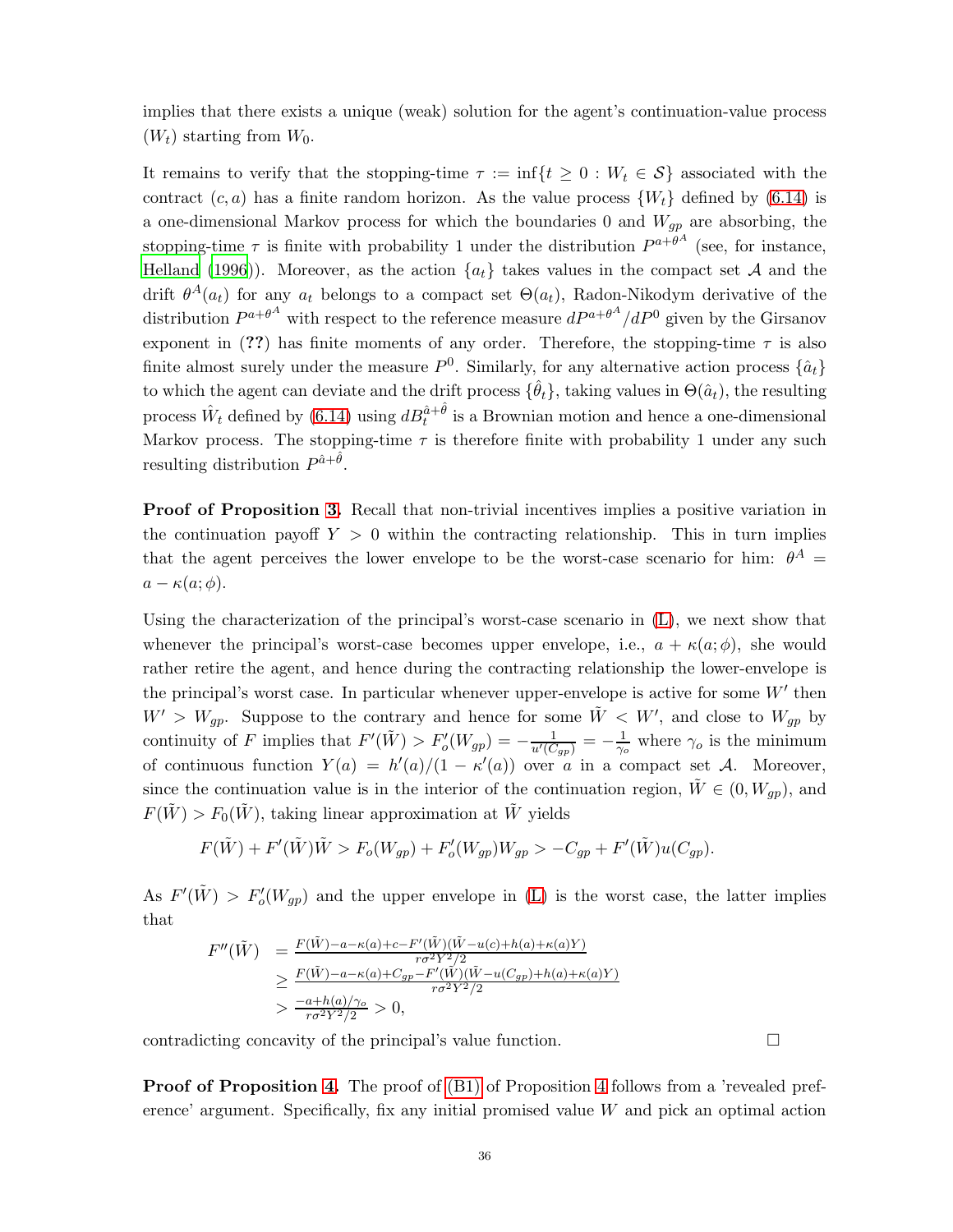implies that there exists a unique (weak) solution for the agent's continuation-value process $(W_t)$ starting from $W_0$.

It remains to verify that the stopping-time $\tau := \inf\{t \geq 0 : W_t \in \mathcal{S}\}$ associated with the contract $(c, a)$ has a finite random horizon. As the value process $\{W_t\}$ defined by (6.14) is a one-dimensional Markov process for which the boundaries 0 and $W_{gp}$ are absorbing, the stopping-time $\tau$ is finite with probability 1 under the distribution $P^{a+\theta^A}$ (see, for instance, Helland (1996)). Moreover, as the action $\{a_t\}$ takes values in the compact set $\mathcal{A}$ and the drift $\theta^A(a_t)$ for any $a_t$ belongs to a compact set $\Theta(a_t)$, Radon-Nikodym derivative of the distribution $P^{a+\theta^A}$ with respect to the reference measure $dP^{a+\theta^A}/dP^0$ given by the Girsanov exponent in (**??**) has finite moments of any order. Therefore, the stopping-time $\tau$ is also finite almost surely under the measure $P^0$. Similarly, for any alternative action process $\{\hat{a}_t\}$ to which the agent can deviate and the drift process $\{\hat{\theta}_t\}$, taking values in $\Theta(\hat{a}_t)$, the resulting process $\hat{W}_t$ defined by (6.14) using $dB_t^{\hat{a}+\hat{\theta}}$ is a Brownian motion and hence a one-dimensional Markov process. The stopping-time $\tau$ is therefore finite with probability 1 under any such resulting distribution $P^{\hat{a}+\hat{\theta}}$.

**Proof of Proposition 3.** Recall that non-trivial incentives implies a positive variation in the continuation payoff $Y > 0$ within the contracting relationship. This in turn implies that the agent perceives the lower envelope to be the worst-case scenario for him: $\theta^A = a - \kappa(a; \phi)$.

Using the characterization of the principal's worst-case scenario in (L), we next show that whenever the principal's worst-case becomes upper envelope, i.e., $a + \kappa(a; \phi)$, she would rather retire the agent, and hence during the contracting relationship the lower-envelope is the principal's worst case. In particular whenever upper-envelope is active for some $W'$ then $W' > W_{gp}$. Suppose to the contrary and hence for some $\tilde{W} < W'$, and close to $W_{gp}$ by continuity of $F$ implies that $F'(\tilde{W}) > F'_o(W_{gp}) = -\frac{1}{u'(C_{gp})} = -\frac{1}{\gamma_o}$ where $\gamma_o$ is the minimum of continuous function $Y(a) = h'(a)/(1-\kappa'(a))$ over $a$ in a compact set $\mathcal{A}$. Moreover, since the continuation value is in the interior of the continuation region, $\tilde{W} \in (0, W_{gp})$, and $F(\tilde{W}) > F_0(\tilde{W})$, taking linear approximation at $\tilde{W}$ yields

$$F(\tilde{W}) + F'(\tilde{W})\tilde{W} > F_o(W_{gp}) + F'_o(W_{gp})W_{gp} > -C_{gp} + F'(\tilde{W})u(C_{gp}).$$

As $F'(\tilde{W}) > F'_o(W_{gp})$ and the upper envelope in (L) is the worst case, the latter implies that

$$\begin{aligned}
F''(\tilde{W}) &= \frac{F(\tilde{W}) - a - \kappa(a) + c - F'(\tilde{W})(\tilde{W} - u(c) + h(a) + \kappa(a)Y)}{r\sigma^2 Y^2/2} \\
&\geq \frac{F(\tilde{W}) - a - \kappa(a) + C_{gp} - F'(\tilde{W})(\tilde{W} - u(C_{gp}) + h(a) + \kappa(a)Y)}{r\sigma^2 Y^2/2} \\
&> \frac{-a + h(a)/\gamma_o}{r\sigma^2 Y^2/2} > 0,
\end{aligned}$$

contradicting concavity of the principal's value function. $\square$

**Proof of Proposition 4.** The proof of (B1) of Proposition 4 follows from a 'revealed preference' argument. Specifically, fix any initial promised value $W$ and pick an optimal action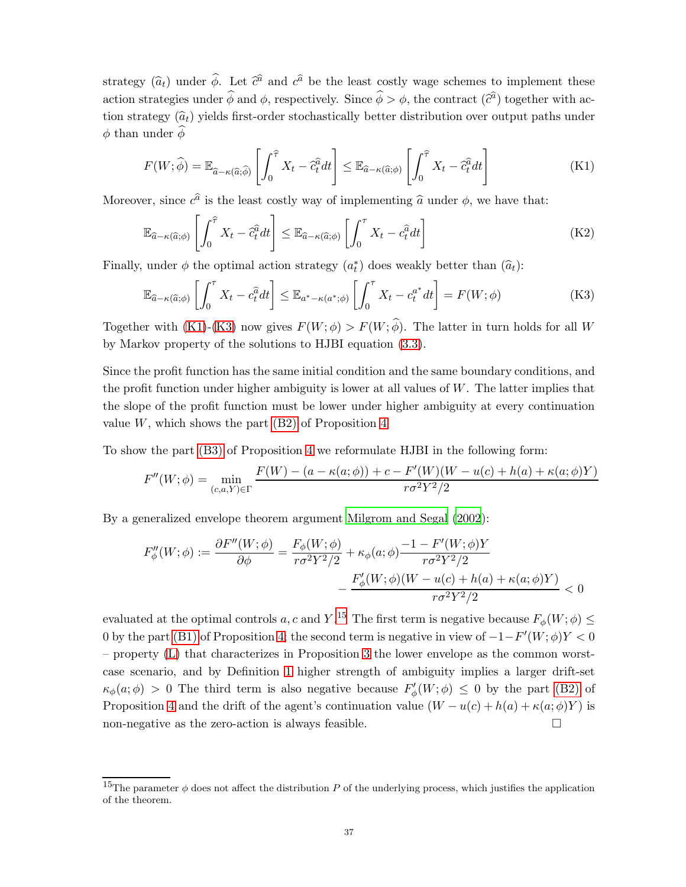strategy $(\widehat{a}_t)$ under $\widehat{\phi}$. Let $\widehat{c}^{\widehat{a}}$ and $c^{\widehat{a}}$ be the least costly wage schemes to implement these action strategies under $\widehat{\phi}$ and $\phi$, respectively. Since $\widehat{\phi} > \phi$, the contract $(\widehat{c}^{\widehat{a}})$ together with action strategy $(\widehat{a}_t)$ yields first-order stochastically better distribution over output paths under $\phi$ than under $\widehat{\phi}$

$$F(W;\widehat{\phi}) = \mathbb{E}_{\widehat{a}-\kappa(\widehat{a};\widehat{\phi})}\left[\int_0^{\widehat{\tau}} X_t - \widehat{c}_t^{\widehat{a}} dt\right] \leq \mathbb{E}_{\widehat{a}-\kappa(\widehat{a};\phi)}\left[\int_0^{\widehat{\tau}} X_t - \widehat{c}_t^{\widehat{a}} dt\right] \tag{K1}$$

Moreover, since $c^{\widehat{a}}$ is the least costly way of implementing $\widehat{a}$ under $\phi$, we have that:

$$\mathbb{E}_{\widehat{a}-\kappa(\widehat{a};\phi)}\left[\int_0^{\widehat{\tau}} X_t - \widehat{c}_t^{\widehat{a}} dt\right] \leq \mathbb{E}_{\widehat{a}-\kappa(\widehat{a};\phi)}\left[\int_0^{\tau} X_t - c_t^{\widehat{a}} dt\right] \tag{K2}$$

Finally, under $\phi$ the optimal action strategy $(a_t^*)$ does weakly better than $(\widehat{a}_t)$:

$$\mathbb{E}_{\widehat{a}-\kappa(\widehat{a};\phi)}\left[\int_0^{\tau} X_t - c_t^{\widehat{a}} dt\right] \leq \mathbb{E}_{a^*-\kappa(a^*;\phi)}\left[\int_0^{\tau} X_t - c_t^{a^*} dt\right] = F(W;\phi) \tag{K3}$$

Together with (K1)-(K3) now gives $F(W;\phi) > F(W;\widehat{\phi})$. The latter in turn holds for all $W$ by Markov property of the solutions to HJBI equation (3.3).

Since the profit function has the same initial condition and the same boundary conditions, and the profit function under higher ambiguity is lower at all values of $W$. The latter implies that the slope of the profit function must be lower under higher ambiguity at every continuation value $W$, which shows the part (B2) of Proposition 4.

To show the part (B3) of Proposition 4 we reformulate HJBI in the following form:

$$F''(W;\phi) = \min_{(c,a,Y)\in\Gamma} \frac{F(W) - (a - \kappa(a;\phi)) + c - F'(W)(W - u(c) + h(a) + \kappa(a;\phi)Y)}{r\sigma^2 Y^2/2}$$

By a generalized envelope theorem argument Milgrom and Segal (2002):

$$F''_\phi(W;\phi) := \frac{\partial F''(W;\phi)}{\partial \phi} = \frac{F_\phi(W;\phi)}{r\sigma^2 Y^2/2} + \kappa_\phi(a;\phi)\frac{-1 - F'(W;\phi)Y}{r\sigma^2 Y^2/2} - \frac{F'_\phi(W;\phi)(W - u(c) + h(a) + \kappa(a;\phi)Y)}{r\sigma^2 Y^2/2} < 0$$

evaluated at the optimal controls $a, c$ and $Y$.[15] The first term is negative because $F_\phi(W;\phi) \leq 0$ by the part (B1) of Proposition 4; the second term is negative in view of $-1-F'(W;\phi)Y < 0$ – property (L) that characterizes in Proposition 3 the lower envelope as the common worst-case scenario, and by Definition 1 higher strength of ambiguity implies a larger drift-set $\kappa_\phi(a;\phi) > 0$ The third term is also negative because $F'_\phi(W;\phi) \leq 0$ by the part (B2) of Proposition 4 and the drift of the agent's continuation value $(W - u(c) + h(a) + \kappa(a;\phi)Y)$ is non-negative as the zero-action is always feasible. □

[15] The parameter $\phi$ does not affect the distribution $P$ of the underlying process, which justifies the application of the theorem.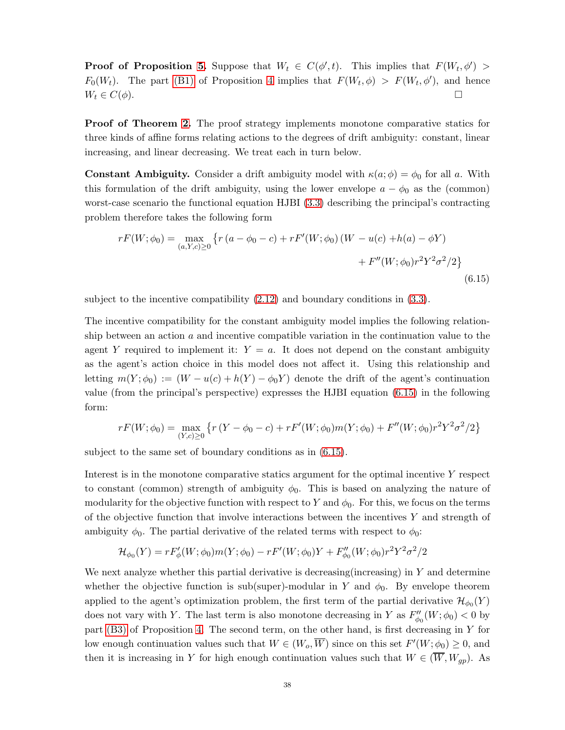**Proof of Proposition 5.** Suppose that $W_t \in C(\phi', t)$. This implies that $F(W_t, \phi') > F_0(W_t)$. The part (B1) of Proposition 4 implies that $F(W_t, \phi) > F(W_t, \phi')$, and hence $W_t \in C(\phi)$. □

**Proof of Theorem 2.** The proof strategy implements monotone comparative statics for three kinds of affine forms relating actions to the degrees of drift ambiguity: constant, linear increasing, and linear decreasing. We treat each in turn below.

**Constant Ambiguity.** Consider a drift ambiguity model with $\kappa(a; \phi) = \phi_0$ for all $a$. With this formulation of the drift ambiguity, using the lower envelope $a - \phi_0$ as the (common) worst-case scenario the functional equation HJBI (3.3) describing the principal's contracting problem therefore takes the following form

$$
\begin{aligned}
rF(W; \phi_0) = \max_{(a,Y,c)\geq 0} \big\{ & r\,(a - \phi_0 - c) + rF'(W; \phi_0)\,(W - u(c) + h(a) - \phi Y) \\
& + F''(W; \phi_0) r^2 Y^2 \sigma^2 / 2 \big\}
\end{aligned}
\tag{6.15}
$$

subject to the incentive compatibility (2.12) and boundary conditions in (3.3).

The incentive compatibility for the constant ambiguity model implies the following relationship between an action $a$ and incentive compatible variation in the continuation value to the agent $Y$ required to implement it: $Y = a$. It does not depend on the constant ambiguity as the agent's action choice in this model does not affect it. Using this relationship and letting $m(Y; \phi_0) := (W - u(c) + h(Y) - \phi_0 Y)$ denote the drift of the agent's continuation value (from the principal's perspective) expresses the HJBI equation (6.15) in the following form:

$$
rF(W; \phi_0) = \max_{(Y,c)\geq 0} \big\{ r\,(Y - \phi_0 - c) + rF'(W; \phi_0) m(Y; \phi_0) + F''(W; \phi_0) r^2 Y^2 \sigma^2 / 2 \big\}
$$

subject to the same set of boundary conditions as in (6.15).

Interest is in the monotone comparative statics argument for the optimal incentive $Y$ respect to constant (common) strength of ambiguity $\phi_0$. This is based on analyzing the nature of modularity for the objective function with respect to $Y$ and $\phi_0$. For this, we focus on the terms of the objective function that involve interactions between the incentives $Y$ and strength of ambiguity $\phi_0$. The partial derivative of the related terms with respect to $\phi_0$:

$$
\mathcal{H}_{\phi_0}(Y) = rF'_{\phi}(W; \phi_0) m(Y; \phi_0) - rF'(W; \phi_0) Y + F''_{\phi_0}(W; \phi_0) r^2 Y^2 \sigma^2 / 2
$$

We next analyze whether this partial derivative is decreasing(increasing) in $Y$ and determine whether the objective function is sub(super)-modular in $Y$ and $\phi_0$. By envelope theorem applied to the agent's optimization problem, the first term of the partial derivative $\mathcal{H}_{\phi_0}(Y)$ does not vary with $Y$. The last term is also monotone decreasing in $Y$ as $F''_{\phi_0}(W; \phi_0) < 0$ by part (B3) of Proposition 4. The second term, on the other hand, is first decreasing in $Y$ for low enough continuation values such that $W \in (W_o, \overline{W})$ since on this set $F'(W; \phi_0) \geq 0$, and then it is increasing in $Y$ for high enough continuation values such that $W \in (\overline{W}, W_{gp})$. As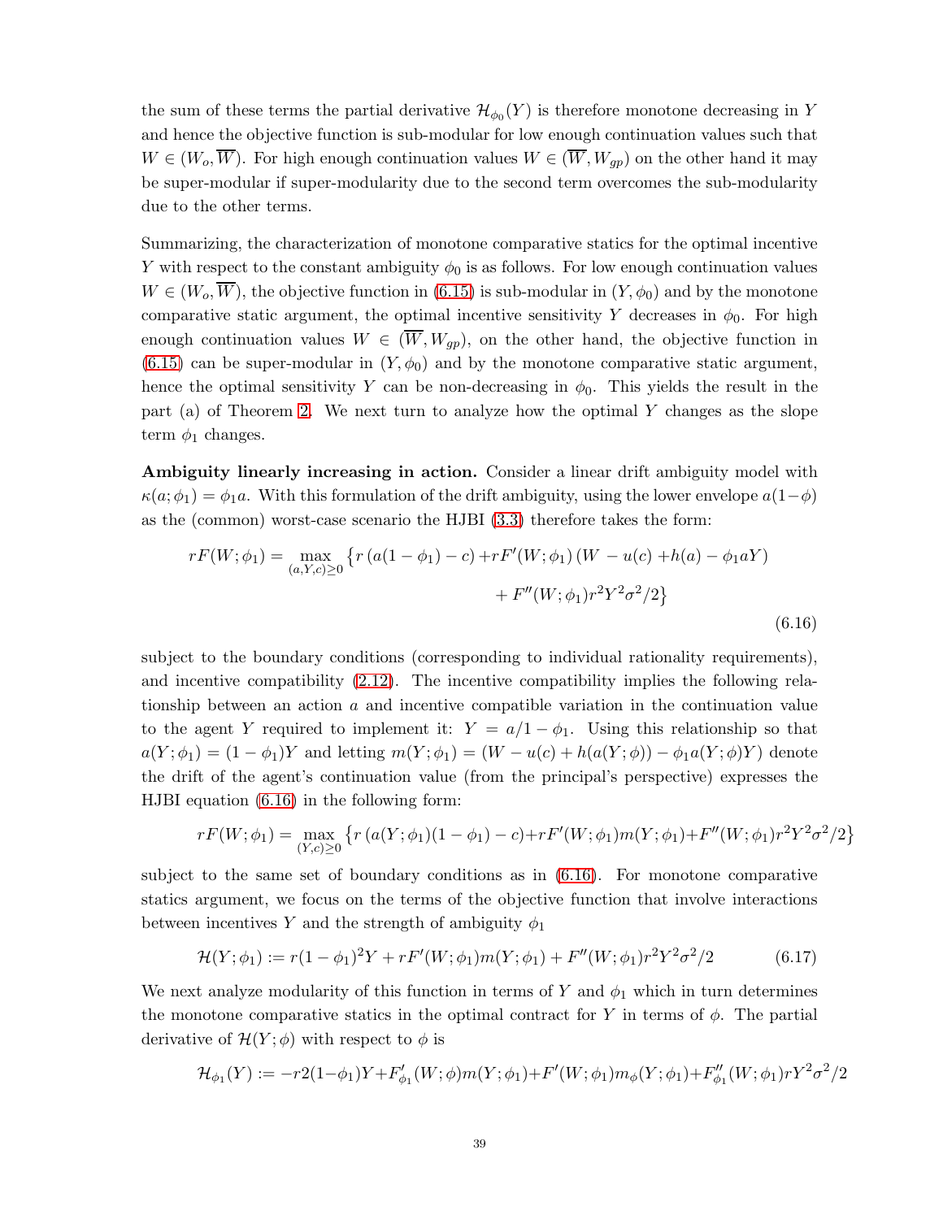the sum of these terms the partial derivative $\mathcal{H}_{\phi_0}(Y)$ is therefore monotone decreasing in $Y$ and hence the objective function is sub-modular for low enough continuation values such that $W \in (W_o, \overline{W})$. For high enough continuation values $W \in (\overline{W}, W_{gp})$ on the other hand it may be super-modular if super-modularity due to the second term overcomes the sub-modularity due to the other terms.

Summarizing, the characterization of monotone comparative statics for the optimal incentive $Y$ with respect to the constant ambiguity $\phi_0$ is as follows. For low enough continuation values $W \in (W_o, \overline{W})$, the objective function in (6.15) is sub-modular in $(Y, \phi_0)$ and by the monotone comparative static argument, the optimal incentive sensitivity $Y$ decreases in $\phi_0$. For high enough continuation values $W \in (\overline{W}, W_{gp})$, on the other hand, the objective function in (6.15) can be super-modular in $(Y, \phi_0)$ and by the monotone comparative static argument, hence the optimal sensitivity $Y$ can be non-decreasing in $\phi_0$. This yields the result in the part (a) of Theorem 2. We next turn to analyze how the optimal $Y$ changes as the slope term $\phi_1$ changes.

**Ambiguity linearly increasing in action.** Consider a linear drift ambiguity model with $\kappa(a; \phi_1) = \phi_1 a$. With this formulation of the drift ambiguity, using the lower envelope $a(1-\phi)$ as the (common) worst-case scenario the HJBI (3.3) therefore takes the form:

$$
\begin{aligned}
rF(W; \phi_1) = \max_{(a,Y,c)\geq 0} \big\{ r\left(a(1-\phi_1) - c\right) + & rF'(W; \phi_1)\left(W - u(c) + h(a) - \phi_1 a Y\right) \\
& + F''(W; \phi_1) r^2 Y^2 \sigma^2 / 2 \big\}
\end{aligned}
\tag{6.16}
$$

subject to the boundary conditions (corresponding to individual rationality requirements), and incentive compatibility (2.12). The incentive compatibility implies the following relationship between an action $a$ and incentive compatible variation in the continuation value to the agent $Y$ required to implement it: $Y = a/1 - \phi_1$. Using this relationship so that $a(Y; \phi_1) = (1-\phi_1)Y$ and letting $m(Y; \phi_1) = (W - u(c) + h(a(Y; \phi)) - \phi_1 a(Y; \phi) Y)$ denote the drift of the agent's continuation value (from the principal's perspective) expresses the HJBI equation (6.16) in the following form:

$$
rF(W; \phi_1) = \max_{(Y,c)\geq 0} \left\{ r\left(a(Y; \phi_1)(1-\phi_1) - c\right) + rF'(W; \phi_1) m(Y; \phi_1) + F''(W; \phi_1) r^2 Y^2 \sigma^2 / 2 \right\}
$$

subject to the same set of boundary conditions as in (6.16). For monotone comparative statics argument, we focus on the terms of the objective function that involve interactions between incentives $Y$ and the strength of ambiguity $\phi_1$

$$
\mathcal{H}(Y; \phi_1) := r(1-\phi_1)^2 Y + rF'(W; \phi_1) m(Y; \phi_1) + F''(W; \phi_1) r^2 Y^2 \sigma^2 / 2 \tag{6.17}
$$

We next analyze modularity of this function in terms of $Y$ and $\phi_1$ which in turn determines the monotone comparative statics in the optimal contract for $Y$ in terms of $\phi$. The partial derivative of $\mathcal{H}(Y; \phi)$ with respect to $\phi$ is

$$
\mathcal{H}_{\phi_1}(Y) := -r2(1-\phi_1)Y + F'_{\phi_1}(W; \phi) m(Y; \phi_1) + F'(W; \phi_1) m_{\phi}(Y; \phi_1) + F''_{\phi_1}(W; \phi_1) r Y^2 \sigma^2 / 2
$$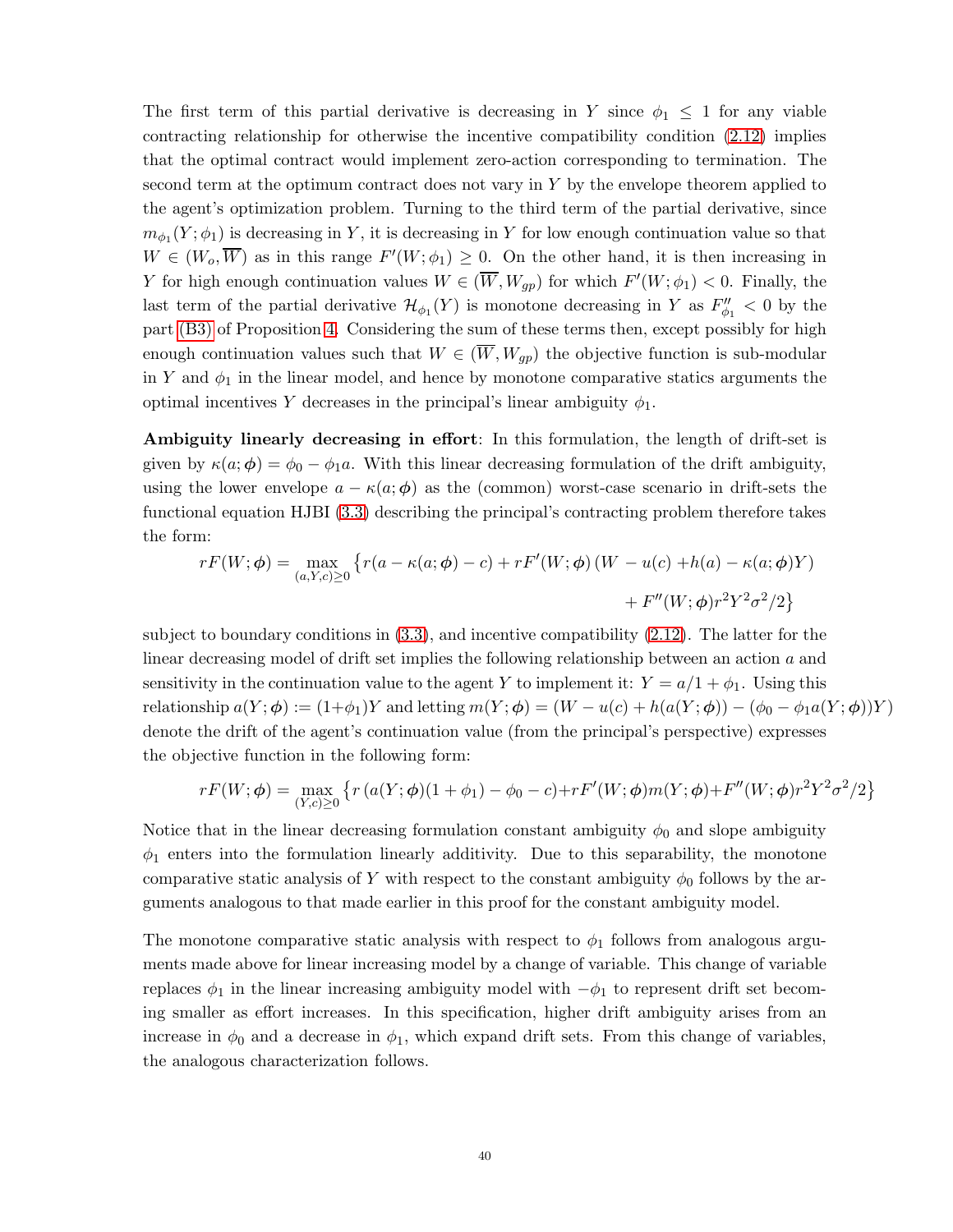The first term of this partial derivative is decreasing in $Y$ since $\phi_1 \leq 1$ for any viable contracting relationship for otherwise the incentive compatibility condition (2.12) implies that the optimal contract would implement zero-action corresponding to termination. The second term at the optimum contract does not vary in $Y$ by the envelope theorem applied to the agent's optimization problem. Turning to the third term of the partial derivative, since $m_{\phi_1}(Y;\phi_1)$ is decreasing in $Y$, it is decreasing in $Y$ for low enough continuation value so that $W \in (W_o, \overline{W})$ as in this range $F'(W;\phi_1) \geq 0$. On the other hand, it is then increasing in $Y$ for high enough continuation values $W \in (\overline{W}, W_{gp})$ for which $F'(W;\phi_1) < 0$. Finally, the last term of the partial derivative $\mathcal{H}_{\phi_1}(Y)$ is monotone decreasing in $Y$ as $F''_{\phi_1} < 0$ by the part (B3) of Proposition 4. Considering the sum of these terms then, except possibly for high enough continuation values such that $W \in (\overline{W}, W_{gp})$ the objective function is sub-modular in $Y$ and $\phi_1$ in the linear model, and hence by monotone comparative statics arguments the optimal incentives $Y$ decreases in the principal's linear ambiguity $\phi_1$.

**Ambiguity linearly decreasing in effort**: In this formulation, the length of drift-set is given by $\kappa(a;\boldsymbol{\phi}) = \phi_0 - \phi_1 a$. With this linear decreasing formulation of the drift ambiguity, using the lower envelope $a - \kappa(a;\boldsymbol{\phi})$ as the (common) worst-case scenario in drift-sets the functional equation HJBI (3.3) describing the principal's contracting problem therefore takes the form:

$$
\begin{aligned}
rF(W;\boldsymbol{\phi}) = \max_{(a,Y,c)\geq 0} \big\{ & r(a - \kappa(a;\boldsymbol{\phi}) - c) + rF'(W;\boldsymbol{\phi})\left(W - u(c) + h(a) - \kappa(a;\boldsymbol{\phi})Y\right) \\
& + F''(W;\boldsymbol{\phi}) r^2 Y^2 \sigma^2/2 \big\}
\end{aligned}
$$

subject to boundary conditions in (3.3), and incentive compatibility (2.12). The latter for the linear decreasing model of drift set implies the following relationship between an action $a$ and sensitivity in the continuation value to the agent $Y$ to implement it: $Y = a/1 + \phi_1$. Using this relationship $a(Y;\boldsymbol{\phi}) := (1+\phi_1)Y$ and letting $m(Y;\boldsymbol{\phi}) = (W - u(c) + h(a(Y;\boldsymbol{\phi})) - (\phi_0 - \phi_1 a(Y;\boldsymbol{\phi}))Y)$ denote the drift of the agent's continuation value (from the principal's perspective) expresses the objective function in the following form:

$$
rF(W;\boldsymbol{\phi}) = \max_{(Y,c)\geq 0} \left\{ r\left(a(Y;\boldsymbol{\phi})(1+\phi_1) - \phi_0 - c\right) + rF'(W;\boldsymbol{\phi}) m(Y;\boldsymbol{\phi}) + F''(W;\boldsymbol{\phi}) r^2 Y^2 \sigma^2/2 \right\}
$$

Notice that in the linear decreasing formulation constant ambiguity $\phi_0$ and slope ambiguity $\phi_1$ enters into the formulation linearly additivity. Due to this separability, the monotone comparative static analysis of $Y$ with respect to the constant ambiguity $\phi_0$ follows by the arguments analogous to that made earlier in this proof for the constant ambiguity model.

The monotone comparative static analysis with respect to $\phi_1$ follows from analogous arguments made above for linear increasing model by a change of variable. This change of variable replaces $\phi_1$ in the linear increasing ambiguity model with $-\phi_1$ to represent drift set becoming smaller as effort increases. In this specification, higher drift ambiguity arises from an increase in $\phi_0$ and a decrease in $\phi_1$, which expand drift sets. From this change of variables, the analogous characterization follows.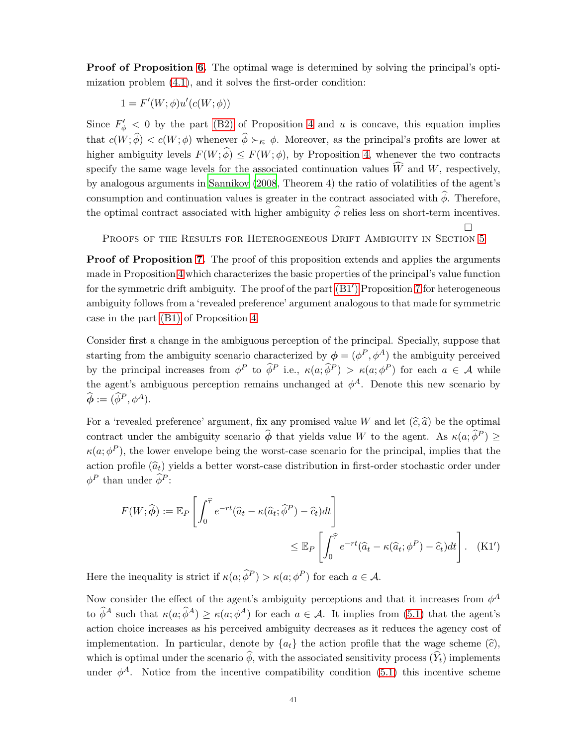**Proof of Proposition 6.** The optimal wage is determined by solving the principal's optimization problem (4.1), and it solves the first-order condition:

$$1 = F'(W;\phi)u'(c(W;\phi))$$

Since $F'_\phi < 0$ by the part (B2) of Proposition 4 and $u$ is concave, this equation implies that $c(W;\widehat{\phi}) < c(W;\phi)$ whenever $\widehat{\phi} \succ_\kappa \phi$. Moreover, as the principal's profits are lower at higher ambiguity levels $F(W;\widehat{\phi}) \leq F(W;\phi)$, by Proposition 4, whenever the two contracts specify the same wage levels for the associated continuation values $\widehat{W}$ and $W$, respectively, by analogous arguments in Sannikov (2008, Theorem 4) the ratio of volatilities of the agent's consumption and continuation values is greater in the contract associated with $\widehat{\phi}$. Therefore, the optimal contract associated with higher ambiguity $\widehat{\phi}$ relies less on short-term incentives. $\square$

Proofs of the Results for Heterogeneous Drift Ambiguity in Section 5

**Proof of Proposition 7.** The proof of this proposition extends and applies the arguments made in Proposition 4 which characterizes the basic properties of the principal's value function for the symmetric drift ambiguity. The proof of the part (B1′) Proposition 7 for heterogeneous ambiguity follows from a 'revealed preference' argument analogous to that made for symmetric case in the part (B1) of Proposition 4.

Consider first a change in the ambiguous perception of the principal. Specially, suppose that starting from the ambiguity scenario characterized by $\boldsymbol{\phi} = (\phi^P, \phi^A)$ the ambiguity perceived by the principal increases from $\phi^P$ to $\widehat{\phi}^P$ i.e., $\kappa(a;\widehat{\phi}^P) > \kappa(a;\phi^P)$ for each $a \in \mathcal{A}$ while the agent's ambiguous perception remains unchanged at $\phi^A$. Denote this new scenario by $\widehat{\boldsymbol{\phi}} := (\widehat{\phi}^P, \phi^A)$.

For a 'revealed preference' argument, fix any promised value $W$ and let $(\widehat{c}, \widehat{a})$ be the optimal contract under the ambiguity scenario $\widehat{\boldsymbol{\phi}}$ that yields value $W$ to the agent. As $\kappa(a;\widehat{\phi}^P) \geq \kappa(a;\phi^P)$, the lower envelope being the worst-case scenario for the principal, implies that the action profile $(\widehat{a}_t)$ yields a better worst-case distribution in first-order stochastic order under $\phi^P$ than under $\widehat{\phi}^P$:

$$F(W;\widehat{\boldsymbol{\phi}}) := \mathbb{E}_P\left[\int_0^{\widehat{\tau}} e^{-rt}(\widehat{a}_t - \kappa(\widehat{a}_t;\widehat{\phi}^P) - \widehat{c}_t)dt\right] \leq \mathbb{E}_P\left[\int_0^{\widehat{\tau}} e^{-rt}(\widehat{a}_t - \kappa(\widehat{a}_t;\phi^P) - \widehat{c}_t)dt\right]. \quad \text{(K1′)}$$

Here the inequality is strict if $\kappa(a;\widehat{\phi}^P) > \kappa(a;\phi^P)$ for each $a \in \mathcal{A}$.

Now consider the effect of the agent's ambiguity perceptions and that it increases from $\phi^A$ to $\widehat{\phi}^A$ such that $\kappa(a;\widehat{\phi}^A) \geq \kappa(a;\phi^A)$ for each $a \in \mathcal{A}$. It implies from (5.1) that the agent's action choice increases as his perceived ambiguity decreases as it reduces the agency cost of implementation. In particular, denote by $\{a_t\}$ the action profile that the wage scheme $(\widehat{c})$, which is optimal under the scenario $\widehat{\phi}$, with the associated sensitivity process $(\widehat{Y}_t)$ implements under $\phi^A$. Notice from the incentive compatibility condition (5.1) this incentive scheme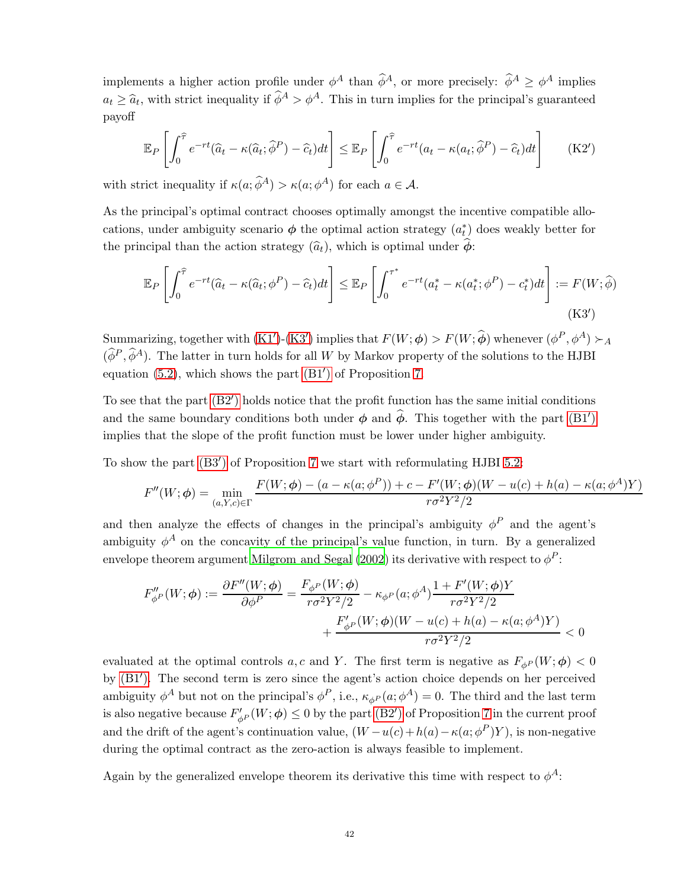implements a higher action profile under $\phi^A$ than $\widehat{\phi}^A$, or more precisely: $\widehat{\phi}^A \geq \phi^A$ implies $a_t \geq \widehat{a}_t$, with strict inequality if $\widehat{\phi}^A > \phi^A$. This in turn implies for the principal's guaranteed payoff

$$\mathbb{E}_P\left[\int_0^{\widehat{\tau}} e^{-rt}(\widehat{a}_t - \kappa(\widehat{a}_t;\widehat{\phi}^P) - \widehat{c}_t)dt\right] \leq \mathbb{E}_P\left[\int_0^{\widehat{\tau}} e^{-rt}(a_t - \kappa(a_t;\widehat{\phi}^P) - \widehat{c}_t)dt\right] \tag{K2$'$}$$

with strict inequality if $\kappa(a;\widehat{\phi}^A) > \kappa(a;\phi^A)$ for each $a \in \mathcal{A}$.

As the principal's optimal contract chooses optimally amongst the incentive compatible allocations, under ambiguity scenario $\boldsymbol{\phi}$ the optimal action strategy $(a_t^*)$ does weakly better for the principal than the action strategy $(\widehat{a}_t)$, which is optimal under $\widehat{\boldsymbol{\phi}}$:

$$\mathbb{E}_P\left[\int_0^{\widehat{\tau}} e^{-rt}(\widehat{a}_t - \kappa(\widehat{a}_t;\phi^P) - \widehat{c}_t)dt\right] \leq \mathbb{E}_P\left[\int_0^{\tau^*} e^{-rt}(a_t^* - \kappa(a_t^*;\phi^P) - c_t^*)dt\right] := F(W;\widehat{\phi}) \tag{K3$'$}$$

Summarizing, together with (K1$'$)-(K3$'$) implies that $F(W;\boldsymbol{\phi}) > F(W;\widehat{\boldsymbol{\phi}})$ whenever $(\phi^P,\phi^A) \succ_A (\widehat{\phi}^P,\widehat{\phi}^A)$. The latter in turn holds for all $W$ by Markov property of the solutions to the HJBI equation (5.2), which shows the part (B1$'$) of Proposition 7.

To see that the part (B2$'$) holds notice that the profit function has the same initial conditions and the same boundary conditions both under $\boldsymbol{\phi}$ and $\widehat{\boldsymbol{\phi}}$. This together with the part (B1$'$) implies that the slope of the profit function must be lower under higher ambiguity.

To show the part (B3$'$) of Proposition 7 we start with reformulating HJBI 5.2:

$$F''(W;\boldsymbol{\phi}) = \min_{(a,Y,c)\in\Gamma} \frac{F(W;\boldsymbol{\phi}) - (a - \kappa(a;\phi^P)) + c - F'(W;\boldsymbol{\phi})(W - u(c) + h(a) - \kappa(a;\phi^A)Y)}{r\sigma^2Y^2/2}$$

and then analyze the effects of changes in the principal's ambiguity $\phi^P$ and the agent's ambiguity $\phi^A$ on the concavity of the principal's value function, in turn. By a generalized envelope theorem argument Milgrom and Segal (2002) its derivative with respect to $\phi^P$:

$$\begin{aligned} F''_{\phi^P}(W;\boldsymbol{\phi}) := \frac{\partial F''(W;\boldsymbol{\phi})}{\partial \phi^P} = \frac{F_{\phi^P}(W;\boldsymbol{\phi})}{r\sigma^2Y^2/2} - \kappa_{\phi^P}(a;\phi^A)\frac{1 + F'(W;\boldsymbol{\phi})Y}{r\sigma^2Y^2/2} \\ + \frac{F'_{\phi^P}(W;\boldsymbol{\phi})(W - u(c) + h(a) - \kappa(a;\phi^A)Y)}{r\sigma^2Y^2/2} < 0 \end{aligned}$$

evaluated at the optimal controls $a, c$ and $Y$. The first term is negative as $F_{\phi^P}(W;\boldsymbol{\phi}) < 0$ by (B1$'$). The second term is zero since the agent's action choice depends on her perceived ambiguity $\phi^A$ but not on the principal's $\phi^P$, i.e., $\kappa_{\phi^P}(a;\phi^A) = 0$. The third and the last term is also negative because $F'_{\phi^P}(W;\boldsymbol{\phi}) \leq 0$ by the part (B2$'$) of Proposition 7 in the current proof and the drift of the agent's continuation value, $(W - u(c) + h(a) - \kappa(a;\phi^P)Y)$, is non-negative during the optimal contract as the zero-action is always feasible to implement.

Again by the generalized envelope theorem its derivative this time with respect to $\phi^A$: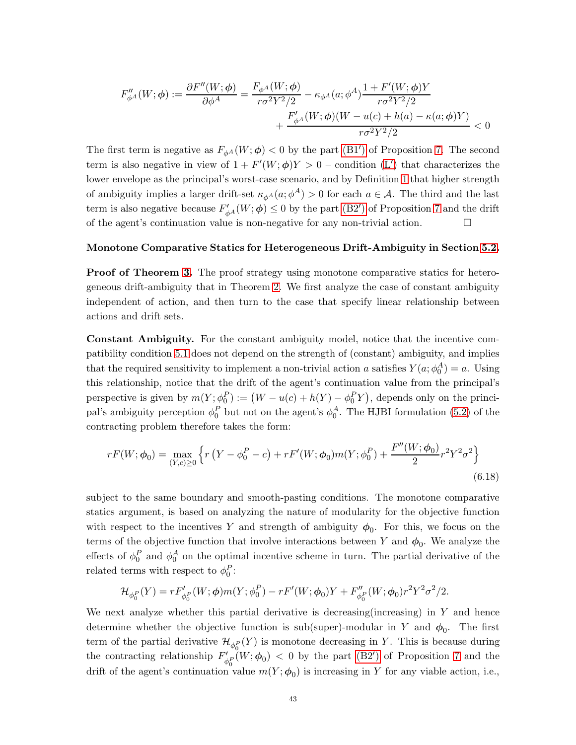$$F''_{\phi^A}(W;\boldsymbol{\phi}) := \frac{\partial F''(W;\boldsymbol{\phi})}{\partial \phi^A} = \frac{F_{\phi^A}(W;\boldsymbol{\phi})}{r\sigma^2 Y^2/2} - \kappa_{\phi^A}(a;\phi^A)\frac{1+F'(W;\boldsymbol{\phi})Y}{r\sigma^2Y^2/2} + \frac{F'_{\phi^A}(W;\boldsymbol{\phi})(W-u(c)+h(a)-\kappa(a;\boldsymbol{\phi})Y)}{r\sigma^2Y^2/2} < 0$$

The first term is negative as $F_{\phi^A}(W;\boldsymbol{\phi}) < 0$ by the part (B1′) of Proposition 7. The second term is also negative in view of $1 + F'(W;\boldsymbol{\phi})Y > 0$ – condition (L′) that characterizes the lower envelope as the principal's worst-case scenario, and by Definition 1 that higher strength of ambiguity implies a larger drift-set $\kappa_{\phi^A}(a;\phi^A) > 0$ for each $a \in \mathcal{A}$. The third and the last term is also negative because $F'_{\phi^A}(W;\boldsymbol{\phi}) \leq 0$ by the part (B2′) of Proposition 7 and the drift of the agent's continuation value is non-negative for any non-trivial action. □

**Monotone Comparative Statics for Heterogeneous Drift-Ambiguity in Section 5.2.**

**Proof of Theorem 3.** The proof strategy using monotone comparative statics for heterogeneous drift-ambiguity that in Theorem 2. We first analyze the case of constant ambiguity independent of action, and then turn to the case that specify linear relationship between actions and drift sets.

**Constant Ambiguity.** For the constant ambiguity model, notice that the incentive compatibility condition 5.1 does not depend on the strength of (constant) ambiguity, and implies that the required sensitivity to implement a non-trivial action $a$ satisfies $Y(a;\phi_0^A) = a$. Using this relationship, notice that the drift of the agent's continuation value from the principal's perspective is given by $m(Y;\phi_0^P) := \big(W - u(c) + h(Y) - \phi_0^P Y\big)$, depends only on the principal's ambiguity perception $\phi_0^P$ but not on the agent's $\phi_0^A$. The HJBI formulation (5.2) of the contracting problem therefore takes the form:

$$rF(W;\boldsymbol{\phi}_0) = \max_{(Y,c)\geq 0}\left\{r\left(Y - \phi_0^P - c\right) + rF'(W;\boldsymbol{\phi}_0)m(Y;\phi_0^P) + \frac{F''(W;\boldsymbol{\phi}_0)}{2}r^2Y^2\sigma^2\right\} \tag{6.18}$$

subject to the same boundary and smooth-pasting conditions. The monotone comparative statics argument, is based on analyzing the nature of modularity for the objective function with respect to the incentives $Y$ and strength of ambiguity $\boldsymbol{\phi}_0$. For this, we focus on the terms of the objective function that involve interactions between $Y$ and $\boldsymbol{\phi}_0$. We analyze the effects of $\phi_0^P$ and $\phi_0^A$ on the optimal incentive scheme in turn. The partial derivative of the related terms with respect to $\phi_0^P$:

$$\mathcal{H}_{\phi_0^P}(Y) = rF'_{\phi_0^P}(W;\boldsymbol{\phi})m(Y;\phi_0^P) - rF'(W;\boldsymbol{\phi}_0)Y + F''_{\phi_0^P}(W;\boldsymbol{\phi}_0)r^2Y^2\sigma^2/2.$$

We next analyze whether this partial derivative is decreasing(increasing) in $Y$ and hence determine whether the objective function is sub(super)-modular in $Y$ and $\boldsymbol{\phi}_0$. The first term of the partial derivative $\mathcal{H}_{\phi_0^P}(Y)$ is monotone decreasing in $Y$. This is because during the contracting relationship $F'_{\phi_0^P}(W;\boldsymbol{\phi}_0) < 0$ by the part (B2′) of Proposition 7 and the drift of the agent's continuation value $m(Y;\boldsymbol{\phi}_0)$ is increasing in $Y$ for any viable action, i.e.,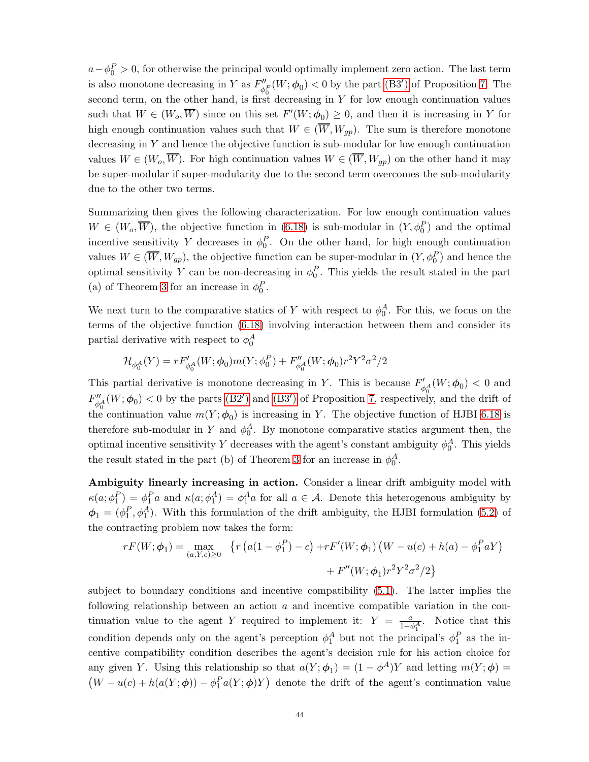$a - \phi_0^P > 0$, for otherwise the principal would optimally implement zero action. The last term is also monotone decreasing in $Y$ as $F''_{\phi_0^P}(W;\boldsymbol{\phi}_0) < 0$ by the part (B3′) of Proposition 7. The second term, on the other hand, is first decreasing in $Y$ for low enough continuation values such that $W \in (W_o, \overline{W})$ since on this set $F'(W;\boldsymbol{\phi}_0) \geq 0$, and then it is increasing in $Y$ for high enough continuation values such that $W \in (\overline{W}, W_{gp})$. The sum is therefore monotone decreasing in $Y$ and hence the objective function is sub-modular for low enough continuation values $W \in (W_o, \overline{W})$. For high continuation values $W \in (\overline{W}, W_{gp})$ on the other hand it may be super-modular if super-modularity due to the second term overcomes the sub-modularity due to the other two terms.

Summarizing then gives the following characterization. For low enough continuation values $W \in (W_o, \overline{W})$, the objective function in (6.18) is sub-modular in $(Y, \phi_0^P)$ and the optimal incentive sensitivity $Y$ decreases in $\phi_0^P$. On the other hand, for high enough continuation values $W \in (\overline{W}, W_{gp})$, the objective function can be super-modular in $(Y, \phi_0^P)$ and hence the optimal sensitivity $Y$ can be non-decreasing in $\phi_0^P$. This yields the result stated in the part (a) of Theorem 3 for an increase in $\phi_0^P$.

We next turn to the comparative statics of $Y$ with respect to $\phi_0^A$. For this, we focus on the terms of the objective function (6.18) involving interaction between them and consider its partial derivative with respect to $\phi_0^A$

$$\mathcal{H}_{\phi_0^A}(Y) = rF'_{\phi_0^A}(W;\boldsymbol{\phi}_0)m(Y;\phi_0^P) + F''_{\phi_0^A}(W;\boldsymbol{\phi}_0)r^2Y^2\sigma^2/2$$

This partial derivative is monotone decreasing in $Y$. This is because $F'_{\phi_0^A}(W;\boldsymbol{\phi}_0) < 0$ and $F''_{\phi_0^A}(W;\boldsymbol{\phi}_0) < 0$ by the parts (B2′) and (B3′) of Proposition 7, respectively, and the drift of the continuation value $m(Y;\boldsymbol{\phi}_0)$ is increasing in $Y$. The objective function of HJBI 6.18 is therefore sub-modular in $Y$ and $\phi_0^A$. By monotone comparative statics argument then, the optimal incentive sensitivity $Y$ decreases with the agent's constant ambiguity $\phi_0^A$. This yields the result stated in the part (b) of Theorem 3 for an increase in $\phi_0^A$.

**Ambiguity linearly increasing in action.** Consider a linear drift ambiguity model with $\kappa(a;\phi_1^P) = \phi_1^P a$ and $\kappa(a;\phi_1^A) = \phi_1^A a$ for all $a \in \mathcal{A}$. Denote this heterogenous ambiguity by $\boldsymbol{\phi}_1 = (\phi_1^P, \phi_1^A)$. With this formulation of the drift ambiguity, the HJBI formulation (5.2) of the contracting problem now takes the form:

$$\begin{aligned} rF(W;\boldsymbol{\phi}_1) = \max_{(a,Y,c)\geq 0} \; \big\{ r\big(a(1-\phi_1^P) - c\big) &+ rF'(W;\boldsymbol{\phi}_1)\big(W - u(c) + h(a) - \phi_1^P aY\big) \\ &+ F''(W;\boldsymbol{\phi}_1)r^2Y^2\sigma^2/2\big\} \end{aligned}$$

subject to boundary conditions and incentive compatibility (5.1). The latter implies the following relationship between an action $a$ and incentive compatible variation in the continuation value to the agent $Y$ required to implement it: $Y = \frac{a}{1-\phi_1^A}$. Notice that this condition depends only on the agent's perception $\phi_1^A$ but not the principal's $\phi_1^P$ as the incentive compatibility condition describes the agent's decision rule for his action choice for any given $Y$. Using this relationship so that $a(Y;\boldsymbol{\phi}_1) = (1-\phi^A)Y$ and letting $m(Y;\boldsymbol{\phi}) = \big(W - u(c) + h(a(Y;\boldsymbol{\phi})) - \phi_1^P a(Y;\boldsymbol{\phi})Y\big)$ denote the drift of the agent's continuation value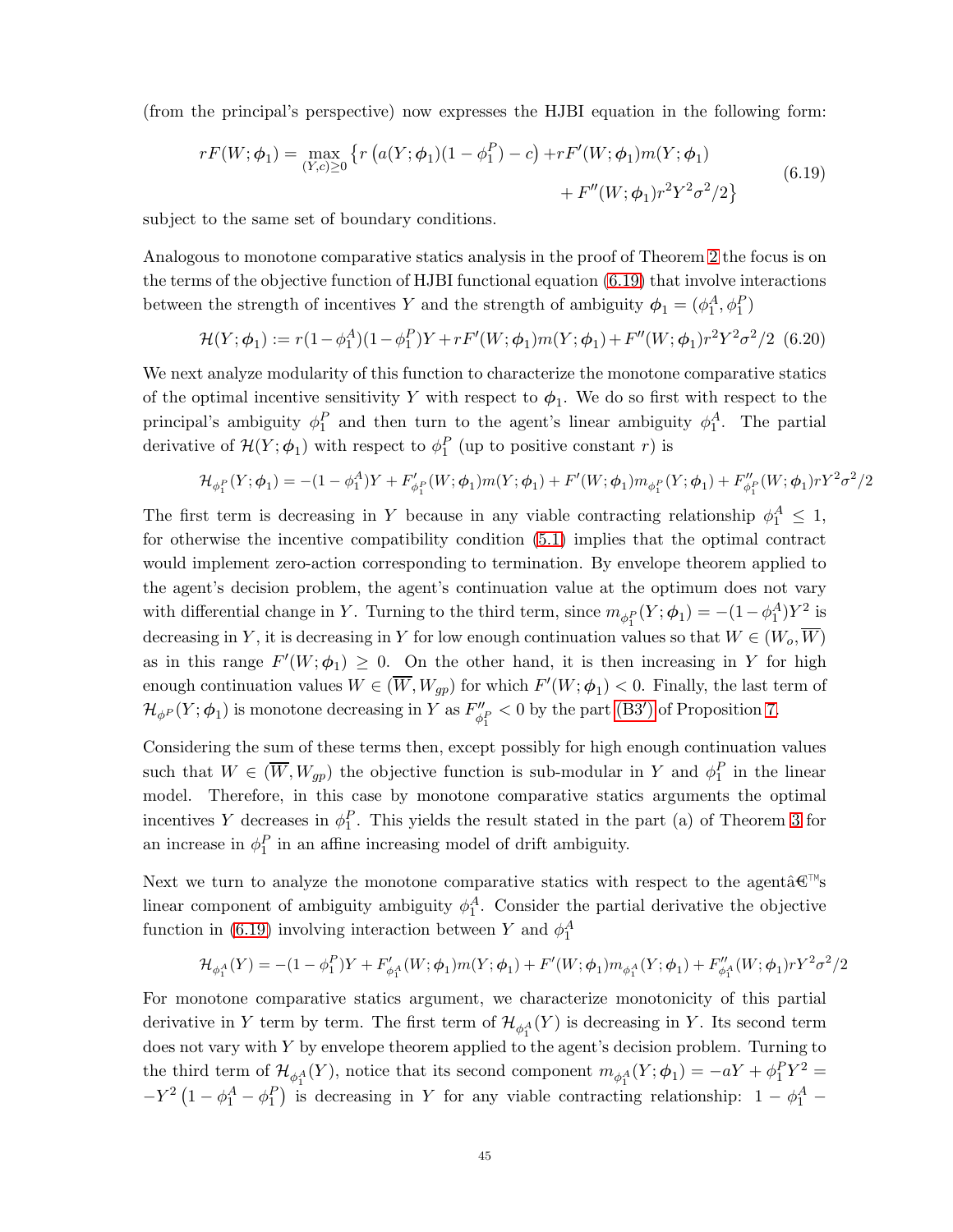(from the principal's perspective) now expresses the HJBI equation in the following form:

$$
\begin{aligned}
rF(W;\boldsymbol{\phi}_1) = \max_{(Y,c)\geq 0} \big\{ r\left(a(Y;\boldsymbol{\phi}_1)(1-\phi_1^P) - c\right) &+ rF'(W;\boldsymbol{\phi}_1)m(Y;\boldsymbol{\phi}_1) \\
&+ F''(W;\boldsymbol{\phi}_1)r^2Y^2\sigma^2/2 \big\}
\end{aligned}
\tag{6.19}
$$

subject to the same set of boundary conditions.

Analogous to monotone comparative statics analysis in the proof of Theorem 2 the focus is on the terms of the objective function of HJBI functional equation (6.19) that involve interactions between the strength of incentives $Y$ and the strength of ambiguity $\boldsymbol{\phi}_1 = (\phi_1^A, \phi_1^P)$

$$
\mathcal{H}(Y;\boldsymbol{\phi}_1) := r(1-\phi_1^A)(1-\phi_1^P)Y + rF'(W;\boldsymbol{\phi}_1)m(Y;\boldsymbol{\phi}_1) + F''(W;\boldsymbol{\phi}_1)r^2Y^2\sigma^2/2 \tag{6.20}
$$

We next analyze modularity of this function to characterize the monotone comparative statics of the optimal incentive sensitivity $Y$ with respect to $\boldsymbol{\phi}_1$. We do so first with respect to the principal's ambiguity $\phi_1^P$ and then turn to the agent's linear ambiguity $\phi_1^A$. The partial derivative of $\mathcal{H}(Y;\boldsymbol{\phi}_1)$ with respect to $\phi_1^P$ (up to positive constant $r$) is

$$
\mathcal{H}_{\phi_1^P}(Y;\boldsymbol{\phi}_1) = -(1-\phi_1^A)Y + F'_{\phi_1^P}(W;\boldsymbol{\phi}_1)m(Y;\boldsymbol{\phi}_1) + F'(W;\boldsymbol{\phi}_1)m_{\phi_1^P}(Y;\boldsymbol{\phi}_1) + F''_{\phi_1^P}(W;\boldsymbol{\phi}_1)rY^2\sigma^2/2
$$

The first term is decreasing in $Y$ because in any viable contracting relationship $\phi_1^A \leq 1$, for otherwise the incentive compatibility condition (5.1) implies that the optimal contract would implement zero-action corresponding to termination. By envelope theorem applied to the agent's decision problem, the agent's continuation value at the optimum does not vary with differential change in $Y$. Turning to the third term, since $m_{\phi_1^P}(Y;\boldsymbol{\phi}_1) = -(1-\phi_1^A)Y^2$ is decreasing in $Y$, it is decreasing in $Y$ for low enough continuation values so that $W \in (W_o, \overline{W})$ as in this range $F'(W;\boldsymbol{\phi}_1) \geq 0$. On the other hand, it is then increasing in $Y$ for high enough continuation values $W \in (\overline{W}, W_{gp})$ for which $F'(W;\boldsymbol{\phi}_1) < 0$. Finally, the last term of $\mathcal{H}_{\phi^P}(Y;\boldsymbol{\phi}_1)$ is monotone decreasing in $Y$ as $F''_{\phi_1^P} < 0$ by the part (B3′) of Proposition 7.

Considering the sum of these terms then, except possibly for high enough continuation values such that $W \in (\overline{W}, W_{gp})$ the objective function is sub-modular in $Y$ and $\phi_1^P$ in the linear model. Therefore, in this case by monotone comparative statics arguments the optimal incentives $Y$ decreases in $\phi_1^P$. This yields the result stated in the part (a) of Theorem 3 for an increase in $\phi_1^P$ in an affine increasing model of drift ambiguity.

Next we turn to analyze the monotone comparative statics with respect to the agentâ€™s linear component of ambiguity ambiguity $\phi_1^A$. Consider the partial derivative the objective function in (6.19) involving interaction between $Y$ and $\phi_1^A$

$$
\mathcal{H}_{\phi_1^A}(Y) = -(1-\phi_1^P)Y + F'_{\phi_1^A}(W;\boldsymbol{\phi}_1)m(Y;\boldsymbol{\phi}_1) + F'(W;\boldsymbol{\phi}_1)m_{\phi_1^A}(Y;\boldsymbol{\phi}_1) + F''_{\phi_1^A}(W;\boldsymbol{\phi}_1)rY^2\sigma^2/2
$$

For monotone comparative statics argument, we characterize monotonicity of this partial derivative in $Y$ term by term. The first term of $\mathcal{H}_{\phi_1^A}(Y)$ is decreasing in $Y$. Its second term does not vary with $Y$ by envelope theorem applied to the agent's decision problem. Turning to the third term of $\mathcal{H}_{\phi_1^A}(Y)$, notice that its second component $m_{\phi_1^A}(Y;\boldsymbol{\phi}_1) = -aY + \phi_1^P Y^2 = -Y^2\left(1-\phi_1^A-\phi_1^P\right)$ is decreasing in $Y$ for any viable contracting relationship: $1-\phi_1^A-$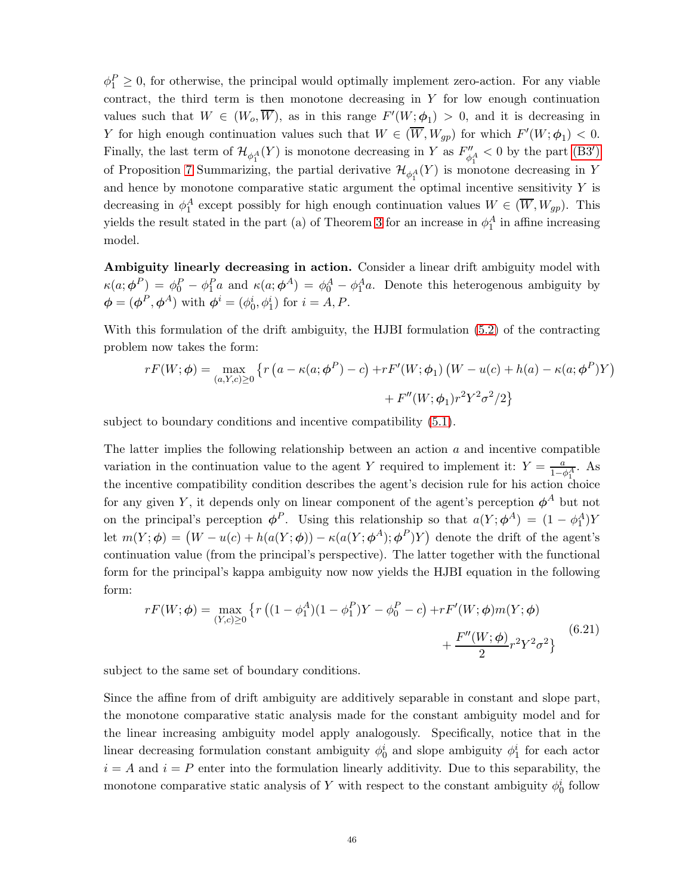$\phi_1^P \geq 0$, for otherwise, the principal would optimally implement zero-action. For any viable contract, the third term is then monotone decreasing in $Y$ for low enough continuation values such that $W \in (W_o, \overline{W})$, as in this range $F'(W; \boldsymbol{\phi}_1) > 0$, and it is decreasing in $Y$ for high enough continuation values such that $W \in (\overline{W}, W_{gp})$ for which $F'(W; \boldsymbol{\phi}_1) < 0$. Finally, the last term of $\mathcal{H}_{\phi_1^A}(Y)$ is monotone decreasing in $Y$ as $F''_{\phi_1^A} < 0$ by the part (B3′) of Proposition 7 Summarizing, the partial derivative $\mathcal{H}_{\phi_1^A}(Y)$ is monotone decreasing in $Y$ and hence by monotone comparative static argument the optimal incentive sensitivity $Y$ is decreasing in $\phi_1^A$ except possibly for high enough continuation values $W \in (\overline{W}, W_{gp})$. This yields the result stated in the part (a) of Theorem 3 for an increase in $\phi_1^A$ in affine increasing model.

**Ambiguity linearly decreasing in action.** Consider a linear drift ambiguity model with $\kappa(a; \boldsymbol{\phi}^P) = \phi_0^P - \phi_1^P a$ and $\kappa(a; \boldsymbol{\phi}^A) = \phi_0^A - \phi_1^A a$. Denote this heterogenous ambiguity by $\boldsymbol{\phi} = (\boldsymbol{\phi}^P, \boldsymbol{\phi}^A)$ with $\boldsymbol{\phi}^i = (\phi_0^i, \phi_1^i)$ for $i = A, P$.

With this formulation of the drift ambiguity, the HJBI formulation (5.2) of the contracting problem now takes the form:

$$
\begin{aligned}
rF(W; \boldsymbol{\phi}) = \max_{(a,Y,c) \geq 0} \big\{ r\left(a - \kappa(a; \boldsymbol{\phi}^P) - c\right) &+ rF'(W; \boldsymbol{\phi}_1)\left(W - u(c) + h(a) - \kappa(a; \boldsymbol{\phi}^P)Y\right) \\
&+ F''(W; \boldsymbol{\phi}_1) r^2 Y^2 \sigma^2 / 2 \big\}
\end{aligned}
$$

subject to boundary conditions and incentive compatibility (5.1).

The latter implies the following relationship between an action $a$ and incentive compatible variation in the continuation value to the agent $Y$ required to implement it: $Y = \frac{a}{1-\phi_1^A}$. As the incentive compatibility condition describes the agent's decision rule for his action choice for any given $Y$, it depends only on linear component of the agent's perception $\boldsymbol{\phi}^A$ but not on the principal's perception $\boldsymbol{\phi}^P$. Using this relationship so that $a(Y; \boldsymbol{\phi}^A) = (1 - \phi_1^A)Y$ let $m(Y; \boldsymbol{\phi}) = \left(W - u(c) + h(a(Y; \boldsymbol{\phi})) - \kappa(a(Y; \boldsymbol{\phi}^A); \boldsymbol{\phi}^P)Y\right)$ denote the drift of the agent's continuation value (from the principal's perspective). The latter together with the functional form for the principal's kappa ambiguity now now yields the HJBI equation in the following form:

$$
\begin{aligned}
rF(W; \boldsymbol{\phi}) = \max_{(Y,c) \geq 0} \big\{ r\left((1 - \phi_1^A)(1 - \phi_1^P)Y - \phi_0^P - c\right) &+ rF'(W; \boldsymbol{\phi}) m(Y; \boldsymbol{\phi}) \\
&+ \frac{F''(W; \boldsymbol{\phi})}{2} r^2 Y^2 \sigma^2 \big\}
\end{aligned}
\tag{6.21}
$$

subject to the same set of boundary conditions.

Since the affine from of drift ambiguity are additively separable in constant and slope part, the monotone comparative static analysis made for the constant ambiguity model and for the linear increasing ambiguity model apply analogously. Specifically, notice that in the linear decreasing formulation constant ambiguity $\phi_0^i$ and slope ambiguity $\phi_1^i$ for each actor $i = A$ and $i = P$ enter into the formulation linearly additivity. Due to this separability, the monotone comparative static analysis of $Y$ with respect to the constant ambiguity $\phi_0^i$ follow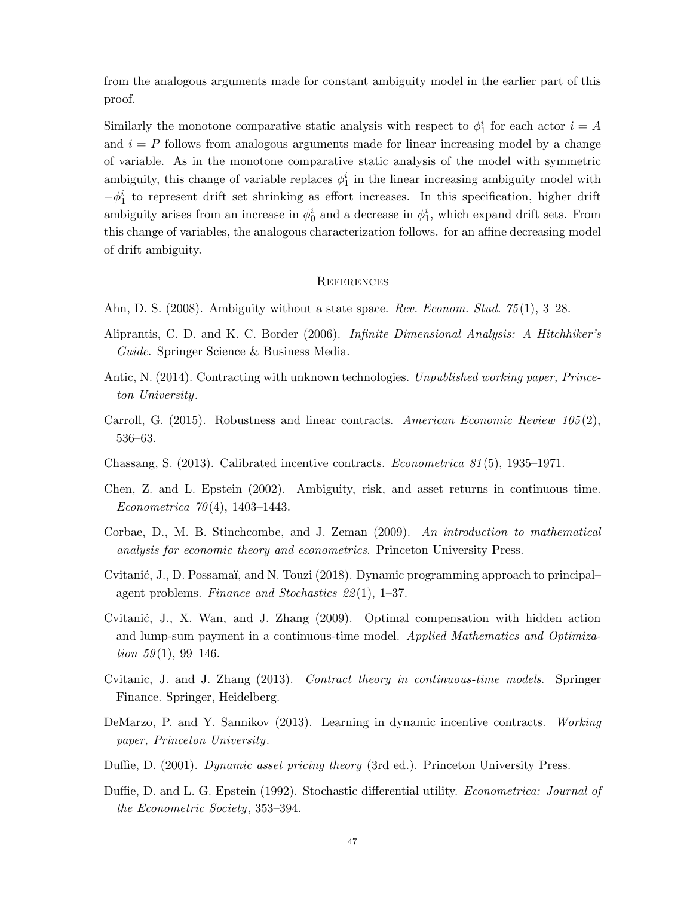from the analogous arguments made for constant ambiguity model in the earlier part of this proof.

Similarly the monotone comparative static analysis with respect to $\phi_1^i$ for each actor $i = A$ and $i = P$ follows from analogous arguments made for linear increasing model by a change of variable. As in the monotone comparative static analysis of the model with symmetric ambiguity, this change of variable replaces $\phi_1^i$ in the linear increasing ambiguity model with $-\phi_1^i$ to represent drift set shrinking as effort increases. In this specification, higher drift ambiguity arises from an increase in $\phi_0^i$ and a decrease in $\phi_1^i$, which expand drift sets. From this change of variables, the analogous characterization follows. for an affine decreasing model of drift ambiguity.

## References

Ahn, D. S. (2008). Ambiguity without a state space. *Rev. Econom. Stud. 75*(1), 3–28.

Aliprantis, C. D. and K. C. Border (2006). *Infinite Dimensional Analysis: A Hitchhiker's Guide*. Springer Science & Business Media.

Antic, N. (2014). Contracting with unknown technologies. *Unpublished working paper, Princeton University*.

Carroll, G. (2015). Robustness and linear contracts. *American Economic Review 105*(2), 536–63.

Chassang, S. (2013). Calibrated incentive contracts. *Econometrica 81*(5), 1935–1971.

Chen, Z. and L. Epstein (2002). Ambiguity, risk, and asset returns in continuous time. *Econometrica 70*(4), 1403–1443.

Corbae, D., M. B. Stinchcombe, and J. Zeman (2009). *An introduction to mathematical analysis for economic theory and econometrics*. Princeton University Press.

Cvitanić, J., D. Possamaï, and N. Touzi (2018). Dynamic programming approach to principal–agent problems. *Finance and Stochastics 22*(1), 1–37.

Cvitanić, J., X. Wan, and J. Zhang (2009). Optimal compensation with hidden action and lump-sum payment in a continuous-time model. *Applied Mathematics and Optimization 59*(1), 99–146.

Cvitanic, J. and J. Zhang (2013). *Contract theory in continuous-time models*. Springer Finance. Springer, Heidelberg.

DeMarzo, P. and Y. Sannikov (2013). Learning in dynamic incentive contracts. *Working paper, Princeton University*.

Duffie, D. (2001). *Dynamic asset pricing theory* (3rd ed.). Princeton University Press.

Duffie, D. and L. G. Epstein (1992). Stochastic differential utility. *Econometrica: Journal of the Econometric Society*, 353–394.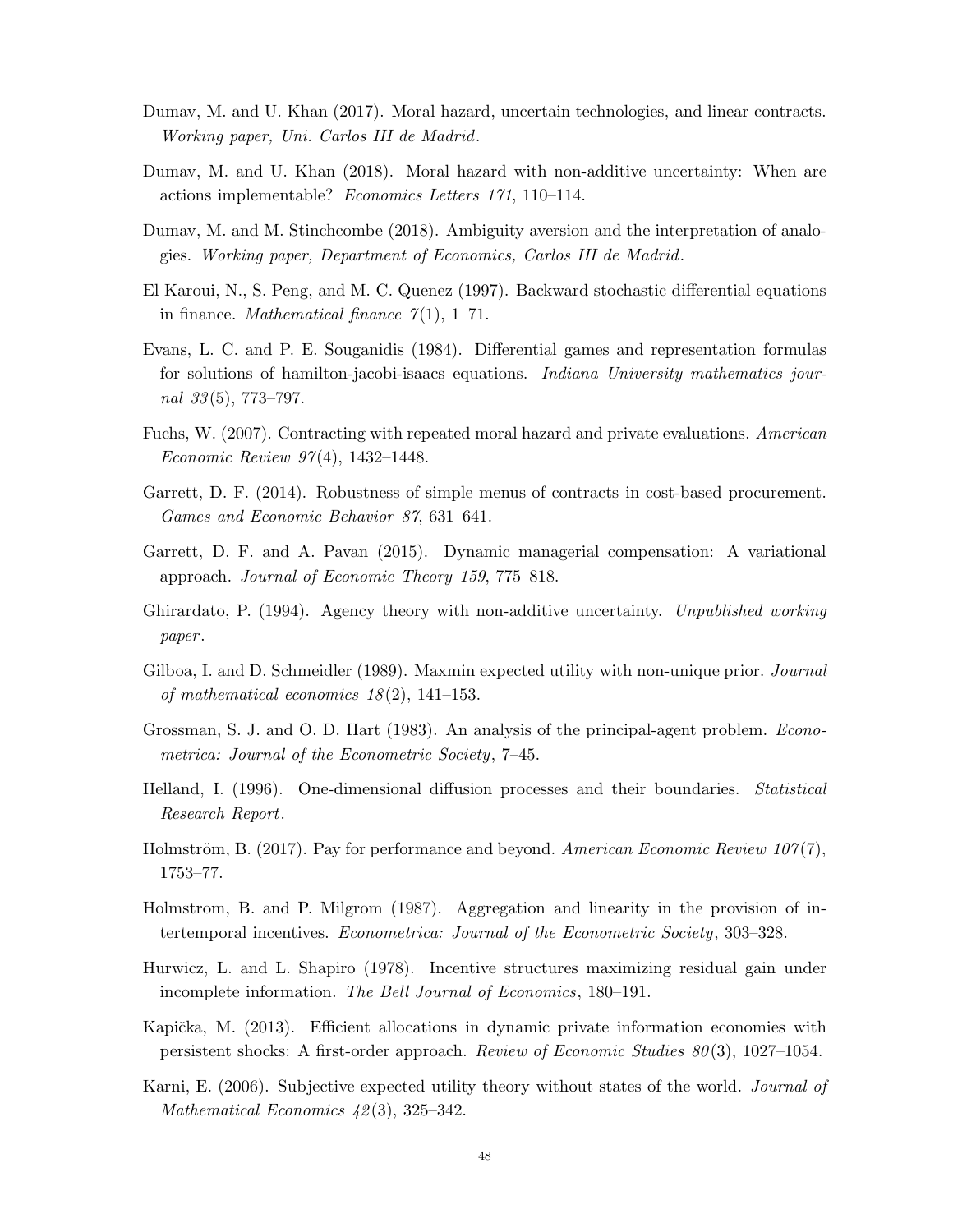Dumav, M. and U. Khan (2017). Moral hazard, uncertain technologies, and linear contracts. *Working paper, Uni. Carlos III de Madrid*.

Dumav, M. and U. Khan (2018). Moral hazard with non-additive uncertainty: When are actions implementable? *Economics Letters 171*, 110–114.

Dumav, M. and M. Stinchcombe (2018). Ambiguity aversion and the interpretation of analogies. *Working paper, Department of Economics, Carlos III de Madrid*.

El Karoui, N., S. Peng, and M. C. Quenez (1997). Backward stochastic differential equations in finance. *Mathematical finance 7*(1), 1–71.

Evans, L. C. and P. E. Souganidis (1984). Differential games and representation formulas for solutions of hamilton-jacobi-isaacs equations. *Indiana University mathematics journal 33*(5), 773–797.

Fuchs, W. (2007). Contracting with repeated moral hazard and private evaluations. *American Economic Review 97*(4), 1432–1448.

Garrett, D. F. (2014). Robustness of simple menus of contracts in cost-based procurement. *Games and Economic Behavior 87*, 631–641.

Garrett, D. F. and A. Pavan (2015). Dynamic managerial compensation: A variational approach. *Journal of Economic Theory 159*, 775–818.

Ghirardato, P. (1994). Agency theory with non-additive uncertainty. *Unpublished working paper*.

Gilboa, I. and D. Schmeidler (1989). Maxmin expected utility with non-unique prior. *Journal of mathematical economics 18*(2), 141–153.

Grossman, S. J. and O. D. Hart (1983). An analysis of the principal-agent problem. *Econometrica: Journal of the Econometric Society*, 7–45.

Helland, I. (1996). One-dimensional diffusion processes and their boundaries. *Statistical Research Report*.

Holmström, B. (2017). Pay for performance and beyond. *American Economic Review 107*(7), 1753–77.

Holmstrom, B. and P. Milgrom (1987). Aggregation and linearity in the provision of intertemporal incentives. *Econometrica: Journal of the Econometric Society*, 303–328.

Hurwicz, L. and L. Shapiro (1978). Incentive structures maximizing residual gain under incomplete information. *The Bell Journal of Economics*, 180–191.

Kapička, M. (2013). Efficient allocations in dynamic private information economies with persistent shocks: A first-order approach. *Review of Economic Studies 80*(3), 1027–1054.

Karni, E. (2006). Subjective expected utility theory without states of the world. *Journal of Mathematical Economics 42*(3), 325–342.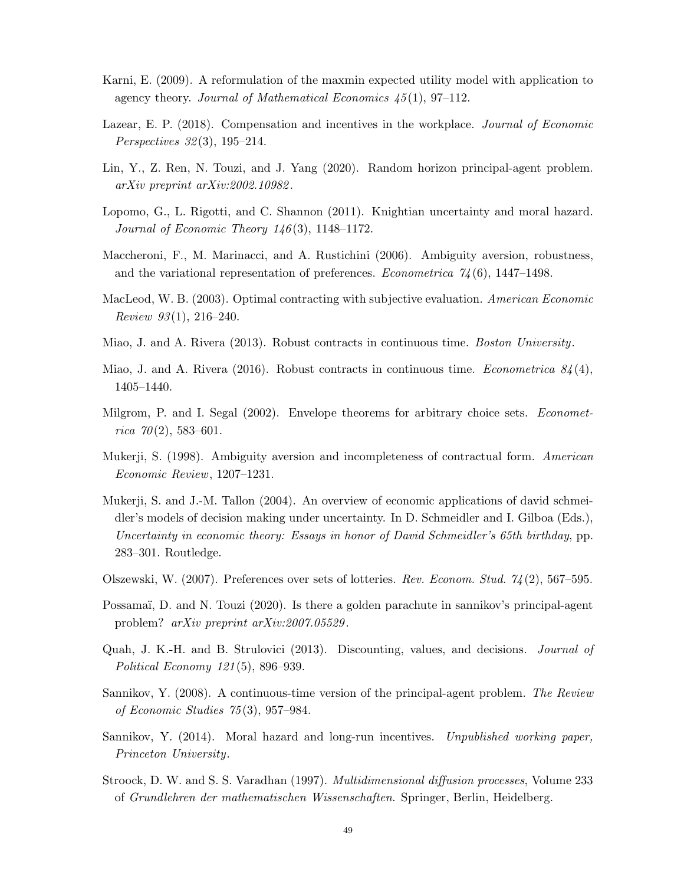Karni, E. (2009). A reformulation of the maxmin expected utility model with application to agency theory. *Journal of Mathematical Economics 45*(1), 97–112.

Lazear, E. P. (2018). Compensation and incentives in the workplace. *Journal of Economic Perspectives 32*(3), 195–214.

Lin, Y., Z. Ren, N. Touzi, and J. Yang (2020). Random horizon principal-agent problem. *arXiv preprint arXiv:2002.10982*.

Lopomo, G., L. Rigotti, and C. Shannon (2011). Knightian uncertainty and moral hazard. *Journal of Economic Theory 146*(3), 1148–1172.

Maccheroni, F., M. Marinacci, and A. Rustichini (2006). Ambiguity aversion, robustness, and the variational representation of preferences. *Econometrica 74*(6), 1447–1498.

MacLeod, W. B. (2003). Optimal contracting with subjective evaluation. *American Economic Review 93*(1), 216–240.

Miao, J. and A. Rivera (2013). Robust contracts in continuous time. *Boston University*.

Miao, J. and A. Rivera (2016). Robust contracts in continuous time. *Econometrica 84*(4), 1405–1440.

Milgrom, P. and I. Segal (2002). Envelope theorems for arbitrary choice sets. *Econometrica 70*(2), 583–601.

Mukerji, S. (1998). Ambiguity aversion and incompleteness of contractual form. *American Economic Review*, 1207–1231.

Mukerji, S. and J.-M. Tallon (2004). An overview of economic applications of david schmeidler's models of decision making under uncertainty. In D. Schmeidler and I. Gilboa (Eds.), *Uncertainty in economic theory: Essays in honor of David Schmeidler's 65th birthday*, pp. 283–301. Routledge.

Olszewski, W. (2007). Preferences over sets of lotteries. *Rev. Econom. Stud. 74*(2), 567–595.

Possamaï, D. and N. Touzi (2020). Is there a golden parachute in sannikov's principal-agent problem? *arXiv preprint arXiv:2007.05529*.

Quah, J. K.-H. and B. Strulovici (2013). Discounting, values, and decisions. *Journal of Political Economy 121*(5), 896–939.

Sannikov, Y. (2008). A continuous-time version of the principal-agent problem. *The Review of Economic Studies 75*(3), 957–984.

Sannikov, Y. (2014). Moral hazard and long-run incentives. *Unpublished working paper, Princeton University*.

Stroock, D. W. and S. S. Varadhan (1997). *Multidimensional diffusion processes*, Volume 233 of *Grundlehren der mathematischen Wissenschaften*. Springer, Berlin, Heidelberg.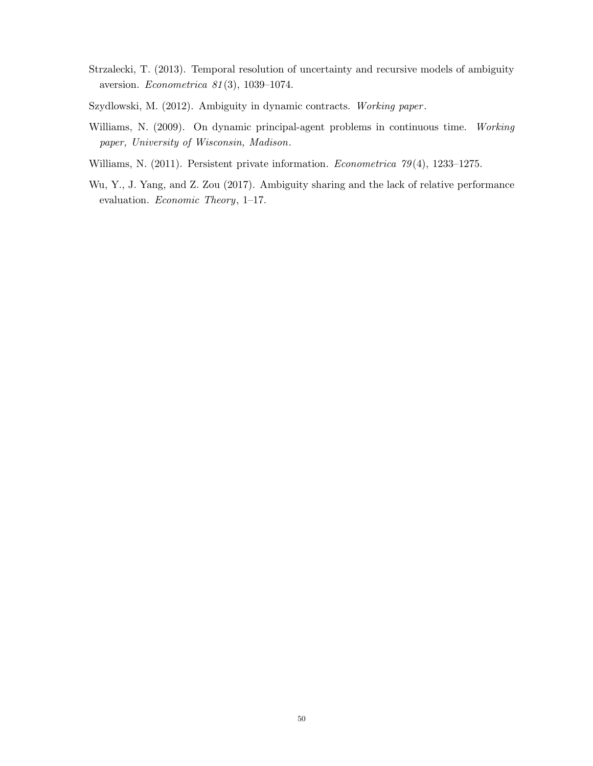Strzalecki, T. (2013). Temporal resolution of uncertainty and recursive models of ambiguity aversion. *Econometrica 81*(3), 1039–1074.

Szydlowski, M. (2012). Ambiguity in dynamic contracts. *Working paper*.

Williams, N. (2009). On dynamic principal-agent problems in continuous time. *Working paper, University of Wisconsin, Madison*.

Williams, N. (2011). Persistent private information. *Econometrica 79*(4), 1233–1275.

Wu, Y., J. Yang, and Z. Zou (2017). Ambiguity sharing and the lack of relative performance evaluation. *Economic Theory*, 1–17.